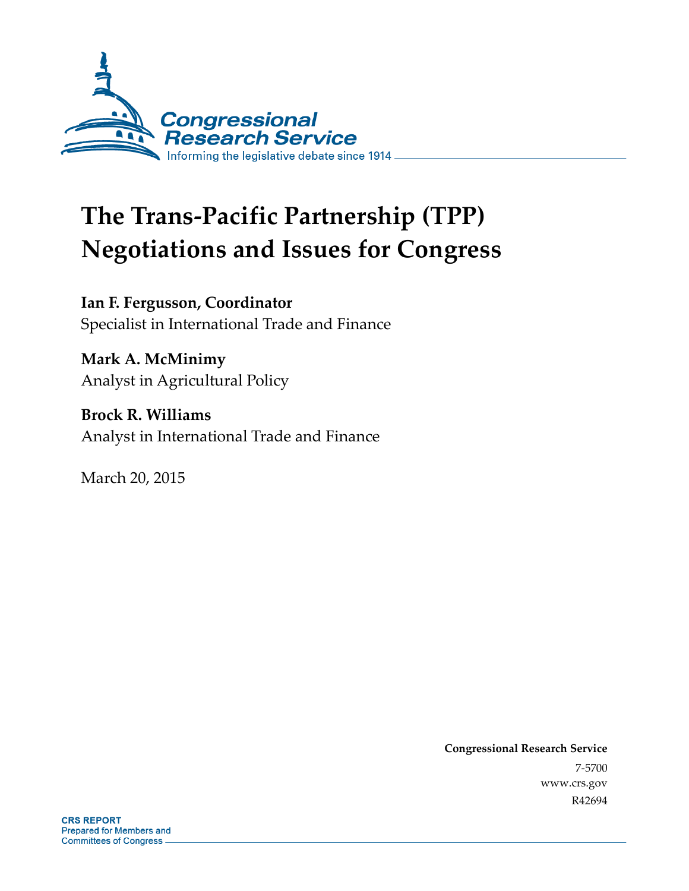Congressional Research Service

Informing the legislative debate since 1914

# The Trans-Pacific Partnership (TPP) Negotiations and Issues for Congress

**Ian F. Fergusson, Coordinator**
Specialist in International Trade and Finance

**Mark A. McMinimy**
Analyst in Agricultural Policy

**Brock R. Williams**
Analyst in International Trade and Finance

March 20, 2015

**Congressional Research Service**
7-5700
www.crs.gov
R42694

**CRS REPORT**
Prepared for Members and
Committees of Congress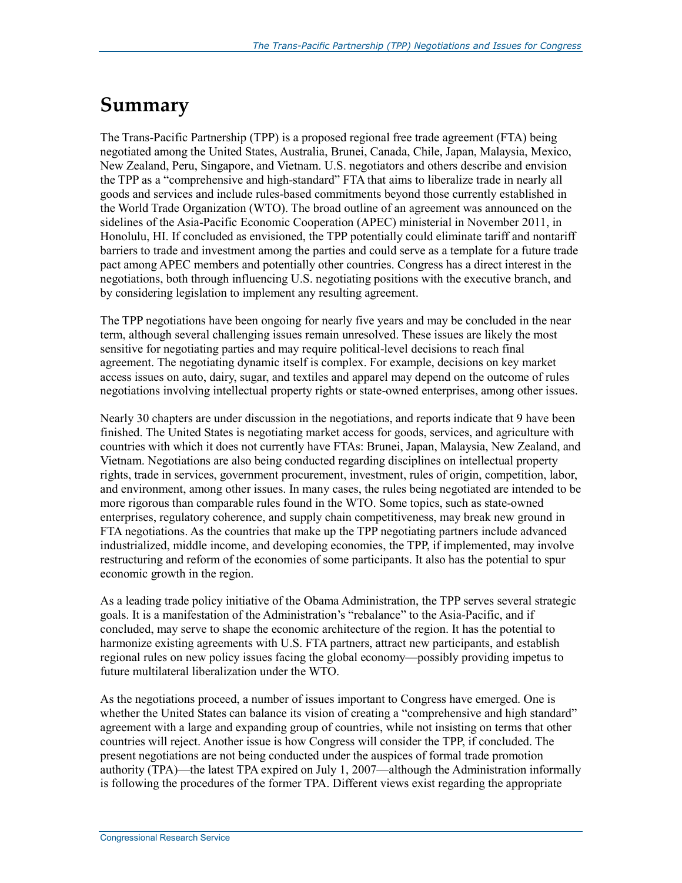# Summary

The Trans-Pacific Partnership (TPP) is a proposed regional free trade agreement (FTA) being negotiated among the United States, Australia, Brunei, Canada, Chile, Japan, Malaysia, Mexico, New Zealand, Peru, Singapore, and Vietnam. U.S. negotiators and others describe and envision the TPP as a "comprehensive and high-standard" FTA that aims to liberalize trade in nearly all goods and services and include rules-based commitments beyond those currently established in the World Trade Organization (WTO). The broad outline of an agreement was announced on the sidelines of the Asia-Pacific Economic Cooperation (APEC) ministerial in November 2011, in Honolulu, HI. If concluded as envisioned, the TPP potentially could eliminate tariff and nontariff barriers to trade and investment among the parties and could serve as a template for a future trade pact among APEC members and potentially other countries. Congress has a direct interest in the negotiations, both through influencing U.S. negotiating positions with the executive branch, and by considering legislation to implement any resulting agreement.

The TPP negotiations have been ongoing for nearly five years and may be concluded in the near term, although several challenging issues remain unresolved. These issues are likely the most sensitive for negotiating parties and may require political-level decisions to reach final agreement. The negotiating dynamic itself is complex. For example, decisions on key market access issues on auto, dairy, sugar, and textiles and apparel may depend on the outcome of rules negotiations involving intellectual property rights or state-owned enterprises, among other issues.

Nearly 30 chapters are under discussion in the negotiations, and reports indicate that 9 have been finished. The United States is negotiating market access for goods, services, and agriculture with countries with which it does not currently have FTAs: Brunei, Japan, Malaysia, New Zealand, and Vietnam. Negotiations are also being conducted regarding disciplines on intellectual property rights, trade in services, government procurement, investment, rules of origin, competition, labor, and environment, among other issues. In many cases, the rules being negotiated are intended to be more rigorous than comparable rules found in the WTO. Some topics, such as state-owned enterprises, regulatory coherence, and supply chain competitiveness, may break new ground in FTA negotiations. As the countries that make up the TPP negotiating partners include advanced industrialized, middle income, and developing economies, the TPP, if implemented, may involve restructuring and reform of the economies of some participants. It also has the potential to spur economic growth in the region.

As a leading trade policy initiative of the Obama Administration, the TPP serves several strategic goals. It is a manifestation of the Administration's "rebalance" to the Asia-Pacific, and if concluded, may serve to shape the economic architecture of the region. It has the potential to harmonize existing agreements with U.S. FTA partners, attract new participants, and establish regional rules on new policy issues facing the global economy—possibly providing impetus to future multilateral liberalization under the WTO.

As the negotiations proceed, a number of issues important to Congress have emerged. One is whether the United States can balance its vision of creating a "comprehensive and high standard" agreement with a large and expanding group of countries, while not insisting on terms that other countries will reject. Another issue is how Congress will consider the TPP, if concluded. The present negotiations are not being conducted under the auspices of formal trade promotion authority (TPA)—the latest TPA expired on July 1, 2007—although the Administration informally is following the procedures of the former TPA. Different views exist regarding the appropriate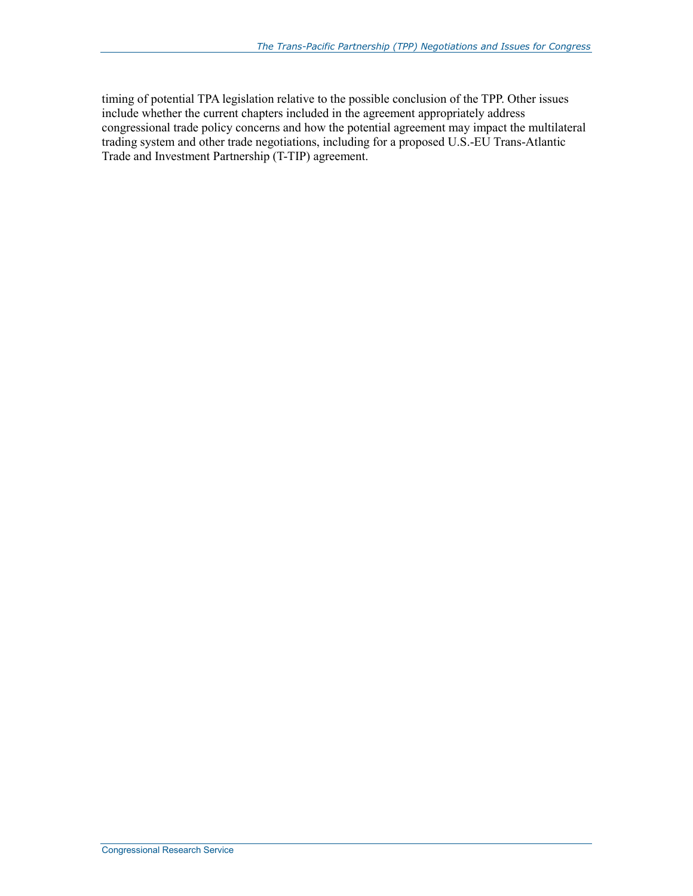timing of potential TPA legislation relative to the possible conclusion of the TPP. Other issues include whether the current chapters included in the agreement appropriately address congressional trade policy concerns and how the potential agreement may impact the multilateral trading system and other trade negotiations, including for a proposed U.S.-EU Trans-Atlantic Trade and Investment Partnership (T-TIP) agreement.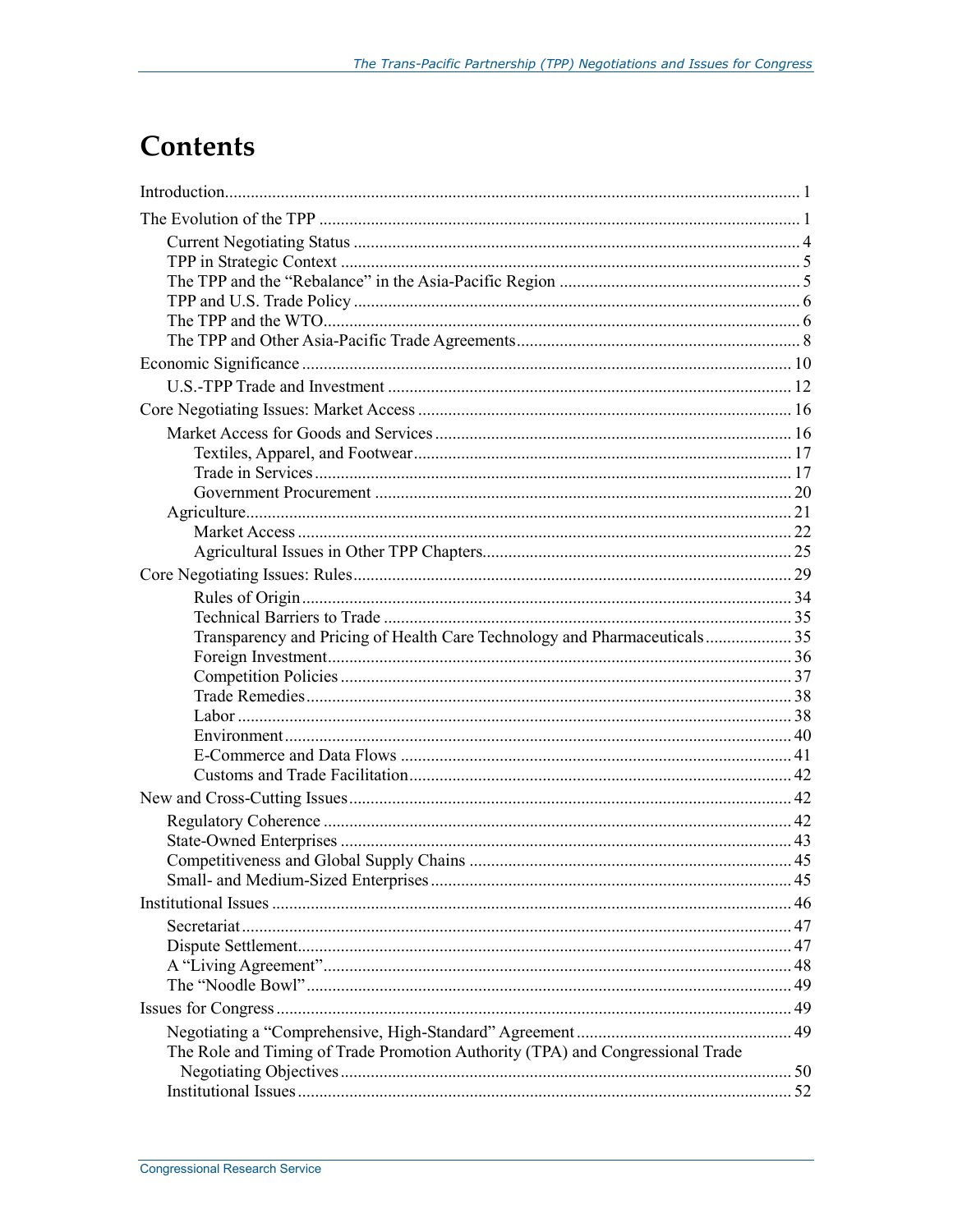# Contents

Introduction ..... 1

The Evolution of the TPP ..... 1

- Current Negotiating Status ..... 4
- TPP in Strategic Context ..... 5
- The TPP and the "Rebalance" in the Asia-Pacific Region ..... 5
- TPP and U.S. Trade Policy ..... 6
- The TPP and the WTO ..... 6
- The TPP and Other Asia-Pacific Trade Agreements ..... 8

Economic Significance ..... 10

- U.S.-TPP Trade and Investment ..... 12

Core Negotiating Issues: Market Access ..... 16

- Market Access for Goods and Services ..... 16
  - Textiles, Apparel, and Footwear ..... 17
  - Trade in Services ..... 17
  - Government Procurement ..... 20
- Agriculture ..... 21
  - Market Access ..... 22
  - Agricultural Issues in Other TPP Chapters ..... 25

Core Negotiating Issues: Rules ..... 29

  - Rules of Origin ..... 34
  - Technical Barriers to Trade ..... 35
  - Transparency and Pricing of Health Care Technology and Pharmaceuticals ..... 35
  - Foreign Investment ..... 36
  - Competition Policies ..... 37
  - Trade Remedies ..... 38
  - Labor ..... 38
  - Environment ..... 40
  - E-Commerce and Data Flows ..... 41
  - Customs and Trade Facilitation ..... 42

New and Cross-Cutting Issues ..... 42

- Regulatory Coherence ..... 42
- State-Owned Enterprises ..... 43
- Competitiveness and Global Supply Chains ..... 45
- Small- and Medium-Sized Enterprises ..... 45

Institutional Issues ..... 46

- Secretariat ..... 47
- Dispute Settlement ..... 47
- A "Living Agreement" ..... 48
- The "Noodle Bowl" ..... 49

Issues for Congress ..... 49

- Negotiating a "Comprehensive, High-Standard" Agreement ..... 49
- The Role and Timing of Trade Promotion Authority (TPA) and Congressional Trade Negotiating Objectives ..... 50
- Institutional Issues ..... 52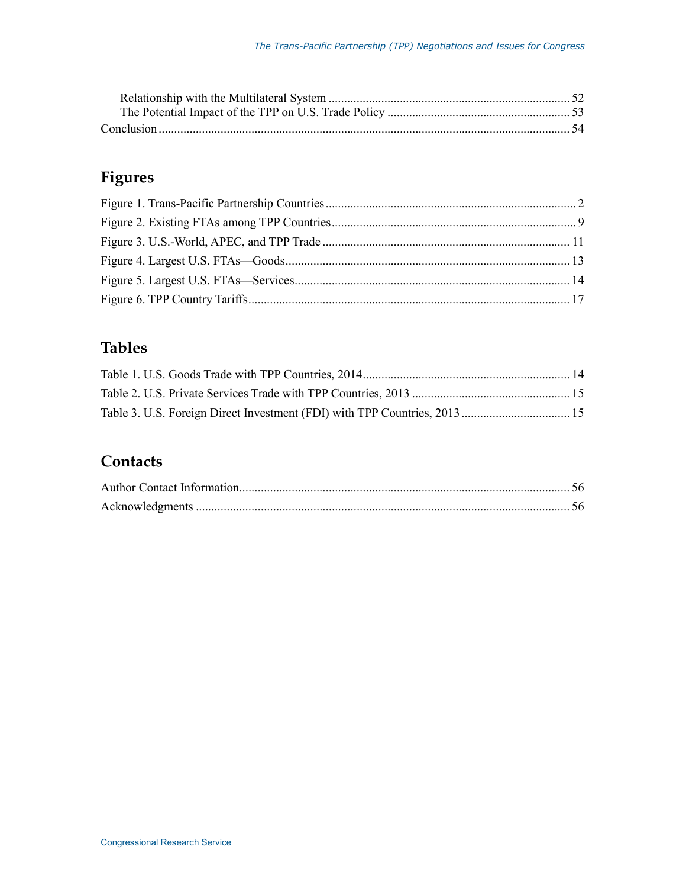Relationship with the Multilateral System ............................................................................. 52
The Potential Impact of the TPP on U.S. Trade Policy ........................................................... 53
Conclusion .................................................................................................................................... 54

## Figures

Figure 1. Trans-Pacific Partnership Countries ................................................................................ 2
Figure 2. Existing FTAs among TPP Countries .............................................................................. 9
Figure 3. U.S.-World, APEC, and TPP Trade ............................................................................... 11
Figure 4. Largest U.S. FTAs—Goods ........................................................................................... 13
Figure 5. Largest U.S. FTAs—Services ........................................................................................ 14
Figure 6. TPP Country Tariffs ....................................................................................................... 17

## Tables

Table 1. U.S. Goods Trade with TPP Countries, 2014 .................................................................. 14
Table 2. U.S. Private Services Trade with TPP Countries, 2013 ................................................... 15
Table 3. U.S. Foreign Direct Investment (FDI) with TPP Countries, 2013 .................................. 15

## Contacts

Author Contact Information .......................................................................................................... 56
Acknowledgments ........................................................................................................................ 56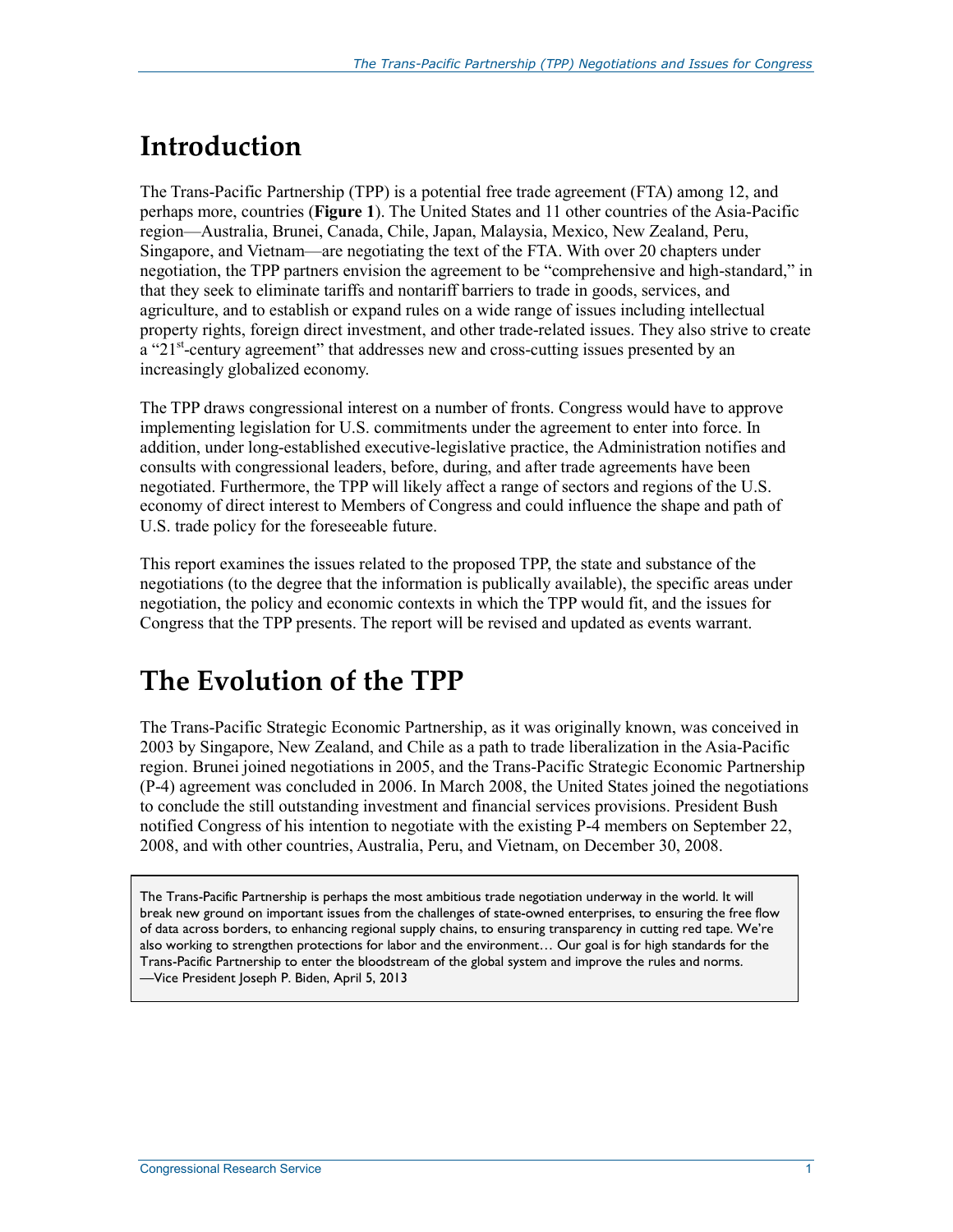# Introduction

The Trans-Pacific Partnership (TPP) is a potential free trade agreement (FTA) among 12, and perhaps more, countries (**Figure 1**). The United States and 11 other countries of the Asia-Pacific region—Australia, Brunei, Canada, Chile, Japan, Malaysia, Mexico, New Zealand, Peru, Singapore, and Vietnam—are negotiating the text of the FTA. With over 20 chapters under negotiation, the TPP partners envision the agreement to be "comprehensive and high-standard," in that they seek to eliminate tariffs and nontariff barriers to trade in goods, services, and agriculture, and to establish or expand rules on a wide range of issues including intellectual property rights, foreign direct investment, and other trade-related issues. They also strive to create a "21st-century agreement" that addresses new and cross-cutting issues presented by an increasingly globalized economy.

The TPP draws congressional interest on a number of fronts. Congress would have to approve implementing legislation for U.S. commitments under the agreement to enter into force. In addition, under long-established executive-legislative practice, the Administration notifies and consults with congressional leaders, before, during, and after trade agreements have been negotiated. Furthermore, the TPP will likely affect a range of sectors and regions of the U.S. economy of direct interest to Members of Congress and could influence the shape and path of U.S. trade policy for the foreseeable future.

This report examines the issues related to the proposed TPP, the state and substance of the negotiations (to the degree that the information is publically available), the specific areas under negotiation, the policy and economic contexts in which the TPP would fit, and the issues for Congress that the TPP presents. The report will be revised and updated as events warrant.

# The Evolution of the TPP

The Trans-Pacific Strategic Economic Partnership, as it was originally known, was conceived in 2003 by Singapore, New Zealand, and Chile as a path to trade liberalization in the Asia-Pacific region. Brunei joined negotiations in 2005, and the Trans-Pacific Strategic Economic Partnership (P-4) agreement was concluded in 2006. In March 2008, the United States joined the negotiations to conclude the still outstanding investment and financial services provisions. President Bush notified Congress of his intention to negotiate with the existing P-4 members on September 22, 2008, and with other countries, Australia, Peru, and Vietnam, on December 30, 2008.

> The Trans-Pacific Partnership is perhaps the most ambitious trade negotiation underway in the world. It will break new ground on important issues from the challenges of state-owned enterprises, to ensuring the free flow of data across borders, to enhancing regional supply chains, to ensuring transparency in cutting red tape. We're also working to strengthen protections for labor and the environment… Our goal is for high standards for the Trans-Pacific Partnership to enter the bloodstream of the global system and improve the rules and norms.
> —Vice President Joseph P. Biden, April 5, 2013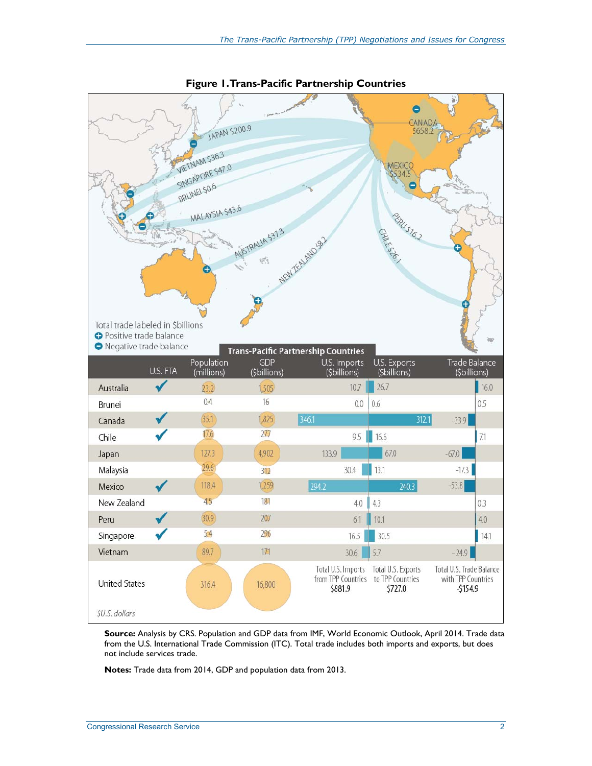**Figure 1. Trans-Pacific Partnership Countries**

Total trade labeled in $billions
Positive trade balance
Negative trade balance

JAPAN $200.9, VIETNAM $36.3, SINGAPORE $47.0, BRUNEI $0.6, MALAYSIA $43.6, AUSTRALIA $37.3, NEW ZEALAND $8.2, CANADA $658.2, MEXICO $534.5, PERU $16.2, CHILE $26.1

**Trans-Pacific Partnership Countries**

| | U.S. FTA | Population (millions) | GDP ($billions) | U.S. Imports ($billions) | U.S. Exports ($billions) | Trade Balance ($billions) |
|---|---|---|---|---|---|---|
| Australia | ✓ | 23.2 | 1,505 | 10.7 | 26.7 | 16.0 |
| Brunei | | 0.4 | 16 | 0.0 | 0.6 | 0.5 |
| Canada | ✓ | 35.1 | 1,825 | 346.1 | 312.1 | -33.9 |
| Chile | ✓ | 17.6 | 277 | 9.5 | 16.6 | 7.1 |
| Japan | | 127.3 | 4,902 | 133.9 | 67.0 | -67.0 |
| Malaysia | | 29.6 | 312 | 30.4 | 13.1 | -17.3 |
| Mexico | ✓ | 118.4 | 1,259 | 294.2 | 240.3 | -53.8 |
| New Zealand | | 4.5 | 181 | 4.0 | 4.3 | 0.3 |
| Peru | ✓ | 30.9 | 207 | 6.1 | 10.1 | 4.0 |
| Singapore | ✓ | 5.4 | 296 | 16.5 | 30.5 | 14.1 |
| Vietnam | | 89.7 | 171 | 30.6 | 5.7 | -24.9 |
| United States | | 316.4 | 16,800 | Total U.S. Imports from TPP Countries $881.9 | Total U.S. Exports to TPP Countries $727.0 | Total U.S. Trade Balance with TPP Countries -$154.9 |

*$U.S. dollars*

**Source:** Analysis by CRS. Population and GDP data from IMF, World Economic Outlook, April 2014. Trade data from the U.S. International Trade Commission (ITC). Total trade includes both imports and exports, but does not include services trade.

**Notes:** Trade data from 2014, GDP and population data from 2013.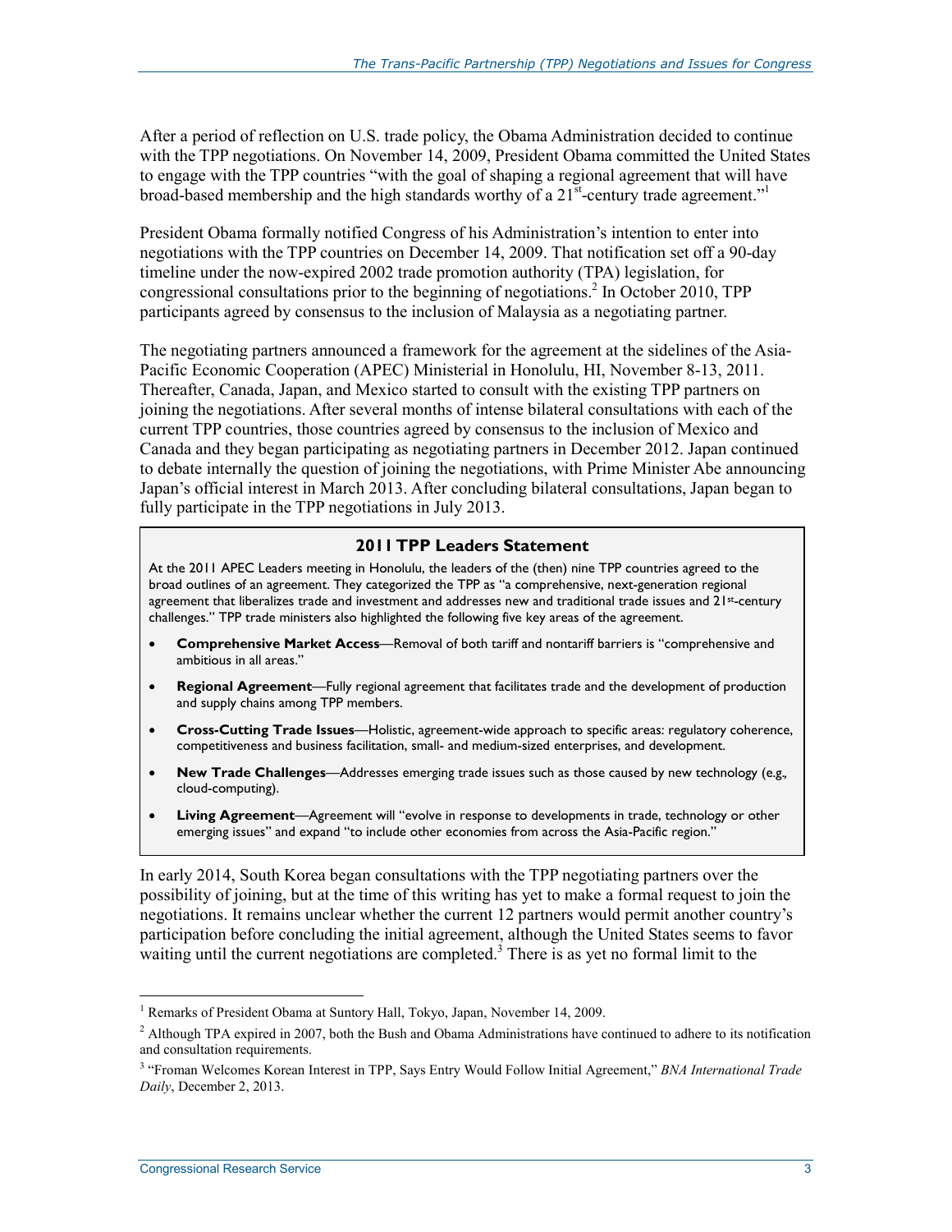After a period of reflection on U.S. trade policy, the Obama Administration decided to continue with the TPP negotiations. On November 14, 2009, President Obama committed the United States to engage with the TPP countries "with the goal of shaping a regional agreement that will have broad-based membership and the high standards worthy of a 21st-century trade agreement."[1]

President Obama formally notified Congress of his Administration's intention to enter into negotiations with the TPP countries on December 14, 2009. That notification set off a 90-day timeline under the now-expired 2002 trade promotion authority (TPA) legislation, for congressional consultations prior to the beginning of negotiations.[2] In October 2010, TPP participants agreed by consensus to the inclusion of Malaysia as a negotiating partner.

The negotiating partners announced a framework for the agreement at the sidelines of the Asia-Pacific Economic Cooperation (APEC) Ministerial in Honolulu, HI, November 8-13, 2011. Thereafter, Canada, Japan, and Mexico started to consult with the existing TPP partners on joining the negotiations. After several months of intense bilateral consultations with each of the current TPP countries, those countries agreed by consensus to the inclusion of Mexico and Canada and they began participating as negotiating partners in December 2012. Japan continued to debate internally the question of joining the negotiations, with Prime Minister Abe announcing Japan's official interest in March 2013. After concluding bilateral consultations, Japan began to fully participate in the TPP negotiations in July 2013.

### 2011 TPP Leaders Statement

At the 2011 APEC Leaders meeting in Honolulu, the leaders of the (then) nine TPP countries agreed to the broad outlines of an agreement. They categorized the TPP as "a comprehensive, next-generation regional agreement that liberalizes trade and investment and addresses new and traditional trade issues and 21st-century challenges." TPP trade ministers also highlighted the following five key areas of the agreement.

- **Comprehensive Market Access**—Removal of both tariff and nontariff barriers is "comprehensive and ambitious in all areas."
- **Regional Agreement**—Fully regional agreement that facilitates trade and the development of production and supply chains among TPP members.
- **Cross-Cutting Trade Issues**—Holistic, agreement-wide approach to specific areas: regulatory coherence, competitiveness and business facilitation, small- and medium-sized enterprises, and development.
- **New Trade Challenges**—Addresses emerging trade issues such as those caused by new technology (e.g., cloud-computing).
- **Living Agreement**—Agreement will "evolve in response to developments in trade, technology or other emerging issues" and expand "to include other economies from across the Asia-Pacific region."

In early 2014, South Korea began consultations with the TPP negotiating partners over the possibility of joining, but at the time of this writing has yet to make a formal request to join the negotiations. It remains unclear whether the current 12 partners would permit another country's participation before concluding the initial agreement, although the United States seems to favor waiting until the current negotiations are completed.[3] There is as yet no formal limit to the

---

[1] Remarks of President Obama at Suntory Hall, Tokyo, Japan, November 14, 2009.

[2] Although TPA expired in 2007, both the Bush and Obama Administrations have continued to adhere to its notification and consultation requirements.

[3] "Froman Welcomes Korean Interest in TPP, Says Entry Would Follow Initial Agreement," *BNA International Trade Daily*, December 2, 2013.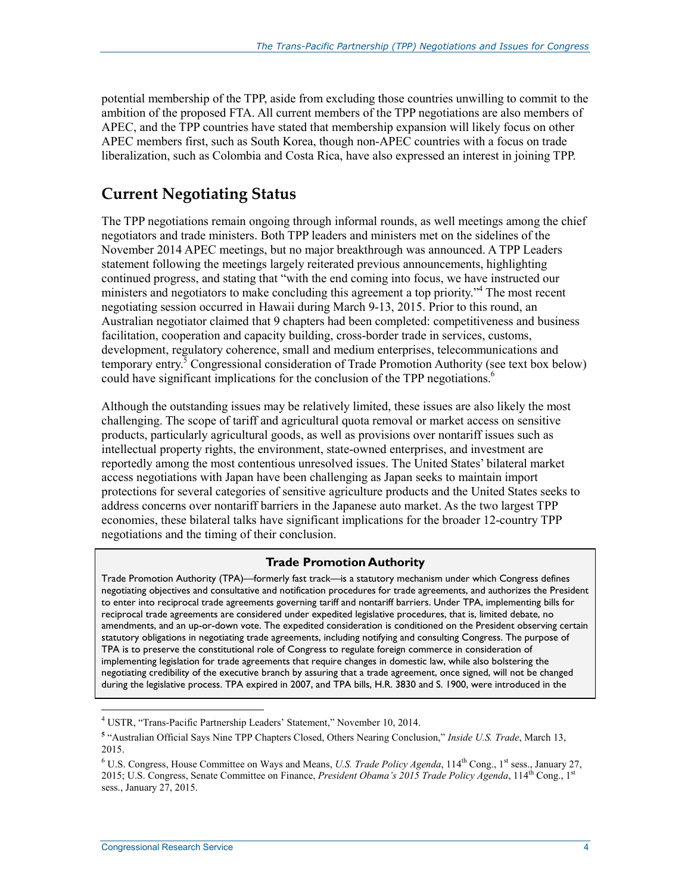potential membership of the TPP, aside from excluding those countries unwilling to commit to the ambition of the proposed FTA. All current members of the TPP negotiations are also members of APEC, and the TPP countries have stated that membership expansion will likely focus on other APEC members first, such as South Korea, though non-APEC countries with a focus on trade liberalization, such as Colombia and Costa Rica, have also expressed an interest in joining TPP.

## Current Negotiating Status

The TPP negotiations remain ongoing through informal rounds, as well meetings among the chief negotiators and trade ministers. Both TPP leaders and ministers met on the sidelines of the November 2014 APEC meetings, but no major breakthrough was announced. A TPP Leaders statement following the meetings largely reiterated previous announcements, highlighting continued progress, and stating that "with the end coming into focus, we have instructed our ministers and negotiators to make concluding this agreement a top priority."[4] The most recent negotiating session occurred in Hawaii during March 9-13, 2015. Prior to this round, an Australian negotiator claimed that 9 chapters had been completed: competitiveness and business facilitation, cooperation and capacity building, cross-border trade in services, customs, development, regulatory coherence, small and medium enterprises, telecommunications and temporary entry.[5] Congressional consideration of Trade Promotion Authority (see text box below) could have significant implications for the conclusion of the TPP negotiations.[6]

Although the outstanding issues may be relatively limited, these issues are also likely the most challenging. The scope of tariff and agricultural quota removal or market access on sensitive products, particularly agricultural goods, as well as provisions over nontariff issues such as intellectual property rights, the environment, state-owned enterprises, and investment are reportedly among the most contentious unresolved issues. The United States' bilateral market access negotiations with Japan have been challenging as Japan seeks to maintain import protections for several categories of sensitive agriculture products and the United States seeks to address concerns over nontariff barriers in the Japanese auto market. As the two largest TPP economies, these bilateral talks have significant implications for the broader 12-country TPP negotiations and the timing of their conclusion.

**Trade Promotion Authority**

Trade Promotion Authority (TPA)—formerly fast track—is a statutory mechanism under which Congress defines negotiating objectives and consultative and notification procedures for trade agreements, and authorizes the President to enter into reciprocal trade agreements governing tariff and nontariff barriers. Under TPA, implementing bills for reciprocal trade agreements are considered under expedited legislative procedures, that is, limited debate, no amendments, and an up-or-down vote. The expedited consideration is conditioned on the President observing certain statutory obligations in negotiating trade agreements, including notifying and consulting Congress. The purpose of TPA is to preserve the constitutional role of Congress to regulate foreign commerce in consideration of implementing legislation for trade agreements that require changes in domestic law, while also bolstering the negotiating credibility of the executive branch by assuring that a trade agreement, once signed, will not be changed during the legislative process. TPA expired in 2007, and TPA bills, H.R. 3830 and S. 1900, were introduced in the

---

[4] USTR, "Trans-Pacific Partnership Leaders' Statement," November 10, 2014.

[5] "Australian Official Says Nine TPP Chapters Closed, Others Nearing Conclusion," *Inside U.S. Trade*, March 13, 2015.

[6] U.S. Congress, House Committee on Ways and Means, *U.S. Trade Policy Agenda*, 114th Cong., 1st sess., January 27, 2015; U.S. Congress, Senate Committee on Finance, *President Obama's 2015 Trade Policy Agenda*, 114th Cong., 1st sess., January 27, 2015.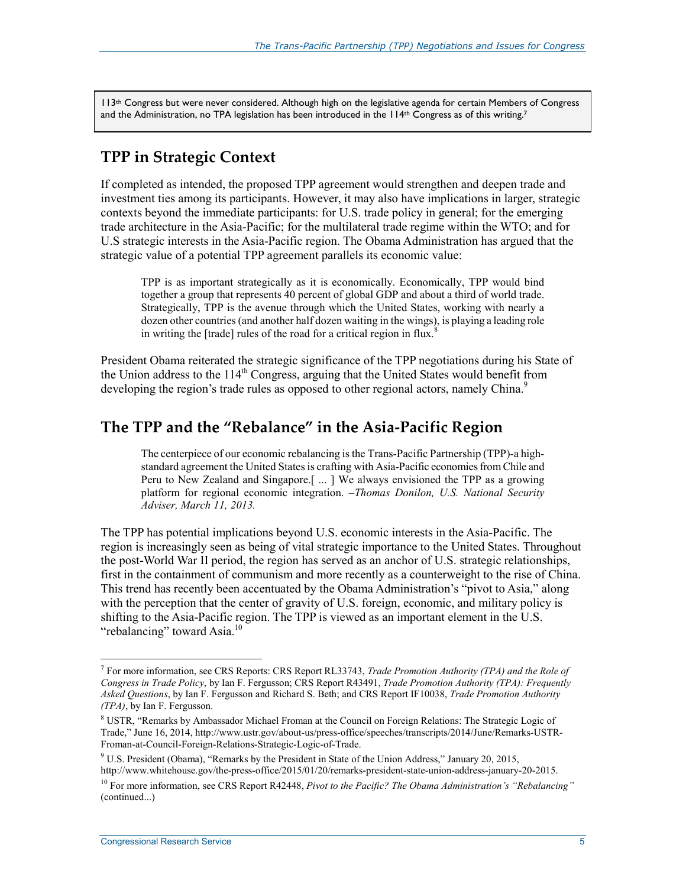113th Congress but were never considered. Although high on the legislative agenda for certain Members of Congress and the Administration, no TPA legislation has been introduced in the 114th Congress as of this writing.[7]

## TPP in Strategic Context

If completed as intended, the proposed TPP agreement would strengthen and deepen trade and investment ties among its participants. However, it may also have implications in larger, strategic contexts beyond the immediate participants: for U.S. trade policy in general; for the emerging trade architecture in the Asia-Pacific; for the multilateral trade regime within the WTO; and for U.S strategic interests in the Asia-Pacific region. The Obama Administration has argued that the strategic value of a potential TPP agreement parallels its economic value:

> TPP is as important strategically as it is economically. Economically, TPP would bind together a group that represents 40 percent of global GDP and about a third of world trade. Strategically, TPP is the avenue through which the United States, working with nearly a dozen other countries (and another half dozen waiting in the wings), is playing a leading role in writing the [trade] rules of the road for a critical region in flux.[8]

President Obama reiterated the strategic significance of the TPP negotiations during his State of the Union address to the 114th Congress, arguing that the United States would benefit from developing the region's trade rules as opposed to other regional actors, namely China.[9]

## The TPP and the "Rebalance" in the Asia-Pacific Region

> The centerpiece of our economic rebalancing is the Trans-Pacific Partnership (TPP)-a high-standard agreement the United States is crafting with Asia-Pacific economies from Chile and Peru to New Zealand and Singapore.[ ... ] We always envisioned the TPP as a growing platform for regional economic integration. –*Thomas Donilon, U.S. National Security Adviser, March 11, 2013.*

The TPP has potential implications beyond U.S. economic interests in the Asia-Pacific. The region is increasingly seen as being of vital strategic importance to the United States. Throughout the post-World War II period, the region has served as an anchor of U.S. strategic relationships, first in the containment of communism and more recently as a counterweight to the rise of China. This trend has recently been accentuated by the Obama Administration's "pivot to Asia," along with the perception that the center of gravity of U.S. foreign, economic, and military policy is shifting to the Asia-Pacific region. The TPP is viewed as an important element in the U.S. "rebalancing" toward Asia.[10]

---

[7] For more information, see CRS Reports: CRS Report RL33743, *Trade Promotion Authority (TPA) and the Role of Congress in Trade Policy*, by Ian F. Fergusson; CRS Report R43491, *Trade Promotion Authority (TPA): Frequently Asked Questions*, by Ian F. Fergusson and Richard S. Beth; and CRS Report IF10038, *Trade Promotion Authority (TPA)*, by Ian F. Fergusson.

[8] USTR, "Remarks by Ambassador Michael Froman at the Council on Foreign Relations: The Strategic Logic of Trade," June 16, 2014, http://www.ustr.gov/about-us/press-office/speeches/transcripts/2014/June/Remarks-USTR-Froman-at-Council-Foreign-Relations-Strategic-Logic-of-Trade.

[9] U.S. President (Obama), "Remarks by the President in State of the Union Address," January 20, 2015, http://www.whitehouse.gov/the-press-office/2015/01/20/remarks-president-state-union-address-january-20-2015.

[10] For more information, see CRS Report R42448, *Pivot to the Pacific? The Obama Administration's "Rebalancing"* (continued...)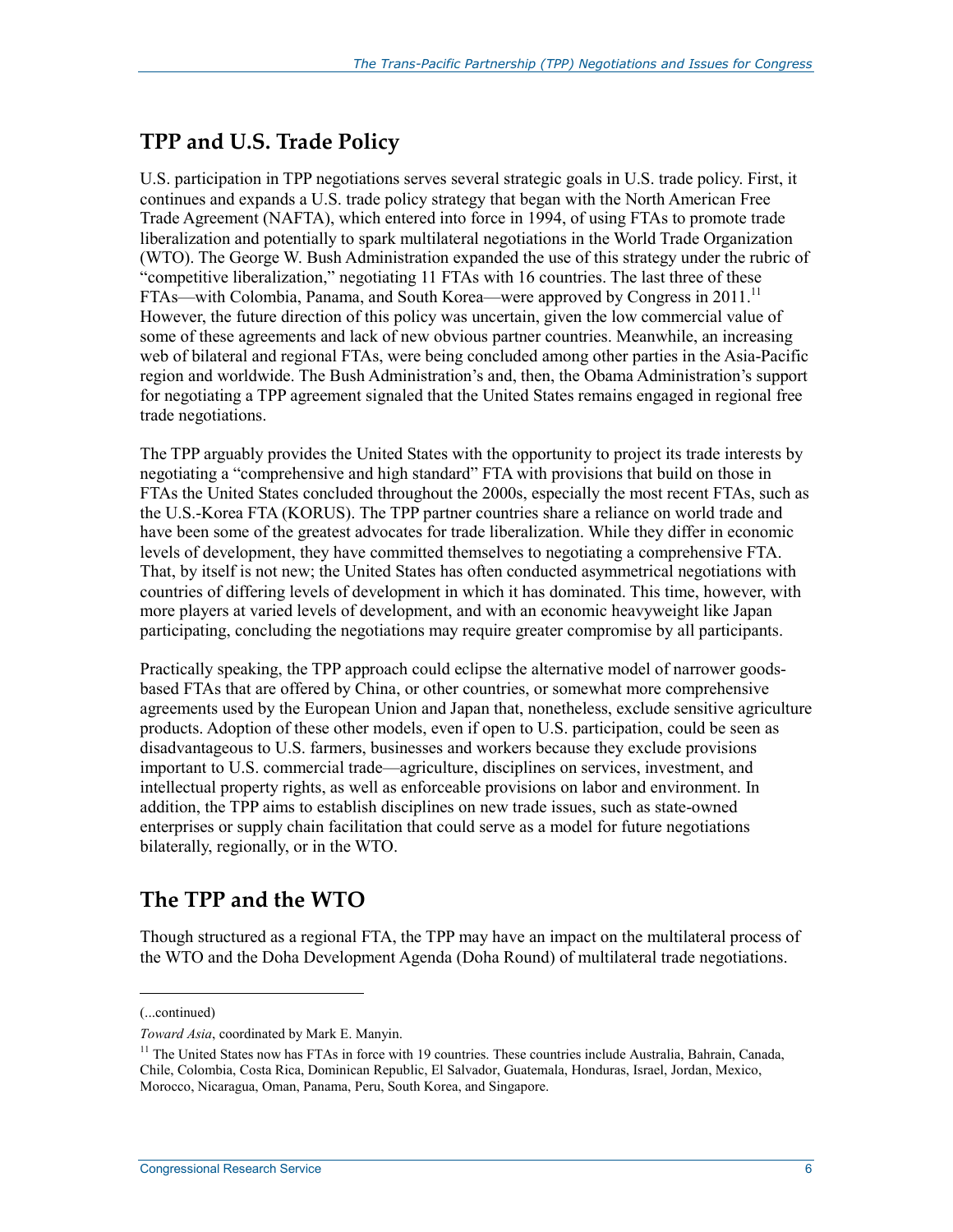## TPP and U.S. Trade Policy

U.S. participation in TPP negotiations serves several strategic goals in U.S. trade policy. First, it continues and expands a U.S. trade policy strategy that began with the North American Free Trade Agreement (NAFTA), which entered into force in 1994, of using FTAs to promote trade liberalization and potentially to spark multilateral negotiations in the World Trade Organization (WTO). The George W. Bush Administration expanded the use of this strategy under the rubric of "competitive liberalization," negotiating 11 FTAs with 16 countries. The last three of these FTAs—with Colombia, Panama, and South Korea—were approved by Congress in 2011.[11] However, the future direction of this policy was uncertain, given the low commercial value of some of these agreements and lack of new obvious partner countries. Meanwhile, an increasing web of bilateral and regional FTAs, were being concluded among other parties in the Asia-Pacific region and worldwide. The Bush Administration's and, then, the Obama Administration's support for negotiating a TPP agreement signaled that the United States remains engaged in regional free trade negotiations.

The TPP arguably provides the United States with the opportunity to project its trade interests by negotiating a "comprehensive and high standard" FTA with provisions that build on those in FTAs the United States concluded throughout the 2000s, especially the most recent FTAs, such as the U.S.-Korea FTA (KORUS). The TPP partner countries share a reliance on world trade and have been some of the greatest advocates for trade liberalization. While they differ in economic levels of development, they have committed themselves to negotiating a comprehensive FTA. That, by itself is not new; the United States has often conducted asymmetrical negotiations with countries of differing levels of development in which it has dominated. This time, however, with more players at varied levels of development, and with an economic heavyweight like Japan participating, concluding the negotiations may require greater compromise by all participants.

Practically speaking, the TPP approach could eclipse the alternative model of narrower goods-based FTAs that are offered by China, or other countries, or somewhat more comprehensive agreements used by the European Union and Japan that, nonetheless, exclude sensitive agriculture products. Adoption of these other models, even if open to U.S. participation, could be seen as disadvantageous to U.S. farmers, businesses and workers because they exclude provisions important to U.S. commercial trade—agriculture, disciplines on services, investment, and intellectual property rights, as well as enforceable provisions on labor and environment. In addition, the TPP aims to establish disciplines on new trade issues, such as state-owned enterprises or supply chain facilitation that could serve as a model for future negotiations bilaterally, regionally, or in the WTO.

## The TPP and the WTO

Though structured as a regional FTA, the TPP may have an impact on the multilateral process of the WTO and the Doha Development Agenda (Doha Round) of multilateral trade negotiations.

---

(...continued)

*Toward Asia*, coordinated by Mark E. Manyin.

[11] The United States now has FTAs in force with 19 countries. These countries include Australia, Bahrain, Canada, Chile, Colombia, Costa Rica, Dominican Republic, El Salvador, Guatemala, Honduras, Israel, Jordan, Mexico, Morocco, Nicaragua, Oman, Panama, Peru, South Korea, and Singapore.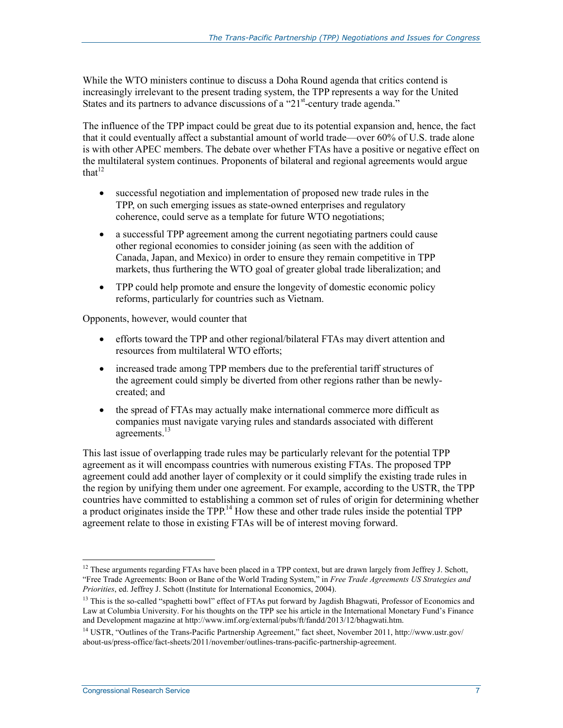While the WTO ministers continue to discuss a Doha Round agenda that critics contend is increasingly irrelevant to the present trading system, the TPP represents a way for the United States and its partners to advance discussions of a "21st-century trade agenda."

The influence of the TPP impact could be great due to its potential expansion and, hence, the fact that it could eventually affect a substantial amount of world trade—over 60% of U.S. trade alone is with other APEC members. The debate over whether FTAs have a positive or negative effect on the multilateral system continues. Proponents of bilateral and regional agreements would argue that[12]

- successful negotiation and implementation of proposed new trade rules in the TPP, on such emerging issues as state-owned enterprises and regulatory coherence, could serve as a template for future WTO negotiations;
- a successful TPP agreement among the current negotiating partners could cause other regional economies to consider joining (as seen with the addition of Canada, Japan, and Mexico) in order to ensure they remain competitive in TPP markets, thus furthering the WTO goal of greater global trade liberalization; and
- TPP could help promote and ensure the longevity of domestic economic policy reforms, particularly for countries such as Vietnam.

Opponents, however, would counter that

- efforts toward the TPP and other regional/bilateral FTAs may divert attention and resources from multilateral WTO efforts;
- increased trade among TPP members due to the preferential tariff structures of the agreement could simply be diverted from other regions rather than be newly-created; and
- the spread of FTAs may actually make international commerce more difficult as companies must navigate varying rules and standards associated with different agreements.[13]

This last issue of overlapping trade rules may be particularly relevant for the potential TPP agreement as it will encompass countries with numerous existing FTAs. The proposed TPP agreement could add another layer of complexity or it could simplify the existing trade rules in the region by unifying them under one agreement. For example, according to the USTR, the TPP countries have committed to establishing a common set of rules of origin for determining whether a product originates inside the TPP.[14] How these and other trade rules inside the potential TPP agreement relate to those in existing FTAs will be of interest moving forward.

---

[12] These arguments regarding FTAs have been placed in a TPP context, but are drawn largely from Jeffrey J. Schott, "Free Trade Agreements: Boon or Bane of the World Trading System," in *Free Trade Agreements US Strategies and Priorities*, ed. Jeffrey J. Schott (Institute for International Economics, 2004).

[13] This is the so-called "spaghetti bowl" effect of FTAs put forward by Jagdish Bhagwati, Professor of Economics and Law at Columbia University. For his thoughts on the TPP see his article in the International Monetary Fund's Finance and Development magazine at http://www.imf.org/external/pubs/ft/fandd/2013/12/bhagwati.htm.

[14] USTR, "Outlines of the Trans-Pacific Partnership Agreement," fact sheet, November 2011, http://www.ustr.gov/about-us/press-office/fact-sheets/2011/november/outlines-trans-pacific-partnership-agreement.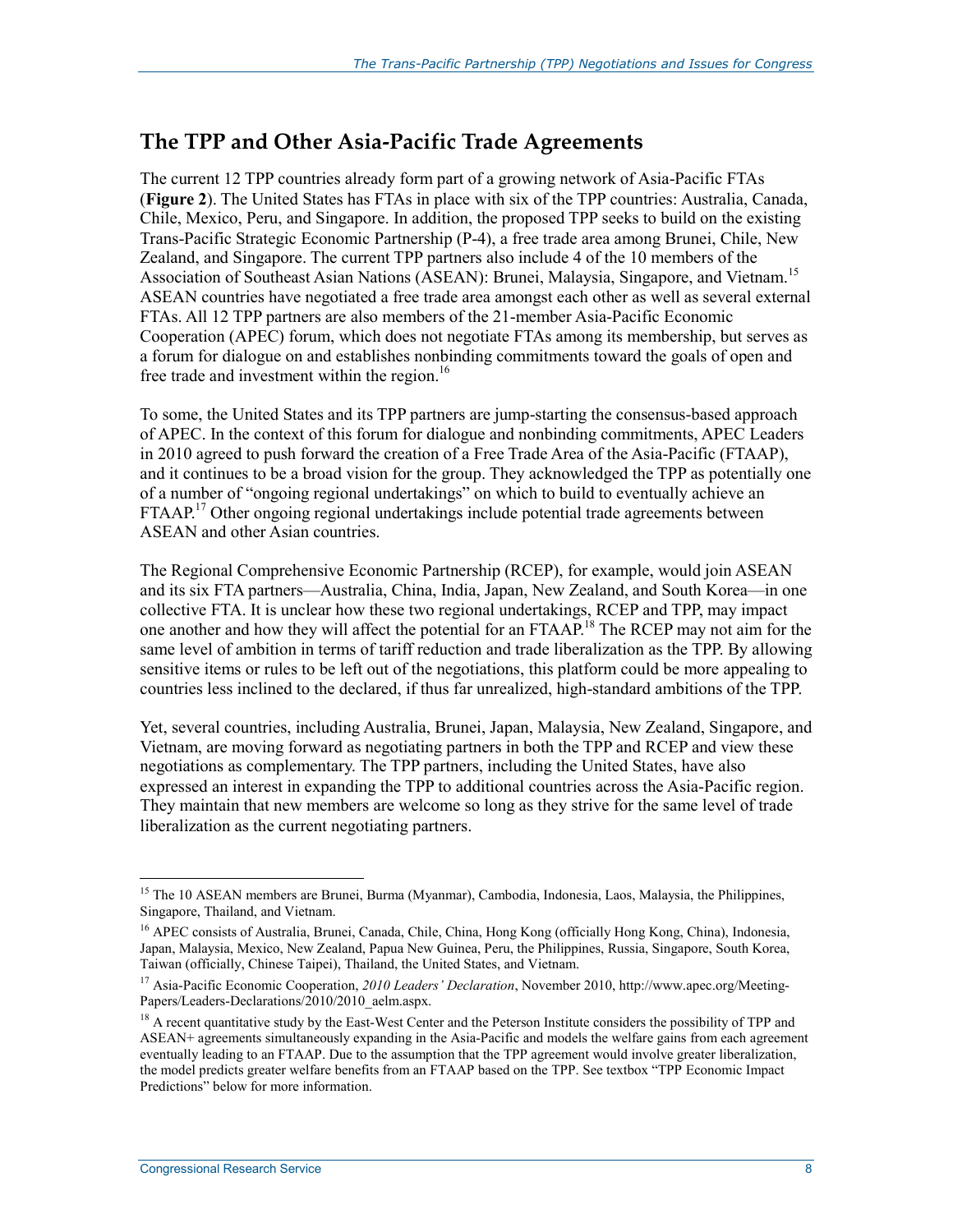## The TPP and Other Asia-Pacific Trade Agreements

The current 12 TPP countries already form part of a growing network of Asia-Pacific FTAs (**Figure 2**). The United States has FTAs in place with six of the TPP countries: Australia, Canada, Chile, Mexico, Peru, and Singapore. In addition, the proposed TPP seeks to build on the existing Trans-Pacific Strategic Economic Partnership (P-4), a free trade area among Brunei, Chile, New Zealand, and Singapore. The current TPP partners also include 4 of the 10 members of the Association of Southeast Asian Nations (ASEAN): Brunei, Malaysia, Singapore, and Vietnam.[15] ASEAN countries have negotiated a free trade area amongst each other as well as several external FTAs. All 12 TPP partners are also members of the 21-member Asia-Pacific Economic Cooperation (APEC) forum, which does not negotiate FTAs among its membership, but serves as a forum for dialogue on and establishes nonbinding commitments toward the goals of open and free trade and investment within the region.[16]

To some, the United States and its TPP partners are jump-starting the consensus-based approach of APEC. In the context of this forum for dialogue and nonbinding commitments, APEC Leaders in 2010 agreed to push forward the creation of a Free Trade Area of the Asia-Pacific (FTAAP), and it continues to be a broad vision for the group. They acknowledged the TPP as potentially one of a number of "ongoing regional undertakings" on which to build to eventually achieve an FTAAP.[17] Other ongoing regional undertakings include potential trade agreements between ASEAN and other Asian countries.

The Regional Comprehensive Economic Partnership (RCEP), for example, would join ASEAN and its six FTA partners—Australia, China, India, Japan, New Zealand, and South Korea—in one collective FTA. It is unclear how these two regional undertakings, RCEP and TPP, may impact one another and how they will affect the potential for an FTAAP.[18] The RCEP may not aim for the same level of ambition in terms of tariff reduction and trade liberalization as the TPP. By allowing sensitive items or rules to be left out of the negotiations, this platform could be more appealing to countries less inclined to the declared, if thus far unrealized, high-standard ambitions of the TPP.

Yet, several countries, including Australia, Brunei, Japan, Malaysia, New Zealand, Singapore, and Vietnam, are moving forward as negotiating partners in both the TPP and RCEP and view these negotiations as complementary. The TPP partners, including the United States, have also expressed an interest in expanding the TPP to additional countries across the Asia-Pacific region. They maintain that new members are welcome so long as they strive for the same level of trade liberalization as the current negotiating partners.

---

[15] The 10 ASEAN members are Brunei, Burma (Myanmar), Cambodia, Indonesia, Laos, Malaysia, the Philippines, Singapore, Thailand, and Vietnam.

[16] APEC consists of Australia, Brunei, Canada, Chile, China, Hong Kong (officially Hong Kong, China), Indonesia, Japan, Malaysia, Mexico, New Zealand, Papua New Guinea, Peru, the Philippines, Russia, Singapore, South Korea, Taiwan (officially, Chinese Taipei), Thailand, the United States, and Vietnam.

[17] Asia-Pacific Economic Cooperation, *2010 Leaders' Declaration*, November 2010, http://www.apec.org/Meeting-Papers/Leaders-Declarations/2010/2010_aelm.aspx.

[18] A recent quantitative study by the East-West Center and the Peterson Institute considers the possibility of TPP and ASEAN+ agreements simultaneously expanding in the Asia-Pacific and models the welfare gains from each agreement eventually leading to an FTAAP. Due to the assumption that the TPP agreement would involve greater liberalization, the model predicts greater welfare benefits from an FTAAP based on the TPP. See textbox "TPP Economic Impact Predictions" below for more information.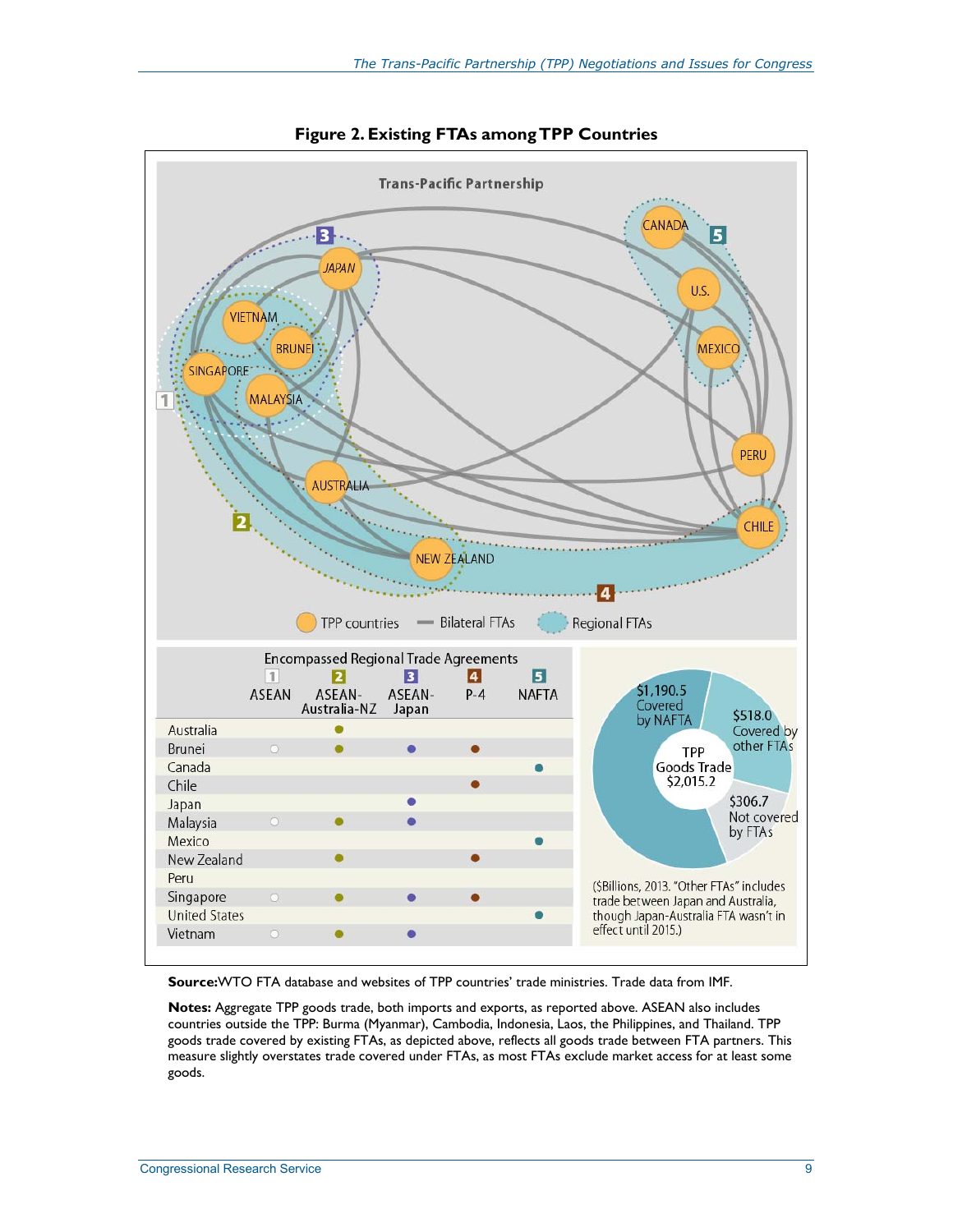**Figure 2. Existing FTAs among TPP Countries**

Trans-Pacific Partnership

TPP countries — Bilateral FTAs — Regional FTAs

Encompassed Regional Trade Agreements

| | 1 ASEAN | 2 ASEAN-Australia-NZ | 3 ASEAN-Japan | 4 P-4 | 5 NAFTA |
|---|---|---|---|---|---|
| Australia | | ● | | | |
| Brunei | ○ | ● | ● | ● | |
| Canada | | | | | ● |
| Chile | | | | ● | |
| Japan | | | ● | | |
| Malaysia | ○ | ● | ● | | |
| Mexico | | | | | ● |
| New Zealand | | ● | | ● | |
| Peru | | | | | |
| Singapore | ○ | ● | ● | ● | |
| United States | | | | | ● |
| Vietnam | ○ | ● | ● | | |

TPP Goods Trade $2,015.2

$1,190.5 Covered by NAFTA

$518.0 Covered by other FTAs

$306.7 Not covered by FTAs

($Billions, 2013. "Other FTAs" includes trade between Japan and Australia, though Japan-Australia FTA wasn't in effect until 2015.)

**Source:** WTO FTA database and websites of TPP countries' trade ministries. Trade data from IMF.

**Notes:** Aggregate TPP goods trade, both imports and exports, as reported above. ASEAN also includes countries outside the TPP: Burma (Myanmar), Cambodia, Indonesia, Laos, the Philippines, and Thailand. TPP goods trade covered by existing FTAs, as depicted above, reflects all goods trade between FTA partners. This measure slightly overstates trade covered under FTAs, as most FTAs exclude market access for at least some goods.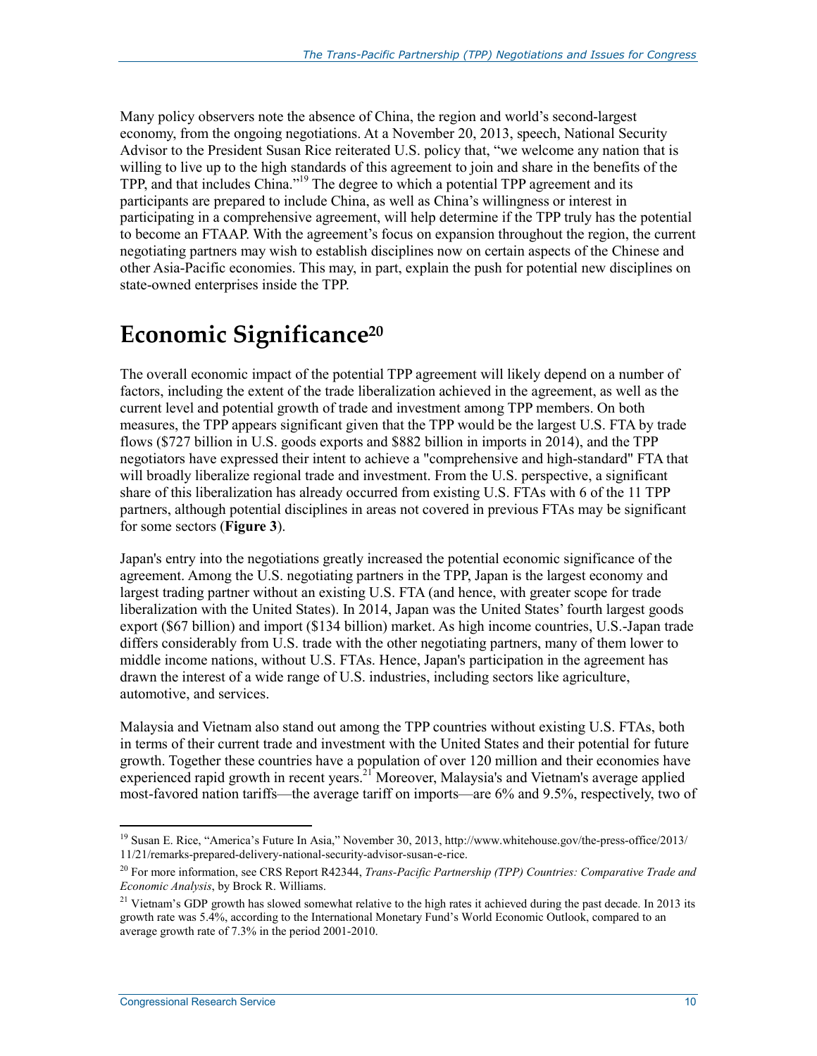Many policy observers note the absence of China, the region and world's second-largest economy, from the ongoing negotiations. At a November 20, 2013, speech, National Security Advisor to the President Susan Rice reiterated U.S. policy that, "we welcome any nation that is willing to live up to the high standards of this agreement to join and share in the benefits of the TPP, and that includes China."[19] The degree to which a potential TPP agreement and its participants are prepared to include China, as well as China's willingness or interest in participating in a comprehensive agreement, will help determine if the TPP truly has the potential to become an FTAAP. With the agreement's focus on expansion throughout the region, the current negotiating partners may wish to establish disciplines now on certain aspects of the Chinese and other Asia-Pacific economies. This may, in part, explain the push for potential new disciplines on state-owned enterprises inside the TPP.

# Economic Significance[20]

The overall economic impact of the potential TPP agreement will likely depend on a number of factors, including the extent of the trade liberalization achieved in the agreement, as well as the current level and potential growth of trade and investment among TPP members. On both measures, the TPP appears significant given that the TPP would be the largest U.S. FTA by trade flows ($727 billion in U.S. goods exports and $882 billion in imports in 2014), and the TPP negotiators have expressed their intent to achieve a "comprehensive and high-standard" FTA that will broadly liberalize regional trade and investment. From the U.S. perspective, a significant share of this liberalization has already occurred from existing U.S. FTAs with 6 of the 11 TPP partners, although potential disciplines in areas not covered in previous FTAs may be significant for some sectors (**Figure 3**).

Japan's entry into the negotiations greatly increased the potential economic significance of the agreement. Among the U.S. negotiating partners in the TPP, Japan is the largest economy and largest trading partner without an existing U.S. FTA (and hence, with greater scope for trade liberalization with the United States). In 2014, Japan was the United States' fourth largest goods export ($67 billion) and import ($134 billion) market. As high income countries, U.S.-Japan trade differs considerably from U.S. trade with the other negotiating partners, many of them lower to middle income nations, without U.S. FTAs. Hence, Japan's participation in the agreement has drawn the interest of a wide range of U.S. industries, including sectors like agriculture, automotive, and services.

Malaysia and Vietnam also stand out among the TPP countries without existing U.S. FTAs, both in terms of their current trade and investment with the United States and their potential for future growth. Together these countries have a population of over 120 million and their economies have experienced rapid growth in recent years.[21] Moreover, Malaysia's and Vietnam's average applied most-favored nation tariffs—the average tariff on imports—are 6% and 9.5%, respectively, two of

---

[19] Susan E. Rice, "America's Future In Asia," November 30, 2013, http://www.whitehouse.gov/the-press-office/2013/11/21/remarks-prepared-delivery-national-security-advisor-susan-e-rice.

[20] For more information, see CRS Report R42344, *Trans-Pacific Partnership (TPP) Countries: Comparative Trade and Economic Analysis*, by Brock R. Williams.

[21] Vietnam's GDP growth has slowed somewhat relative to the high rates it achieved during the past decade. In 2013 its growth rate was 5.4%, according to the International Monetary Fund's World Economic Outlook, compared to an average growth rate of 7.3% in the period 2001-2010.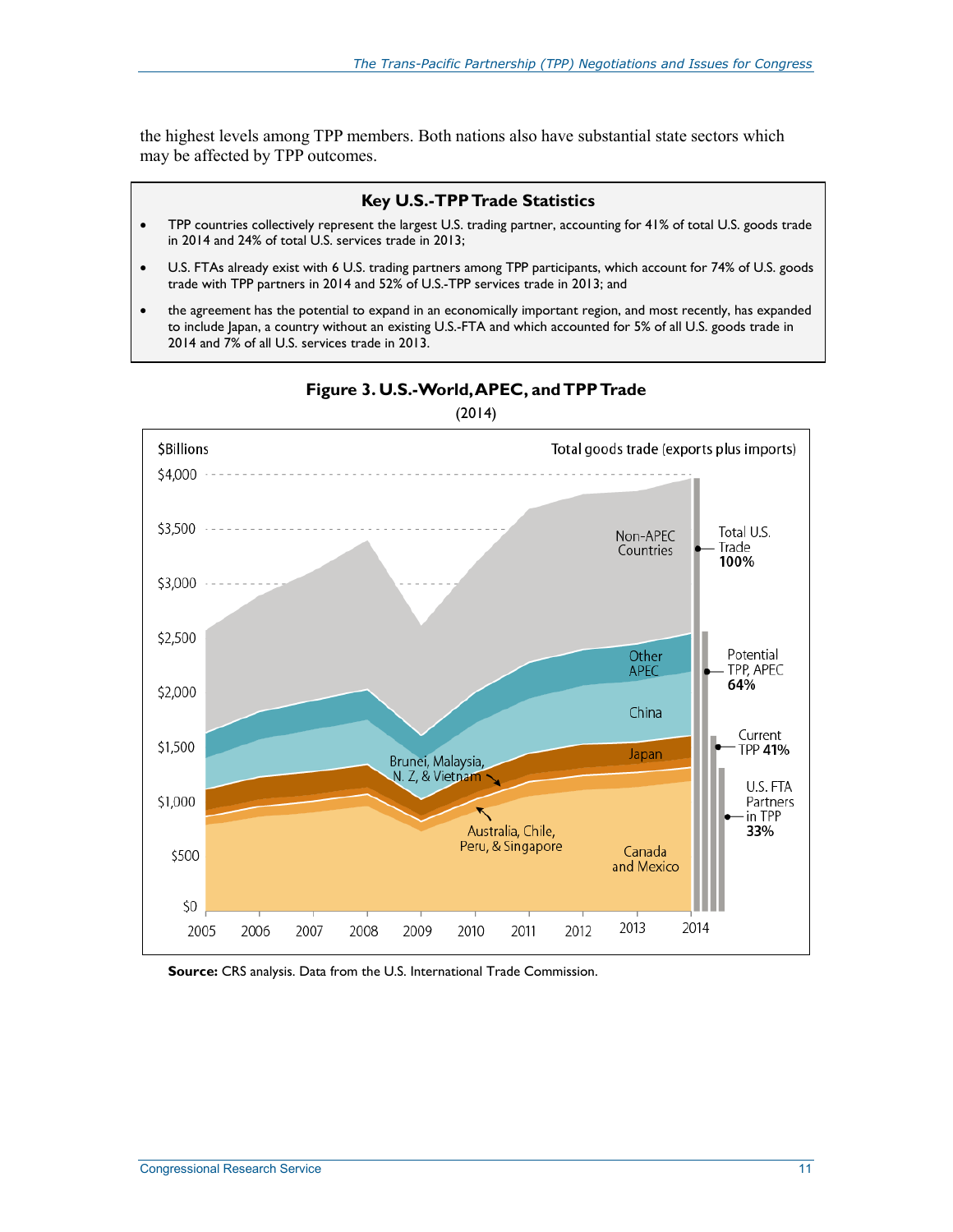the highest levels among TPP members. Both nations also have substantial state sectors which may be affected by TPP outcomes.

**Key U.S.-TPP Trade Statistics**

- TPP countries collectively represent the largest U.S. trading partner, accounting for 41% of total U.S. goods trade in 2014 and 24% of total U.S. services trade in 2013;
- U.S. FTAs already exist with 6 U.S. trading partners among TPP participants, which account for 74% of U.S. goods trade with TPP partners in 2014 and 52% of U.S.-TPP services trade in 2013; and
- the agreement has the potential to expand in an economically important region, and most recently, has expanded to include Japan, a country without an existing U.S.-FTA and which accounted for 5% of all U.S. goods trade in 2014 and 7% of all U.S. services trade in 2013.

**Figure 3. U.S.-World, APEC, and TPP Trade**

(2014)

**Source:** CRS analysis. Data from the U.S. International Trade Commission.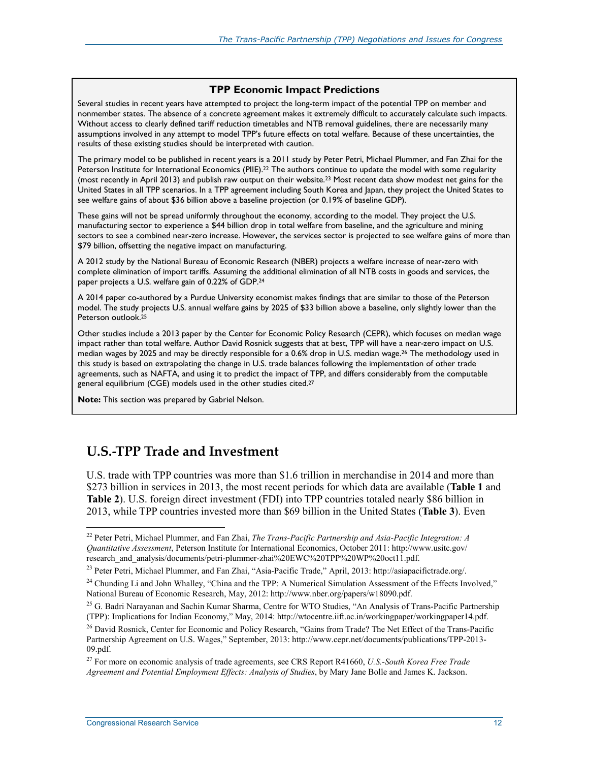### TPP Economic Impact Predictions

Several studies in recent years have attempted to project the long-term impact of the potential TPP on member and nonmember states. The absence of a concrete agreement makes it extremely difficult to accurately calculate such impacts. Without access to clearly defined tariff reduction timetables and NTB removal guidelines, there are necessarily many assumptions involved in any attempt to model TPP's future effects on total welfare. Because of these uncertainties, the results of these existing studies should be interpreted with caution.

The primary model to be published in recent years is a 2011 study by Peter Petri, Michael Plummer, and Fan Zhai for the Peterson Institute for International Economics (PIIE).[22] The authors continue to update the model with some regularity (most recently in April 2013) and publish raw output on their website.[23] Most recent data show modest net gains for the United States in all TPP scenarios. In a TPP agreement including South Korea and Japan, they project the United States to see welfare gains of about $36 billion above a baseline projection (or 0.19% of baseline GDP).

These gains will not be spread uniformly throughout the economy, according to the model. They project the U.S. manufacturing sector to experience a $44 billion drop in total welfare from baseline, and the agriculture and mining sectors to see a combined near-zero increase. However, the services sector is projected to see welfare gains of more than $79 billion, offsetting the negative impact on manufacturing.

A 2012 study by the National Bureau of Economic Research (NBER) projects a welfare increase of near-zero with complete elimination of import tariffs. Assuming the additional elimination of all NTB costs in goods and services, the paper projects a U.S. welfare gain of 0.22% of GDP.[24]

A 2014 paper co-authored by a Purdue University economist makes findings that are similar to those of the Peterson model. The study projects U.S. annual welfare gains by 2025 of $33 billion above a baseline, only slightly lower than the Peterson outlook.[25]

Other studies include a 2013 paper by the Center for Economic Policy Research (CEPR), which focuses on median wage impact rather than total welfare. Author David Rosnick suggests that at best, TPP will have a near-zero impact on U.S. median wages by 2025 and may be directly responsible for a 0.6% drop in U.S. median wage.[26] The methodology used in this study is based on extrapolating the change in U.S. trade balances following the implementation of other trade agreements, such as NAFTA, and using it to predict the impact of TPP, and differs considerably from the computable general equilibrium (CGE) models used in the other studies cited.[27]

**Note:** This section was prepared by Gabriel Nelson.

## U.S.-TPP Trade and Investment

U.S. trade with TPP countries was more than $1.6 trillion in merchandise in 2014 and more than $273 billion in services in 2013, the most recent periods for which data are available (**Table 1** and **Table 2**). U.S. foreign direct investment (FDI) into TPP countries totaled nearly $86 billion in 2013, while TPP countries invested more than $69 billion in the United States (**Table 3**). Even

---

[22] Peter Petri, Michael Plummer, and Fan Zhai, *The Trans-Pacific Partnership and Asia-Pacific Integration: A Quantitative Assessment*, Peterson Institute for International Economics, October 2011: http://www.usitc.gov/research_and_analysis/documents/petri-plummer-zhai%20EWC%20TPP%20WP%20oct11.pdf.

[23] Peter Petri, Michael Plummer, and Fan Zhai, "Asia-Pacific Trade," April, 2013: http://asiapacifictrade.org/.

[24] Chunding Li and John Whalley, "China and the TPP: A Numerical Simulation Assessment of the Effects Involved," National Bureau of Economic Research, May, 2012: http://www.nber.org/papers/w18090.pdf.

[25] G. Badri Narayanan and Sachin Kumar Sharma, Centre for WTO Studies, "An Analysis of Trans-Pacific Partnership (TPP): Implications for Indian Economy," May, 2014: http://wtocentre.iift.ac.in/workingpaper/workingpaper14.pdf.

[26] David Rosnick, Center for Economic and Policy Research, "Gains from Trade? The Net Effect of the Trans-Pacific Partnership Agreement on U.S. Wages," September, 2013: http://www.cepr.net/documents/publications/TPP-2013-09.pdf.

[27] For more on economic analysis of trade agreements, see CRS Report R41660, *U.S.-South Korea Free Trade Agreement and Potential Employment Effects: Analysis of Studies*, by Mary Jane Bolle and James K. Jackson.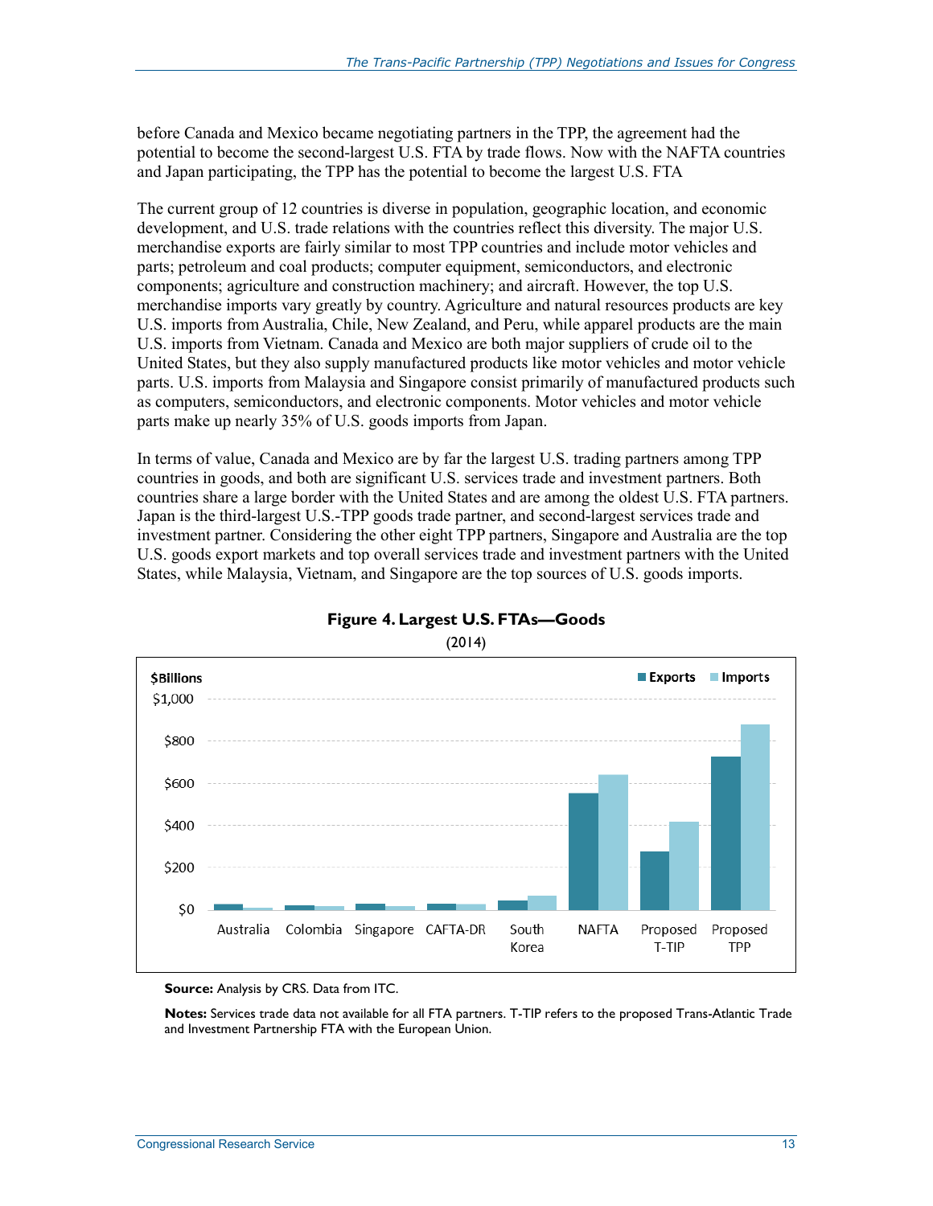before Canada and Mexico became negotiating partners in the TPP, the agreement had the potential to become the second-largest U.S. FTA by trade flows. Now with the NAFTA countries and Japan participating, the TPP has the potential to become the largest U.S. FTA

The current group of 12 countries is diverse in population, geographic location, and economic development, and U.S. trade relations with the countries reflect this diversity. The major U.S. merchandise exports are fairly similar to most TPP countries and include motor vehicles and parts; petroleum and coal products; computer equipment, semiconductors, and electronic components; agriculture and construction machinery; and aircraft. However, the top U.S. merchandise imports vary greatly by country. Agriculture and natural resources products are key U.S. imports from Australia, Chile, New Zealand, and Peru, while apparel products are the main U.S. imports from Vietnam. Canada and Mexico are both major suppliers of crude oil to the United States, but they also supply manufactured products like motor vehicles and motor vehicle parts. U.S. imports from Malaysia and Singapore consist primarily of manufactured products such as computers, semiconductors, and electronic components. Motor vehicles and motor vehicle parts make up nearly 35% of U.S. goods imports from Japan.

In terms of value, Canada and Mexico are by far the largest U.S. trading partners among TPP countries in goods, and both are significant U.S. services trade and investment partners. Both countries share a large border with the United States and are among the oldest U.S. FTA partners. Japan is the third-largest U.S.-TPP goods trade partner, and second-largest services trade and investment partner. Considering the other eight TPP partners, Singapore and Australia are the top U.S. goods export markets and top overall services trade and investment partners with the United States, while Malaysia, Vietnam, and Singapore are the top sources of U.S. goods imports.

**Figure 4. Largest U.S. FTAs—Goods**

(2014)

$Billions — Exports / Imports

Australia, Colombia, Singapore, CAFTA-DR, South Korea, NAFTA, Proposed T-TIP, Proposed TPP

**Source:** Analysis by CRS. Data from ITC.

**Notes:** Services trade data not available for all FTA partners. T-TIP refers to the proposed Trans-Atlantic Trade and Investment Partnership FTA with the European Union.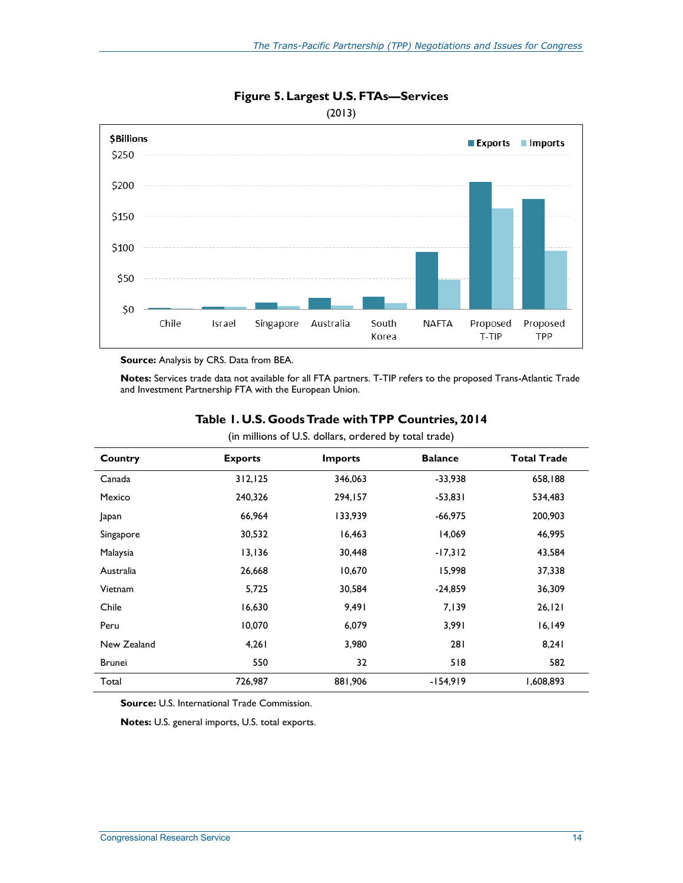**Figure 5. Largest U.S. FTAs—Services**

(2013)

**Source:** Analysis by CRS. Data from BEA.

**Notes:** Services trade data not available for all FTA partners. T-TIP refers to the proposed Trans-Atlantic Trade and Investment Partnership FTA with the European Union.

**Table 1. U.S. Goods Trade with TPP Countries, 2014**

(in millions of U.S. dollars, ordered by total trade)

| Country | Exports | Imports | Balance | Total Trade |
|---|---|---|---|---|
| Canada | 312,125 | 346,063 | -33,938 | 658,188 |
| Mexico | 240,326 | 294,157 | -53,831 | 534,483 |
| Japan | 66,964 | 133,939 | -66,975 | 200,903 |
| Singapore | 30,532 | 16,463 | 14,069 | 46,995 |
| Malaysia | 13,136 | 30,448 | -17,312 | 43,584 |
| Australia | 26,668 | 10,670 | 15,998 | 37,338 |
| Vietnam | 5,725 | 30,584 | -24,859 | 36,309 |
| Chile | 16,630 | 9,491 | 7,139 | 26,121 |
| Peru | 10,070 | 6,079 | 3,991 | 16,149 |
| New Zealand | 4,261 | 3,980 | 281 | 8,241 |
| Brunei | 550 | 32 | 518 | 582 |
| Total | 726,987 | 881,906 | -154,919 | 1,608,893 |

**Source:** U.S. International Trade Commission.

**Notes:** U.S. general imports, U.S. total exports.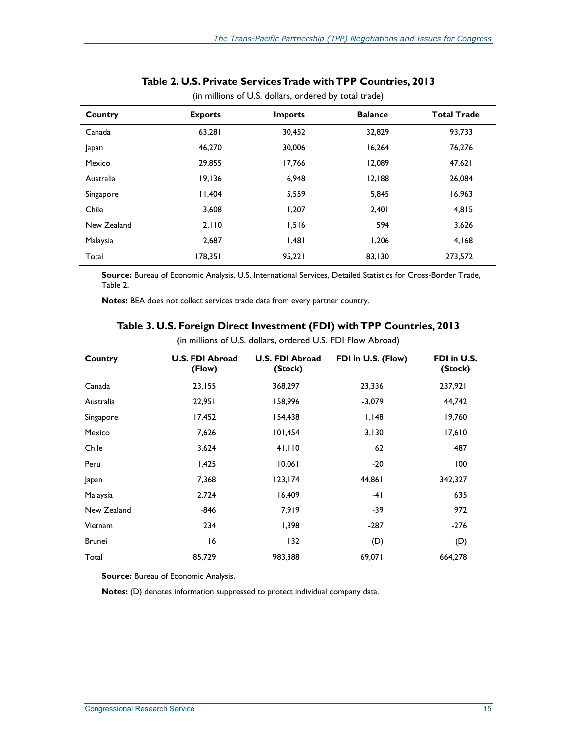### Table 2. U.S. Private Services Trade with TPP Countries, 2013

(in millions of U.S. dollars, ordered by total trade)

| Country | Exports | Imports | Balance | Total Trade |
|---|---|---|---|---|
| Canada | 63,281 | 30,452 | 32,829 | 93,733 |
| Japan | 46,270 | 30,006 | 16,264 | 76,276 |
| Mexico | 29,855 | 17,766 | 12,089 | 47,621 |
| Australia | 19,136 | 6,948 | 12,188 | 26,084 |
| Singapore | 11,404 | 5,559 | 5,845 | 16,963 |
| Chile | 3,608 | 1,207 | 2,401 | 4,815 |
| New Zealand | 2,110 | 1,516 | 594 | 3,626 |
| Malaysia | 2,687 | 1,481 | 1,206 | 4,168 |
| Total | 178,351 | 95,221 | 83,130 | 273,572 |

**Source:** Bureau of Economic Analysis, U.S. International Services, Detailed Statistics for Cross-Border Trade, Table 2.

**Notes:** BEA does not collect services trade data from every partner country.

### Table 3. U.S. Foreign Direct Investment (FDI) with TPP Countries, 2013

(in millions of U.S. dollars, ordered U.S. FDI Flow Abroad)

| Country | U.S. FDI Abroad (Flow) | U.S. FDI Abroad (Stock) | FDI in U.S. (Flow) | FDI in U.S. (Stock) |
|---|---|---|---|---|
| Canada | 23,155 | 368,297 | 23,336 | 237,921 |
| Australia | 22,951 | 158,996 | -3,079 | 44,742 |
| Singapore | 17,452 | 154,438 | 1,148 | 19,760 |
| Mexico | 7,626 | 101,454 | 3,130 | 17,610 |
| Chile | 3,624 | 41,110 | 62 | 487 |
| Peru | 1,425 | 10,061 | -20 | 100 |
| Japan | 7,368 | 123,174 | 44,861 | 342,327 |
| Malaysia | 2,724 | 16,409 | -41 | 635 |
| New Zealand | -846 | 7,919 | -39 | 972 |
| Vietnam | 234 | 1,398 | -287 | -276 |
| Brunei | 16 | 132 | (D) | (D) |
| Total | 85,729 | 983,388 | 69,071 | 664,278 |

**Source:** Bureau of Economic Analysis.

**Notes:** (D) denotes information suppressed to protect individual company data.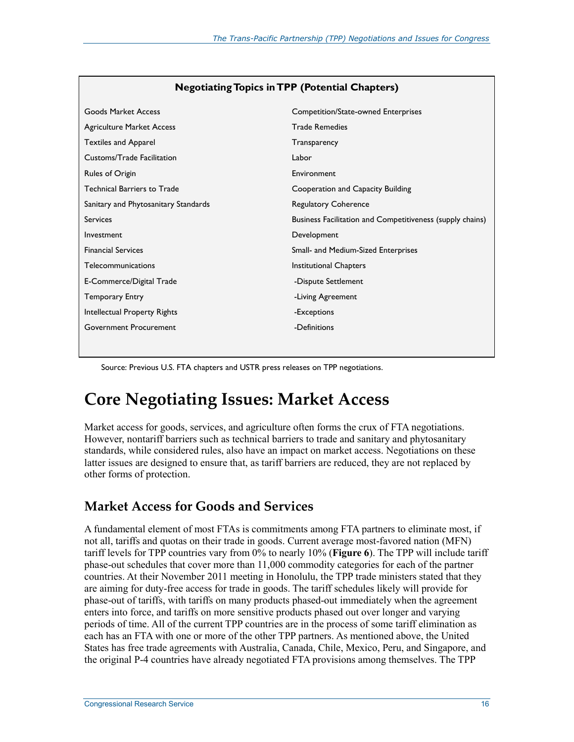**Negotiating Topics in TPP (Potential Chapters)**

| | |
|---|---|
| Goods Market Access | Competition/State-owned Enterprises |
| Agriculture Market Access | Trade Remedies |
| Textiles and Apparel | Transparency |
| Customs/Trade Facilitation | Labor |
| Rules of Origin | Environment |
| Technical Barriers to Trade | Cooperation and Capacity Building |
| Sanitary and Phytosanitary Standards | Regulatory Coherence |
| Services | Business Facilitation and Competitiveness (supply chains) |
| Investment | Development |
| Financial Services | Small- and Medium-Sized Enterprises |
| Telecommunications | Institutional Chapters |
| E-Commerce/Digital Trade | -Dispute Settlement |
| Temporary Entry | -Living Agreement |
| Intellectual Property Rights | -Exceptions |
| Government Procurement | -Definitions |

Source: Previous U.S. FTA chapters and USTR press releases on TPP negotiations.

# Core Negotiating Issues: Market Access

Market access for goods, services, and agriculture often forms the crux of FTA negotiations. However, nontariff barriers such as technical barriers to trade and sanitary and phytosanitary standards, while considered rules, also have an impact on market access. Negotiations on these latter issues are designed to ensure that, as tariff barriers are reduced, they are not replaced by other forms of protection.

## Market Access for Goods and Services

A fundamental element of most FTAs is commitments among FTA partners to eliminate most, if not all, tariffs and quotas on their trade in goods. Current average most-favored nation (MFN) tariff levels for TPP countries vary from 0% to nearly 10% (**Figure 6**). The TPP will include tariff phase-out schedules that cover more than 11,000 commodity categories for each of the partner countries. At their November 2011 meeting in Honolulu, the TPP trade ministers stated that they are aiming for duty-free access for trade in goods. The tariff schedules likely will provide for phase-out of tariffs, with tariffs on many products phased-out immediately when the agreement enters into force, and tariffs on more sensitive products phased out over longer and varying periods of time. All of the current TPP countries are in the process of some tariff elimination as each has an FTA with one or more of the other TPP partners. As mentioned above, the United States has free trade agreements with Australia, Canada, Chile, Mexico, Peru, and Singapore, and the original P-4 countries have already negotiated FTA provisions among themselves. The TPP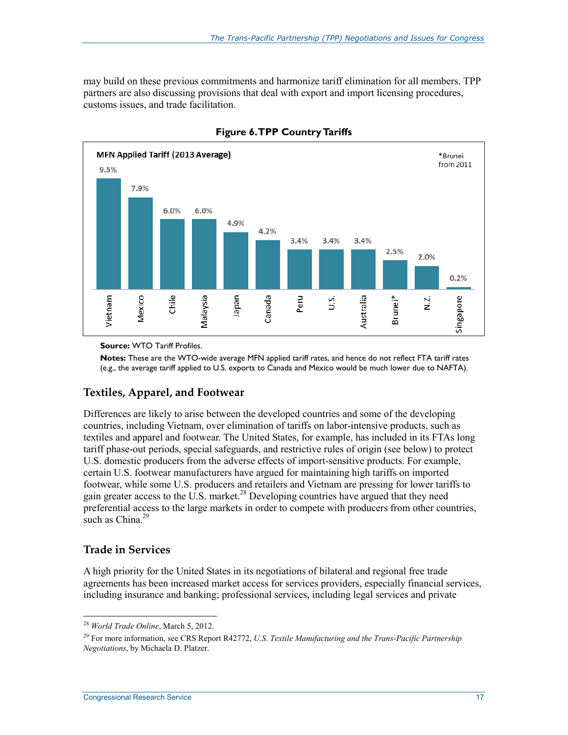may build on these previous commitments and harmonize tariff elimination for all members. TPP partners are also discussing provisions that deal with export and import licensing procedures, customs issues, and trade facilitation.

**Figure 6. TPP Country Tariffs**

**MFN Applied Tariff (2013 Average)**

*Brunei from 2011

| Country | MFN Applied Tariff |
| --- | --- |
| Vietnam | 9.5% |
| Mexico | 7.9% |
| Chile | 6.0% |
| Malaysia | 6.0% |
| Japan | 4.9% |
| Canada | 4.2% |
| Peru | 3.4% |
| U.S. | 3.4% |
| Australia | 3.4% |
| Brunei* | 2.5% |
| N.Z. | 2.0% |
| Singapore | 0.2% |

**Source:** WTO Tariff Profiles.

**Notes:** These are the WTO-wide average MFN applied tariff rates, and hence do not reflect FTA tariff rates (e.g., the average tariff applied to U.S. exports to Canada and Mexico would be much lower due to NAFTA).

### Textiles, Apparel, and Footwear

Differences are likely to arise between the developed countries and some of the developing countries, including Vietnam, over elimination of tariffs on labor-intensive products, such as textiles and apparel and footwear. The United States, for example, has included in its FTAs long tariff phase-out periods, special safeguards, and restrictive rules of origin (see below) to protect U.S. domestic producers from the adverse effects of import-sensitive products. For example, certain U.S. footwear manufacturers have argued for maintaining high tariffs on imported footwear, while some U.S. producers and retailers and Vietnam are pressing for lower tariffs to gain greater access to the U.S. market.[28] Developing countries have argued that they need preferential access to the large markets in order to compete with producers from other countries, such as China.[29]

### Trade in Services

A high priority for the United States in its negotiations of bilateral and regional free trade agreements has been increased market access for services providers, especially financial services, including insurance and banking; professional services, including legal services and private

---

[28] *World Trade Online*, March 5, 2012.

[29] For more information, see CRS Report R42772, *U.S. Textile Manufacturing and the Trans-Pacific Partnership Negotiations*, by Michaela D. Platzer.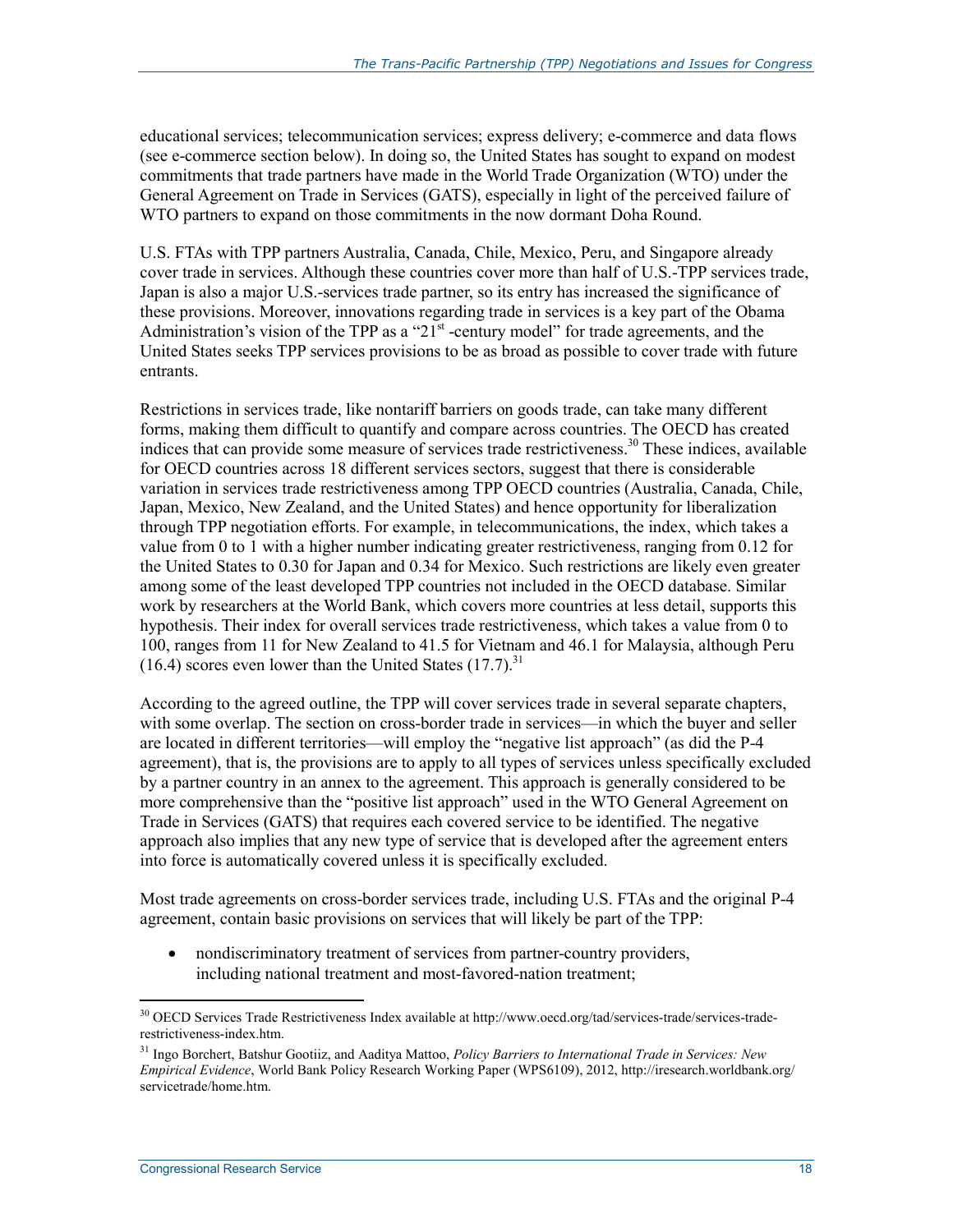educational services; telecommunication services; express delivery; e-commerce and data flows (see e-commerce section below). In doing so, the United States has sought to expand on modest commitments that trade partners have made in the World Trade Organization (WTO) under the General Agreement on Trade in Services (GATS), especially in light of the perceived failure of WTO partners to expand on those commitments in the now dormant Doha Round.

U.S. FTAs with TPP partners Australia, Canada, Chile, Mexico, Peru, and Singapore already cover trade in services. Although these countries cover more than half of U.S.-TPP services trade, Japan is also a major U.S.-services trade partner, so its entry has increased the significance of these provisions. Moreover, innovations regarding trade in services is a key part of the Obama Administration's vision of the TPP as a "21st -century model" for trade agreements, and the United States seeks TPP services provisions to be as broad as possible to cover trade with future entrants.

Restrictions in services trade, like nontariff barriers on goods trade, can take many different forms, making them difficult to quantify and compare across countries. The OECD has created indices that can provide some measure of services trade restrictiveness.[30] These indices, available for OECD countries across 18 different services sectors, suggest that there is considerable variation in services trade restrictiveness among TPP OECD countries (Australia, Canada, Chile, Japan, Mexico, New Zealand, and the United States) and hence opportunity for liberalization through TPP negotiation efforts. For example, in telecommunications, the index, which takes a value from 0 to 1 with a higher number indicating greater restrictiveness, ranging from 0.12 for the United States to 0.30 for Japan and 0.34 for Mexico. Such restrictions are likely even greater among some of the least developed TPP countries not included in the OECD database. Similar work by researchers at the World Bank, which covers more countries at less detail, supports this hypothesis. Their index for overall services trade restrictiveness, which takes a value from 0 to 100, ranges from 11 for New Zealand to 41.5 for Vietnam and 46.1 for Malaysia, although Peru (16.4) scores even lower than the United States (17.7).[31]

According to the agreed outline, the TPP will cover services trade in several separate chapters, with some overlap. The section on cross-border trade in services—in which the buyer and seller are located in different territories—will employ the "negative list approach" (as did the P-4 agreement), that is, the provisions are to apply to all types of services unless specifically excluded by a partner country in an annex to the agreement. This approach is generally considered to be more comprehensive than the "positive list approach" used in the WTO General Agreement on Trade in Services (GATS) that requires each covered service to be identified. The negative approach also implies that any new type of service that is developed after the agreement enters into force is automatically covered unless it is specifically excluded.

Most trade agreements on cross-border services trade, including U.S. FTAs and the original P-4 agreement, contain basic provisions on services that will likely be part of the TPP:

- nondiscriminatory treatment of services from partner-country providers, including national treatment and most-favored-nation treatment;

---

[30] OECD Services Trade Restrictiveness Index available at http://www.oecd.org/tad/services-trade/services-trade-restrictiveness-index.htm.

[31] Ingo Borchert, Batshur Gootiiz, and Aaditya Mattoo, *Policy Barriers to International Trade in Services: New Empirical Evidence*, World Bank Policy Research Working Paper (WPS6109), 2012, http://iresearch.worldbank.org/servicetrade/home.htm.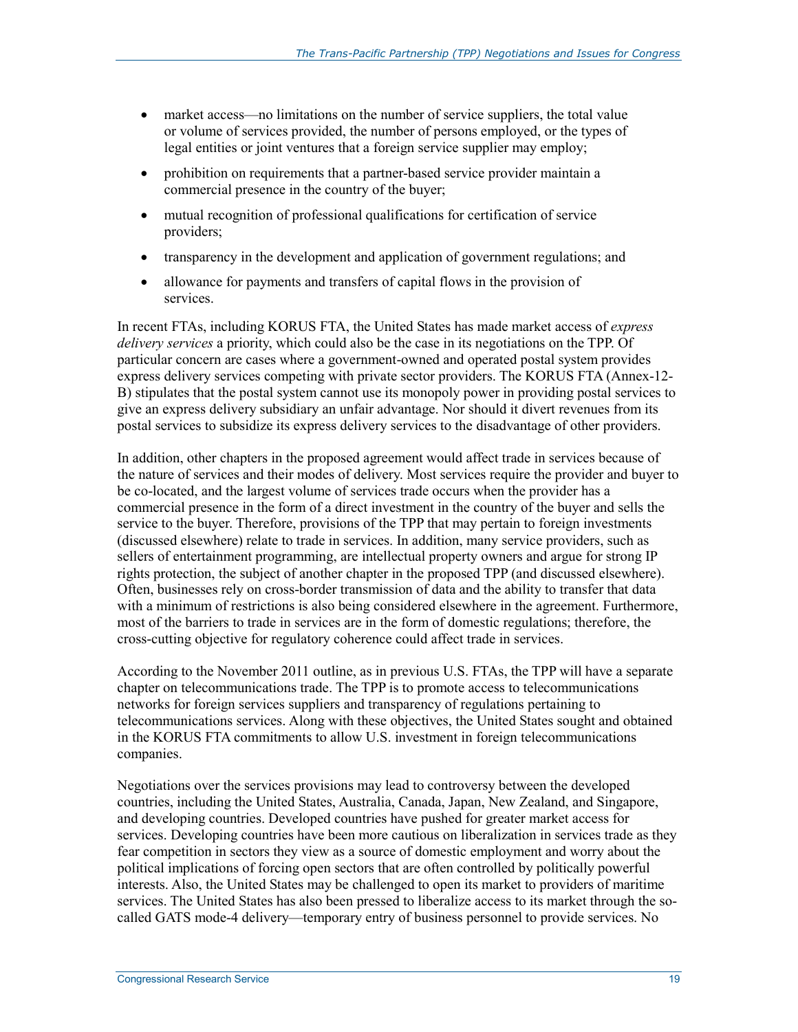- market access—no limitations on the number of service suppliers, the total value or volume of services provided, the number of persons employed, or the types of legal entities or joint ventures that a foreign service supplier may employ;
- prohibition on requirements that a partner-based service provider maintain a commercial presence in the country of the buyer;
- mutual recognition of professional qualifications for certification of service providers;
- transparency in the development and application of government regulations; and
- allowance for payments and transfers of capital flows in the provision of services.

In recent FTAs, including KORUS FTA, the United States has made market access of *express delivery services* a priority, which could also be the case in its negotiations on the TPP. Of particular concern are cases where a government-owned and operated postal system provides express delivery services competing with private sector providers. The KORUS FTA (Annex-12-B) stipulates that the postal system cannot use its monopoly power in providing postal services to give an express delivery subsidiary an unfair advantage. Nor should it divert revenues from its postal services to subsidize its express delivery services to the disadvantage of other providers.

In addition, other chapters in the proposed agreement would affect trade in services because of the nature of services and their modes of delivery. Most services require the provider and buyer to be co-located, and the largest volume of services trade occurs when the provider has a commercial presence in the form of a direct investment in the country of the buyer and sells the service to the buyer. Therefore, provisions of the TPP that may pertain to foreign investments (discussed elsewhere) relate to trade in services. In addition, many service providers, such as sellers of entertainment programming, are intellectual property owners and argue for strong IP rights protection, the subject of another chapter in the proposed TPP (and discussed elsewhere). Often, businesses rely on cross-border transmission of data and the ability to transfer that data with a minimum of restrictions is also being considered elsewhere in the agreement. Furthermore, most of the barriers to trade in services are in the form of domestic regulations; therefore, the cross-cutting objective for regulatory coherence could affect trade in services.

According to the November 2011 outline, as in previous U.S. FTAs, the TPP will have a separate chapter on telecommunications trade. The TPP is to promote access to telecommunications networks for foreign services suppliers and transparency of regulations pertaining to telecommunications services. Along with these objectives, the United States sought and obtained in the KORUS FTA commitments to allow U.S. investment in foreign telecommunications companies.

Negotiations over the services provisions may lead to controversy between the developed countries, including the United States, Australia, Canada, Japan, New Zealand, and Singapore, and developing countries. Developed countries have pushed for greater market access for services. Developing countries have been more cautious on liberalization in services trade as they fear competition in sectors they view as a source of domestic employment and worry about the political implications of forcing open sectors that are often controlled by politically powerful interests. Also, the United States may be challenged to open its market to providers of maritime services. The United States has also been pressed to liberalize access to its market through the so-called GATS mode-4 delivery—temporary entry of business personnel to provide services. No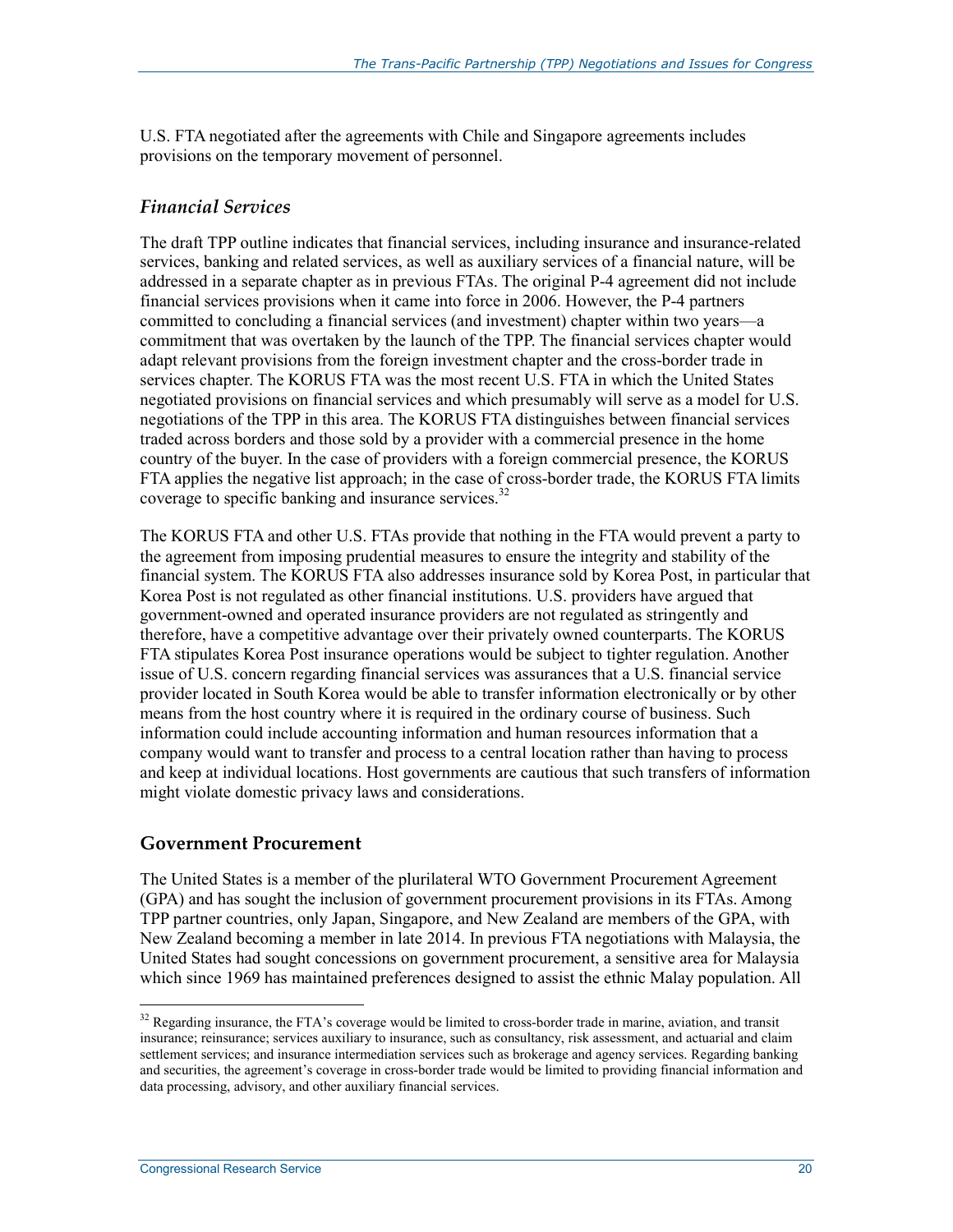U.S. FTA negotiated after the agreements with Chile and Singapore agreements includes provisions on the temporary movement of personnel.

### *Financial Services*

The draft TPP outline indicates that financial services, including insurance and insurance-related services, banking and related services, as well as auxiliary services of a financial nature, will be addressed in a separate chapter as in previous FTAs. The original P-4 agreement did not include financial services provisions when it came into force in 2006. However, the P-4 partners committed to concluding a financial services (and investment) chapter within two years—a commitment that was overtaken by the launch of the TPP. The financial services chapter would adapt relevant provisions from the foreign investment chapter and the cross-border trade in services chapter. The KORUS FTA was the most recent U.S. FTA in which the United States negotiated provisions on financial services and which presumably will serve as a model for U.S. negotiations of the TPP in this area. The KORUS FTA distinguishes between financial services traded across borders and those sold by a provider with a commercial presence in the home country of the buyer. In the case of providers with a foreign commercial presence, the KORUS FTA applies the negative list approach; in the case of cross-border trade, the KORUS FTA limits coverage to specific banking and insurance services.[32]

The KORUS FTA and other U.S. FTAs provide that nothing in the FTA would prevent a party to the agreement from imposing prudential measures to ensure the integrity and stability of the financial system. The KORUS FTA also addresses insurance sold by Korea Post, in particular that Korea Post is not regulated as other financial institutions. U.S. providers have argued that government-owned and operated insurance providers are not regulated as stringently and therefore, have a competitive advantage over their privately owned counterparts. The KORUS FTA stipulates Korea Post insurance operations would be subject to tighter regulation. Another issue of U.S. concern regarding financial services was assurances that a U.S. financial service provider located in South Korea would be able to transfer information electronically or by other means from the host country where it is required in the ordinary course of business. Such information could include accounting information and human resources information that a company would want to transfer and process to a central location rather than having to process and keep at individual locations. Host governments are cautious that such transfers of information might violate domestic privacy laws and considerations.

## Government Procurement

The United States is a member of the plurilateral WTO Government Procurement Agreement (GPA) and has sought the inclusion of government procurement provisions in its FTAs. Among TPP partner countries, only Japan, Singapore, and New Zealand are members of the GPA, with New Zealand becoming a member in late 2014. In previous FTA negotiations with Malaysia, the United States had sought concessions on government procurement, a sensitive area for Malaysia which since 1969 has maintained preferences designed to assist the ethnic Malay population. All

---

[32] Regarding insurance, the FTA's coverage would be limited to cross-border trade in marine, aviation, and transit insurance; reinsurance; services auxiliary to insurance, such as consultancy, risk assessment, and actuarial and claim settlement services; and insurance intermediation services such as brokerage and agency services. Regarding banking and securities, the agreement's coverage in cross-border trade would be limited to providing financial information and data processing, advisory, and other auxiliary financial services.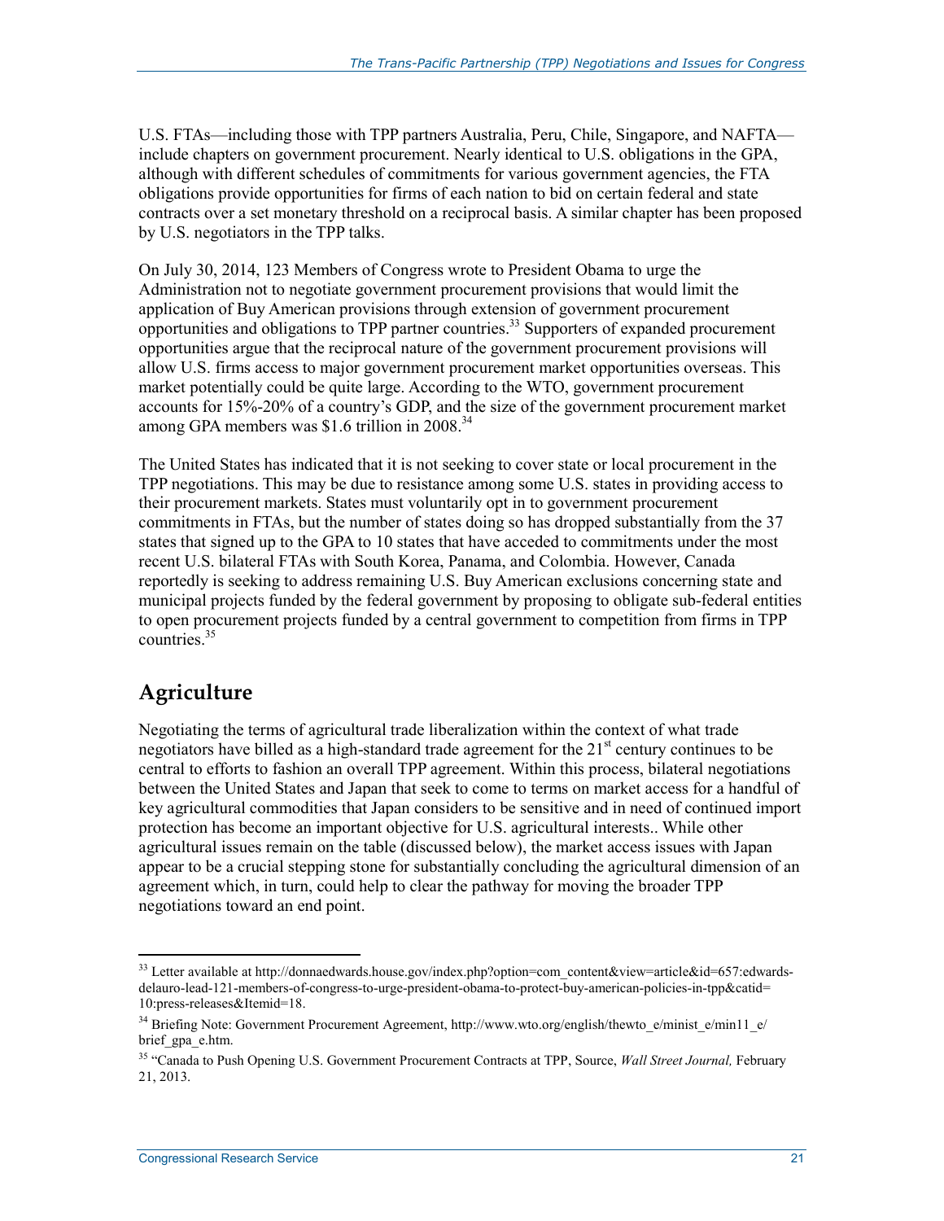U.S. FTAs—including those with TPP partners Australia, Peru, Chile, Singapore, and NAFTA—include chapters on government procurement. Nearly identical to U.S. obligations in the GPA, although with different schedules of commitments for various government agencies, the FTA obligations provide opportunities for firms of each nation to bid on certain federal and state contracts over a set monetary threshold on a reciprocal basis. A similar chapter has been proposed by U.S. negotiators in the TPP talks.

On July 30, 2014, 123 Members of Congress wrote to President Obama to urge the Administration not to negotiate government procurement provisions that would limit the application of Buy American provisions through extension of government procurement opportunities and obligations to TPP partner countries.[33] Supporters of expanded procurement opportunities argue that the reciprocal nature of the government procurement provisions will allow U.S. firms access to major government procurement market opportunities overseas. This market potentially could be quite large. According to the WTO, government procurement accounts for 15%-20% of a country's GDP, and the size of the government procurement market among GPA members was $1.6 trillion in 2008.[34]

The United States has indicated that it is not seeking to cover state or local procurement in the TPP negotiations. This may be due to resistance among some U.S. states in providing access to their procurement markets. States must voluntarily opt in to government procurement commitments in FTAs, but the number of states doing so has dropped substantially from the 37 states that signed up to the GPA to 10 states that have acceded to commitments under the most recent U.S. bilateral FTAs with South Korea, Panama, and Colombia. However, Canada reportedly is seeking to address remaining U.S. Buy American exclusions concerning state and municipal projects funded by the federal government by proposing to obligate sub-federal entities to open procurement projects funded by a central government to competition from firms in TPP countries.[35]

## Agriculture

Negotiating the terms of agricultural trade liberalization within the context of what trade negotiators have billed as a high-standard trade agreement for the 21st century continues to be central to efforts to fashion an overall TPP agreement. Within this process, bilateral negotiations between the United States and Japan that seek to come to terms on market access for a handful of key agricultural commodities that Japan considers to be sensitive and in need of continued import protection has become an important objective for U.S. agricultural interests.. While other agricultural issues remain on the table (discussed below), the market access issues with Japan appear to be a crucial stepping stone for substantially concluding the agricultural dimension of an agreement which, in turn, could help to clear the pathway for moving the broader TPP negotiations toward an end point.

---

[33] Letter available at http://donnaedwards.house.gov/index.php?option=com_content&view=article&id=657:edwards-delauro-lead-121-members-of-congress-to-urge-president-obama-to-protect-buy-american-policies-in-tpp&catid=10:press-releases&Itemid=18.

[34] Briefing Note: Government Procurement Agreement, http://www.wto.org/english/thewto_e/minist_e/min11_e/brief_gpa_e.htm.

[35] "Canada to Push Opening U.S. Government Procurement Contracts at TPP, Source, *Wall Street Journal,* February 21, 2013.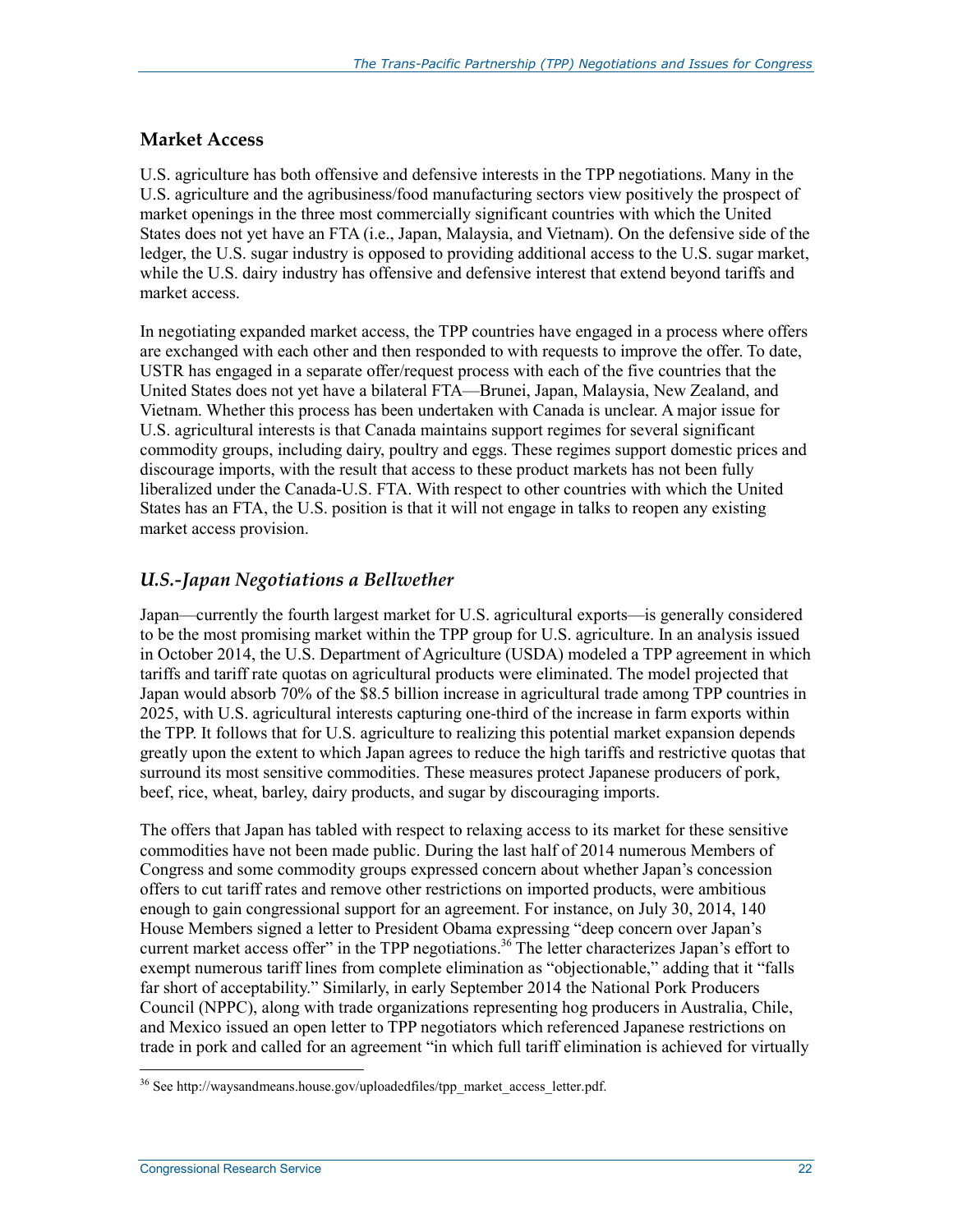## Market Access

U.S. agriculture has both offensive and defensive interests in the TPP negotiations. Many in the U.S. agriculture and the agribusiness/food manufacturing sectors view positively the prospect of market openings in the three most commercially significant countries with which the United States does not yet have an FTA (i.e., Japan, Malaysia, and Vietnam). On the defensive side of the ledger, the U.S. sugar industry is opposed to providing additional access to the U.S. sugar market, while the U.S. dairy industry has offensive and defensive interest that extend beyond tariffs and market access.

In negotiating expanded market access, the TPP countries have engaged in a process where offers are exchanged with each other and then responded to with requests to improve the offer. To date, USTR has engaged in a separate offer/request process with each of the five countries that the United States does not yet have a bilateral FTA—Brunei, Japan, Malaysia, New Zealand, and Vietnam. Whether this process has been undertaken with Canada is unclear. A major issue for U.S. agricultural interests is that Canada maintains support regimes for several significant commodity groups, including dairy, poultry and eggs. These regimes support domestic prices and discourage imports, with the result that access to these product markets has not been fully liberalized under the Canada-U.S. FTA. With respect to other countries with which the United States has an FTA, the U.S. position is that it will not engage in talks to reopen any existing market access provision.

### *U.S.-Japan Negotiations a Bellwether*

Japan—currently the fourth largest market for U.S. agricultural exports—is generally considered to be the most promising market within the TPP group for U.S. agriculture. In an analysis issued in October 2014, the U.S. Department of Agriculture (USDA) modeled a TPP agreement in which tariffs and tariff rate quotas on agricultural products were eliminated. The model projected that Japan would absorb 70% of the $8.5 billion increase in agricultural trade among TPP countries in 2025, with U.S. agricultural interests capturing one-third of the increase in farm exports within the TPP. It follows that for U.S. agriculture to realizing this potential market expansion depends greatly upon the extent to which Japan agrees to reduce the high tariffs and restrictive quotas that surround its most sensitive commodities. These measures protect Japanese producers of pork, beef, rice, wheat, barley, dairy products, and sugar by discouraging imports.

The offers that Japan has tabled with respect to relaxing access to its market for these sensitive commodities have not been made public. During the last half of 2014 numerous Members of Congress and some commodity groups expressed concern about whether Japan's concession offers to cut tariff rates and remove other restrictions on imported products, were ambitious enough to gain congressional support for an agreement. For instance, on July 30, 2014, 140 House Members signed a letter to President Obama expressing "deep concern over Japan's current market access offer" in the TPP negotiations.[36] The letter characterizes Japan's effort to exempt numerous tariff lines from complete elimination as "objectionable," adding that it "falls far short of acceptability." Similarly, in early September 2014 the National Pork Producers Council (NPPC), along with trade organizations representing hog producers in Australia, Chile, and Mexico issued an open letter to TPP negotiators which referenced Japanese restrictions on trade in pork and called for an agreement "in which full tariff elimination is achieved for virtually

---

[36] See http://waysandmeans.house.gov/uploadedfiles/tpp_market_access_letter.pdf.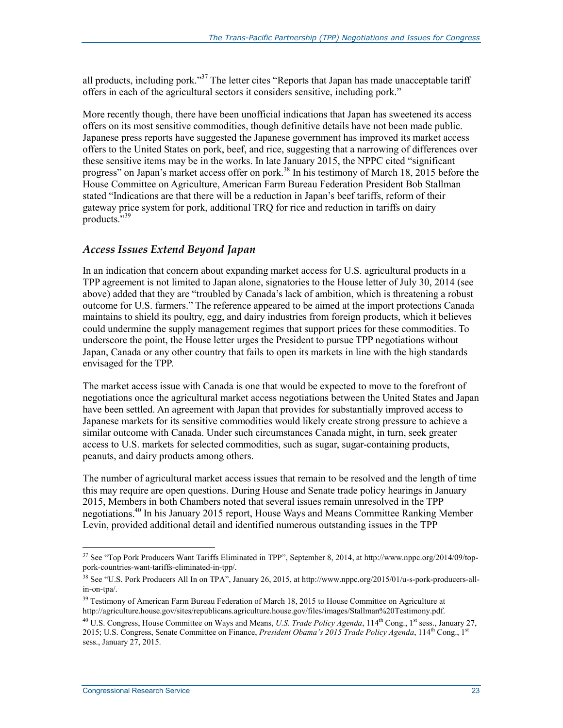all products, including pork."[37] The letter cites "Reports that Japan has made unacceptable tariff offers in each of the agricultural sectors it considers sensitive, including pork."

More recently though, there have been unofficial indications that Japan has sweetened its access offers on its most sensitive commodities, though definitive details have not been made public. Japanese press reports have suggested the Japanese government has improved its market access offers to the United States on pork, beef, and rice, suggesting that a narrowing of differences over these sensitive items may be in the works. In late January 2015, the NPPC cited "significant progress" on Japan's market access offer on pork.[38] In his testimony of March 18, 2015 before the House Committee on Agriculture, American Farm Bureau Federation President Bob Stallman stated "Indications are that there will be a reduction in Japan's beef tariffs, reform of their gateway price system for pork, additional TRQ for rice and reduction in tariffs on dairy products."[39]

### *Access Issues Extend Beyond Japan*

In an indication that concern about expanding market access for U.S. agricultural products in a TPP agreement is not limited to Japan alone, signatories to the House letter of July 30, 2014 (see above) added that they are "troubled by Canada's lack of ambition, which is threatening a robust outcome for U.S. farmers." The reference appeared to be aimed at the import protections Canada maintains to shield its poultry, egg, and dairy industries from foreign products, which it believes could undermine the supply management regimes that support prices for these commodities. To underscore the point, the House letter urges the President to pursue TPP negotiations without Japan, Canada or any other country that fails to open its markets in line with the high standards envisaged for the TPP.

The market access issue with Canada is one that would be expected to move to the forefront of negotiations once the agricultural market access negotiations between the United States and Japan have been settled. An agreement with Japan that provides for substantially improved access to Japanese markets for its sensitive commodities would likely create strong pressure to achieve a similar outcome with Canada. Under such circumstances Canada might, in turn, seek greater access to U.S. markets for selected commodities, such as sugar, sugar-containing products, peanuts, and dairy products among others.

The number of agricultural market access issues that remain to be resolved and the length of time this may require are open questions. During House and Senate trade policy hearings in January 2015, Members in both Chambers noted that several issues remain unresolved in the TPP negotiations.[40] In his January 2015 report, House Ways and Means Committee Ranking Member Levin, provided additional detail and identified numerous outstanding issues in the TPP

---

[37] See "Top Pork Producers Want Tariffs Eliminated in TPP", September 8, 2014, at http://www.nppc.org/2014/09/top-pork-countries-want-tariffs-eliminated-in-tpp/.

[38] See "U.S. Pork Producers All In on TPA", January 26, 2015, at http://www.nppc.org/2015/01/u-s-pork-producers-all-in-on-tpa/.

[39] Testimony of American Farm Bureau Federation of March 18, 2015 to House Committee on Agriculture at http://agriculture.house.gov/sites/republicans.agriculture.house.gov/files/images/Stallman%20Testimony.pdf.

[40] U.S. Congress, House Committee on Ways and Means, *U.S. Trade Policy Agenda*, 114th Cong., 1st sess., January 27, 2015; U.S. Congress, Senate Committee on Finance, *President Obama's 2015 Trade Policy Agenda*, 114th Cong., 1st sess., January 27, 2015.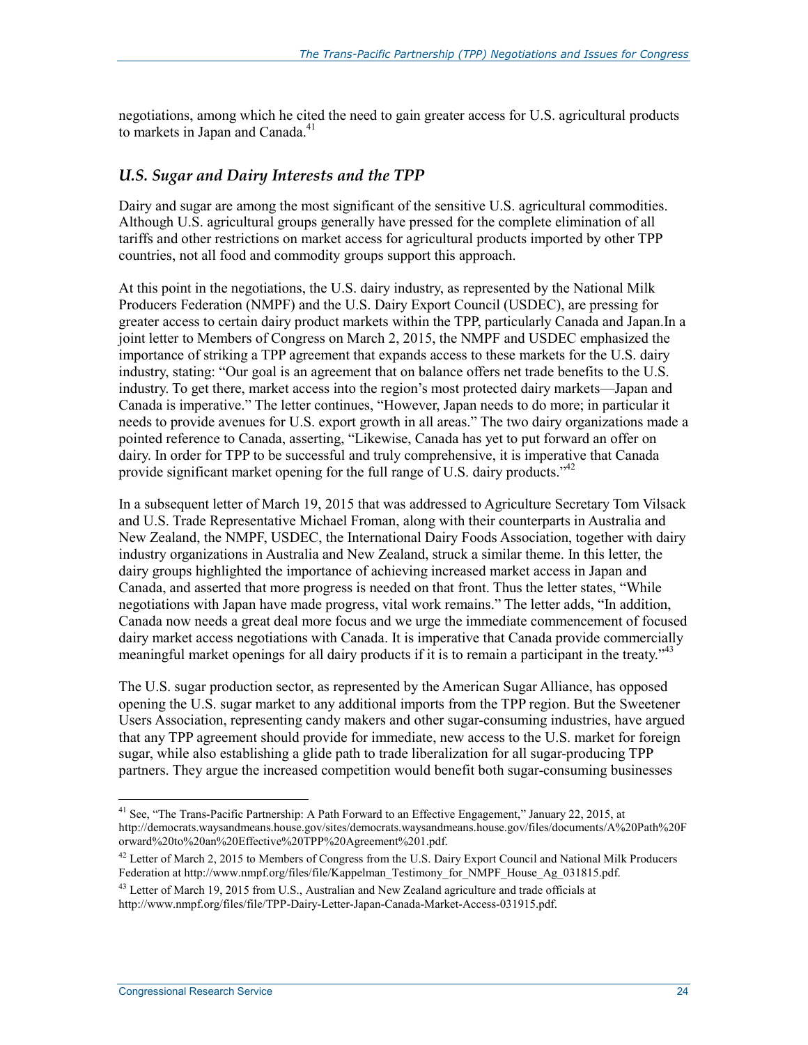negotiations, among which he cited the need to gain greater access for U.S. agricultural products to markets in Japan and Canada.[41]

### *U.S. Sugar and Dairy Interests and the TPP*

Dairy and sugar are among the most significant of the sensitive U.S. agricultural commodities. Although U.S. agricultural groups generally have pressed for the complete elimination of all tariffs and other restrictions on market access for agricultural products imported by other TPP countries, not all food and commodity groups support this approach.

At this point in the negotiations, the U.S. dairy industry, as represented by the National Milk Producers Federation (NMPF) and the U.S. Dairy Export Council (USDEC), are pressing for greater access to certain dairy product markets within the TPP, particularly Canada and Japan.In a joint letter to Members of Congress on March 2, 2015, the NMPF and USDEC emphasized the importance of striking a TPP agreement that expands access to these markets for the U.S. dairy industry, stating: "Our goal is an agreement that on balance offers net trade benefits to the U.S. industry. To get there, market access into the region's most protected dairy markets—Japan and Canada is imperative." The letter continues, "However, Japan needs to do more; in particular it needs to provide avenues for U.S. export growth in all areas." The two dairy organizations made a pointed reference to Canada, asserting, "Likewise, Canada has yet to put forward an offer on dairy. In order for TPP to be successful and truly comprehensive, it is imperative that Canada provide significant market opening for the full range of U.S. dairy products."[42]

In a subsequent letter of March 19, 2015 that was addressed to Agriculture Secretary Tom Vilsack and U.S. Trade Representative Michael Froman, along with their counterparts in Australia and New Zealand, the NMPF, USDEC, the International Dairy Foods Association, together with dairy industry organizations in Australia and New Zealand, struck a similar theme. In this letter, the dairy groups highlighted the importance of achieving increased market access in Japan and Canada, and asserted that more progress is needed on that front. Thus the letter states, "While negotiations with Japan have made progress, vital work remains." The letter adds, "In addition, Canada now needs a great deal more focus and we urge the immediate commencement of focused dairy market access negotiations with Canada. It is imperative that Canada provide commercially meaningful market openings for all dairy products if it is to remain a participant in the treaty."[43]

The U.S. sugar production sector, as represented by the American Sugar Alliance, has opposed opening the U.S. sugar market to any additional imports from the TPP region. But the Sweetener Users Association, representing candy makers and other sugar-consuming industries, have argued that any TPP agreement should provide for immediate, new access to the U.S. market for foreign sugar, while also establishing a glide path to trade liberalization for all sugar-producing TPP partners. They argue the increased competition would benefit both sugar-consuming businesses

---

[41] See, "The Trans-Pacific Partnership: A Path Forward to an Effective Engagement," January 22, 2015, at http://democrats.waysandmeans.house.gov/sites/democrats.waysandmeans.house.gov/files/documents/A%20Path%20Forward%20to%20an%20Effective%20TPP%20Agreement%201.pdf.

[42] Letter of March 2, 2015 to Members of Congress from the U.S. Dairy Export Council and National Milk Producers Federation at http://www.nmpf.org/files/file/Kappelman_Testimony_for_NMPF_House_Ag_031815.pdf.

[43] Letter of March 19, 2015 from U.S., Australian and New Zealand agriculture and trade officials at http://www.nmpf.org/files/file/TPP-Dairy-Letter-Japan-Canada-Market-Access-031915.pdf.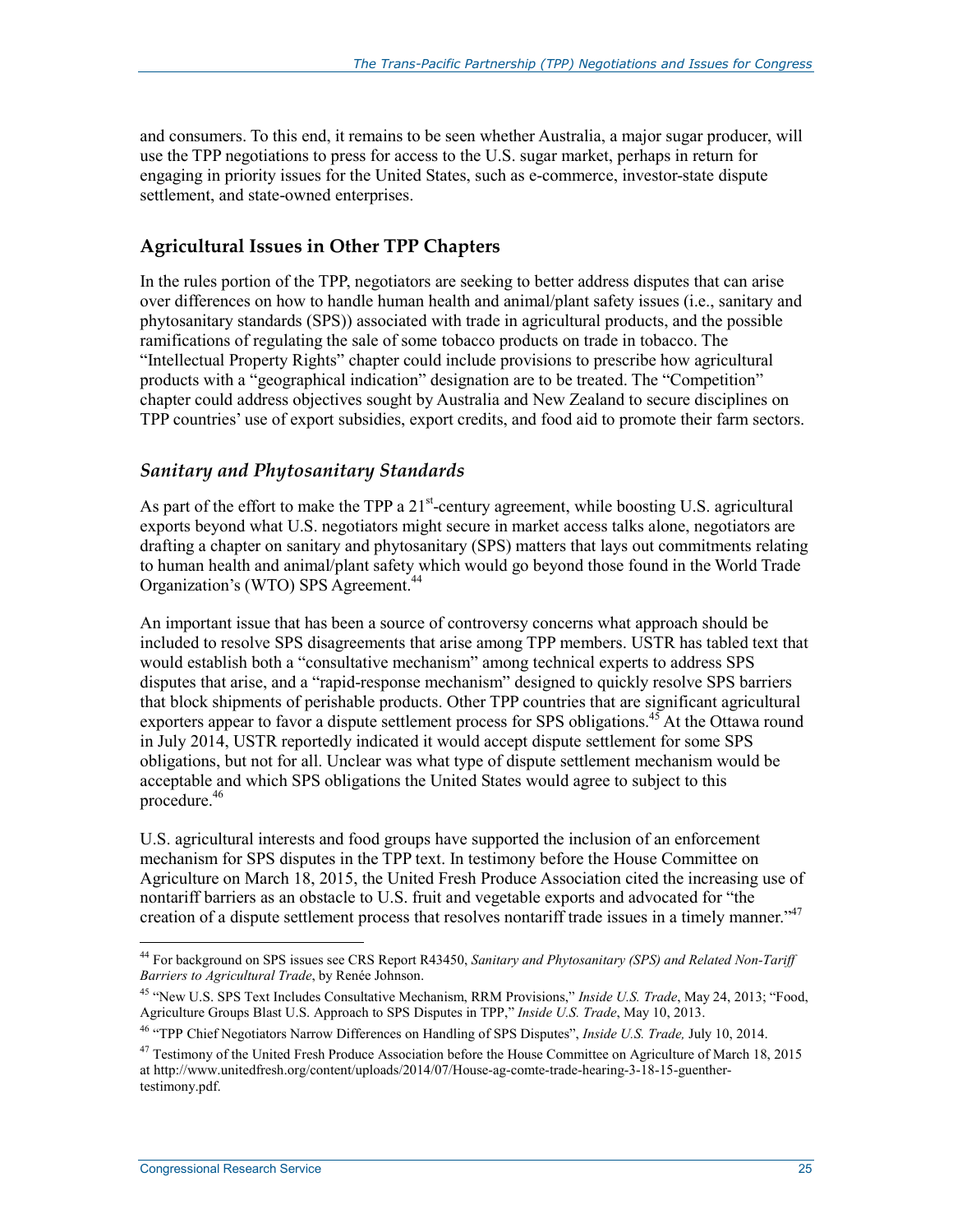and consumers. To this end, it remains to be seen whether Australia, a major sugar producer, will use the TPP negotiations to press for access to the U.S. sugar market, perhaps in return for engaging in priority issues for the United States, such as e-commerce, investor-state dispute settlement, and state-owned enterprises.

## Agricultural Issues in Other TPP Chapters

In the rules portion of the TPP, negotiators are seeking to better address disputes that can arise over differences on how to handle human health and animal/plant safety issues (i.e., sanitary and phytosanitary standards (SPS)) associated with trade in agricultural products, and the possible ramifications of regulating the sale of some tobacco products on trade in tobacco. The "Intellectual Property Rights" chapter could include provisions to prescribe how agricultural products with a "geographical indication" designation are to be treated. The "Competition" chapter could address objectives sought by Australia and New Zealand to secure disciplines on TPP countries' use of export subsidies, export credits, and food aid to promote their farm sectors.

### *Sanitary and Phytosanitary Standards*

As part of the effort to make the TPP a 21st-century agreement, while boosting U.S. agricultural exports beyond what U.S. negotiators might secure in market access talks alone, negotiators are drafting a chapter on sanitary and phytosanitary (SPS) matters that lays out commitments relating to human health and animal/plant safety which would go beyond those found in the World Trade Organization's (WTO) SPS Agreement.[44]

An important issue that has been a source of controversy concerns what approach should be included to resolve SPS disagreements that arise among TPP members. USTR has tabled text that would establish both a "consultative mechanism" among technical experts to address SPS disputes that arise, and a "rapid-response mechanism" designed to quickly resolve SPS barriers that block shipments of perishable products. Other TPP countries that are significant agricultural exporters appear to favor a dispute settlement process for SPS obligations.[45] At the Ottawa round in July 2014, USTR reportedly indicated it would accept dispute settlement for some SPS obligations, but not for all. Unclear was what type of dispute settlement mechanism would be acceptable and which SPS obligations the United States would agree to subject to this procedure.[46]

U.S. agricultural interests and food groups have supported the inclusion of an enforcement mechanism for SPS disputes in the TPP text. In testimony before the House Committee on Agriculture on March 18, 2015, the United Fresh Produce Association cited the increasing use of nontariff barriers as an obstacle to U.S. fruit and vegetable exports and advocated for "the creation of a dispute settlement process that resolves nontariff trade issues in a timely manner."[47]

---

[44] For background on SPS issues see CRS Report R43450, *Sanitary and Phytosanitary (SPS) and Related Non-Tariff Barriers to Agricultural Trade*, by Renée Johnson.

[45] "New U.S. SPS Text Includes Consultative Mechanism, RRM Provisions," *Inside U.S. Trade*, May 24, 2013; "Food, Agriculture Groups Blast U.S. Approach to SPS Disputes in TPP," *Inside U.S. Trade*, May 10, 2013.

[46] "TPP Chief Negotiators Narrow Differences on Handling of SPS Disputes", *Inside U.S. Trade,* July 10, 2014.

[47] Testimony of the United Fresh Produce Association before the House Committee on Agriculture of March 18, 2015 at http://www.unitedfresh.org/content/uploads/2014/07/House-ag-comte-trade-hearing-3-18-15-guenther-testimony.pdf.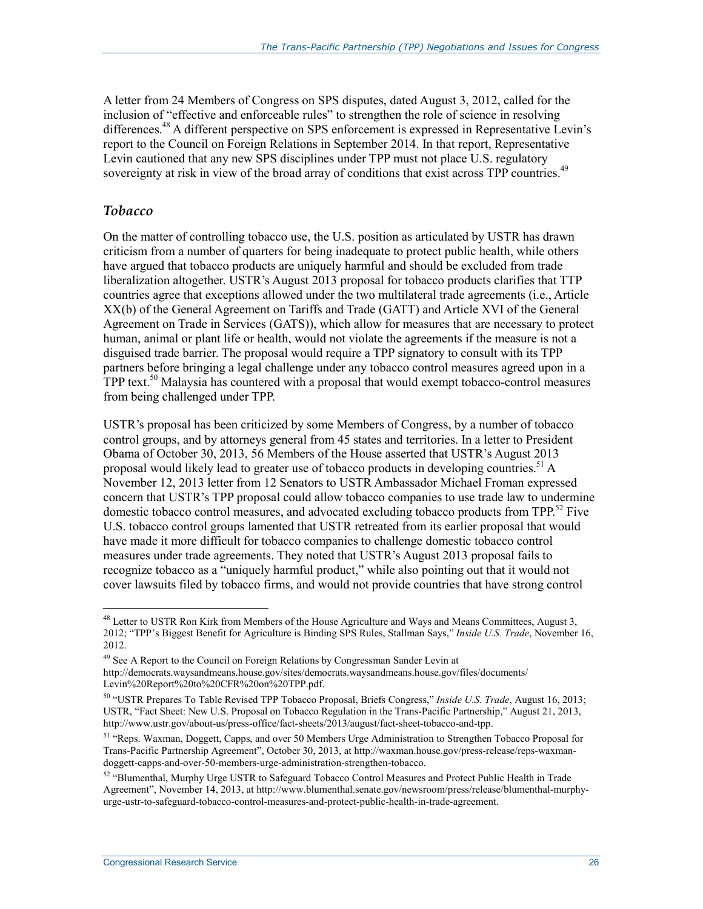A letter from 24 Members of Congress on SPS disputes, dated August 3, 2012, called for the inclusion of "effective and enforceable rules" to strengthen the role of science in resolving differences.[48] A different perspective on SPS enforcement is expressed in Representative Levin's report to the Council on Foreign Relations in September 2014. In that report, Representative Levin cautioned that any new SPS disciplines under TPP must not place U.S. regulatory sovereignty at risk in view of the broad array of conditions that exist across TPP countries.[49]

### *Tobacco*

On the matter of controlling tobacco use, the U.S. position as articulated by USTR has drawn criticism from a number of quarters for being inadequate to protect public health, while others have argued that tobacco products are uniquely harmful and should be excluded from trade liberalization altogether. USTR's August 2013 proposal for tobacco products clarifies that TTP countries agree that exceptions allowed under the two multilateral trade agreements (i.e., Article XX(b) of the General Agreement on Tariffs and Trade (GATT) and Article XVI of the General Agreement on Trade in Services (GATS)), which allow for measures that are necessary to protect human, animal or plant life or health, would not violate the agreements if the measure is not a disguised trade barrier. The proposal would require a TPP signatory to consult with its TPP partners before bringing a legal challenge under any tobacco control measures agreed upon in a TPP text.[50] Malaysia has countered with a proposal that would exempt tobacco-control measures from being challenged under TPP.

USTR's proposal has been criticized by some Members of Congress, by a number of tobacco control groups, and by attorneys general from 45 states and territories. In a letter to President Obama of October 30, 2013, 56 Members of the House asserted that USTR's August 2013 proposal would likely lead to greater use of tobacco products in developing countries.[51] A November 12, 2013 letter from 12 Senators to USTR Ambassador Michael Froman expressed concern that USTR's TPP proposal could allow tobacco companies to use trade law to undermine domestic tobacco control measures, and advocated excluding tobacco products from TPP.[52] Five U.S. tobacco control groups lamented that USTR retreated from its earlier proposal that would have made it more difficult for tobacco companies to challenge domestic tobacco control measures under trade agreements. They noted that USTR's August 2013 proposal fails to recognize tobacco as a "uniquely harmful product," while also pointing out that it would not cover lawsuits filed by tobacco firms, and would not provide countries that have strong control

---

[48] Letter to USTR Ron Kirk from Members of the House Agriculture and Ways and Means Committees, August 3, 2012; "TPP's Biggest Benefit for Agriculture is Binding SPS Rules, Stallman Says," *Inside U.S. Trade*, November 16, 2012.

[49] See A Report to the Council on Foreign Relations by Congressman Sander Levin at http://democrats.waysandmeans.house.gov/sites/democrats.waysandmeans.house.gov/files/documents/Levin%20Report%20to%20CFR%20on%20TPP.pdf.

[50] "USTR Prepares To Table Revised TPP Tobacco Proposal, Briefs Congress," *Inside U.S. Trade*, August 16, 2013; USTR, "Fact Sheet: New U.S. Proposal on Tobacco Regulation in the Trans-Pacific Partnership," August 21, 2013, http://www.ustr.gov/about-us/press-office/fact-sheets/2013/august/fact-sheet-tobacco-and-tpp.

[51] "Reps. Waxman, Doggett, Capps, and over 50 Members Urge Administration to Strengthen Tobacco Proposal for Trans-Pacific Partnership Agreement", October 30, 2013, at http://waxman.house.gov/press-release/reps-waxman-doggett-capps-and-over-50-members-urge-administration-strengthen-tobacco.

[52] "Blumenthal, Murphy Urge USTR to Safeguard Tobacco Control Measures and Protect Public Health in Trade Agreement", November 14, 2013, at http://www.blumenthal.senate.gov/newsroom/press/release/blumenthal-murphy-urge-ustr-to-safeguard-tobacco-control-measures-and-protect-public-health-in-trade-agreement.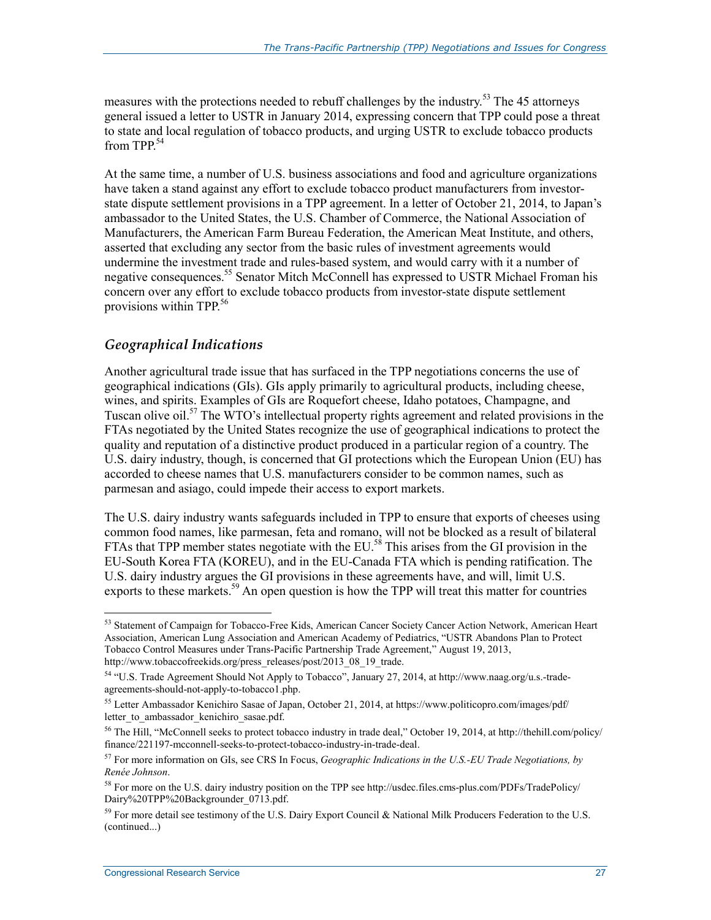measures with the protections needed to rebuff challenges by the industry.[53] The 45 attorneys general issued a letter to USTR in January 2014, expressing concern that TPP could pose a threat to state and local regulation of tobacco products, and urging USTR to exclude tobacco products from TPP.[54]

At the same time, a number of U.S. business associations and food and agriculture organizations have taken a stand against any effort to exclude tobacco product manufacturers from investor-state dispute settlement provisions in a TPP agreement. In a letter of October 21, 2014, to Japan's ambassador to the United States, the U.S. Chamber of Commerce, the National Association of Manufacturers, the American Farm Bureau Federation, the American Meat Institute, and others, asserted that excluding any sector from the basic rules of investment agreements would undermine the investment trade and rules-based system, and would carry with it a number of negative consequences.[55] Senator Mitch McConnell has expressed to USTR Michael Froman his concern over any effort to exclude tobacco products from investor-state dispute settlement provisions within TPP.[56]

### *Geographical Indications*

Another agricultural trade issue that has surfaced in the TPP negotiations concerns the use of geographical indications (GIs). GIs apply primarily to agricultural products, including cheese, wines, and spirits. Examples of GIs are Roquefort cheese, Idaho potatoes, Champagne, and Tuscan olive oil.[57] The WTO's intellectual property rights agreement and related provisions in the FTAs negotiated by the United States recognize the use of geographical indications to protect the quality and reputation of a distinctive product produced in a particular region of a country. The U.S. dairy industry, though, is concerned that GI protections which the European Union (EU) has accorded to cheese names that U.S. manufacturers consider to be common names, such as parmesan and asiago, could impede their access to export markets.

The U.S. dairy industry wants safeguards included in TPP to ensure that exports of cheeses using common food names, like parmesan, feta and romano, will not be blocked as a result of bilateral FTAs that TPP member states negotiate with the EU.[58] This arises from the GI provision in the EU-South Korea FTA (KOREU), and in the EU-Canada FTA which is pending ratification. The U.S. dairy industry argues the GI provisions in these agreements have, and will, limit U.S. exports to these markets.[59] An open question is how the TPP will treat this matter for countries

---

[53] Statement of Campaign for Tobacco-Free Kids, American Cancer Society Cancer Action Network, American Heart Association, American Lung Association and American Academy of Pediatrics, "USTR Abandons Plan to Protect Tobacco Control Measures under Trans-Pacific Partnership Trade Agreement," August 19, 2013, http://www.tobaccofreekids.org/press_releases/post/2013_08_19_trade.

[54] "U.S. Trade Agreement Should Not Apply to Tobacco", January 27, 2014, at http://www.naag.org/u.s.-trade-agreements-should-not-apply-to-tobacco1.php.

[55] Letter Ambassador Kenichiro Sasae of Japan, October 21, 2014, at https://www.politicopro.com/images/pdf/letter_to_ambassador_kenichiro_sasae.pdf.

[56] The Hill, "McConnell seeks to protect tobacco industry in trade deal," October 19, 2014, at http://thehill.com/policy/finance/221197-mcconnell-seeks-to-protect-tobacco-industry-in-trade-deal.

[57] For more information on GIs, see CRS In Focus, *Geographic Indications in the U.S.-EU Trade Negotiations, by Renée Johnson*.

[58] For more on the U.S. dairy industry position on the TPP see http://usdec.files.cms-plus.com/PDFs/TradePolicy/Dairy%20TPP%20Backgrounder_0713.pdf.

[59] For more detail see testimony of the U.S. Dairy Export Council & National Milk Producers Federation to the U.S. (continued...)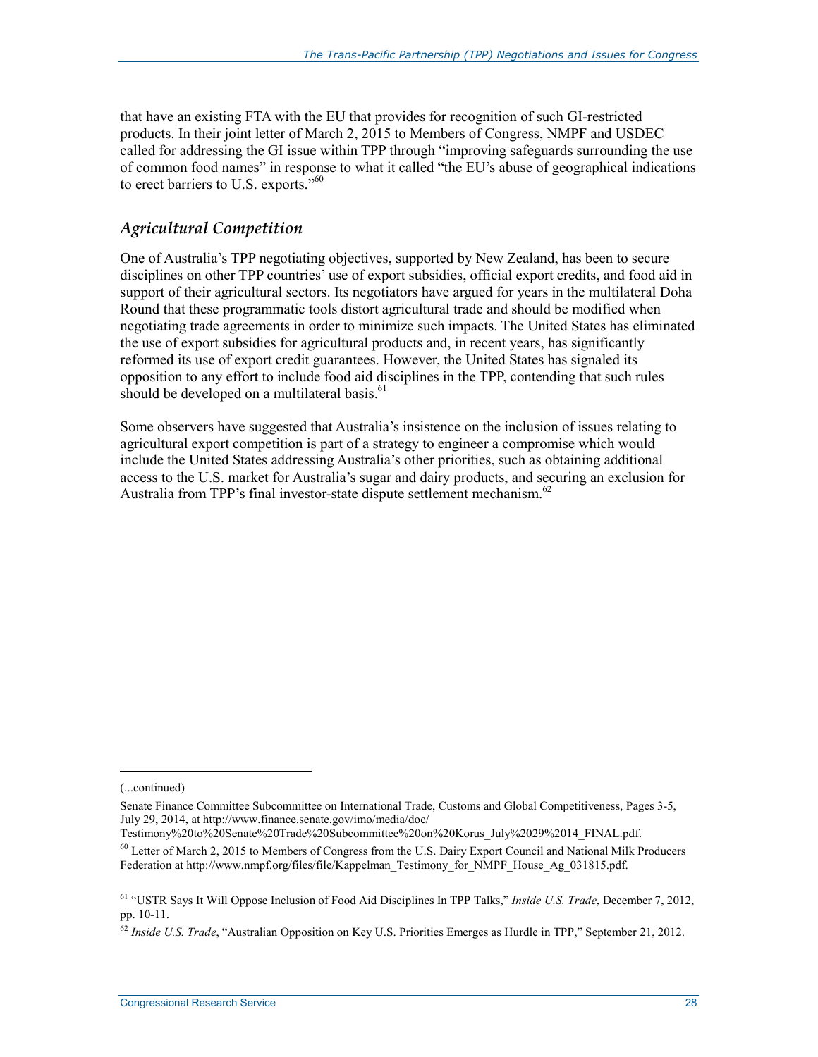that have an existing FTA with the EU that provides for recognition of such GI-restricted products. In their joint letter of March 2, 2015 to Members of Congress, NMPF and USDEC called for addressing the GI issue within TPP through "improving safeguards surrounding the use of common food names" in response to what it called "the EU's abuse of geographical indications to erect barriers to U.S. exports."[60]

### *Agricultural Competition*

One of Australia's TPP negotiating objectives, supported by New Zealand, has been to secure disciplines on other TPP countries' use of export subsidies, official export credits, and food aid in support of their agricultural sectors. Its negotiators have argued for years in the multilateral Doha Round that these programmatic tools distort agricultural trade and should be modified when negotiating trade agreements in order to minimize such impacts. The United States has eliminated the use of export subsidies for agricultural products and, in recent years, has significantly reformed its use of export credit guarantees. However, the United States has signaled its opposition to any effort to include food aid disciplines in the TPP, contending that such rules should be developed on a multilateral basis.[61]

Some observers have suggested that Australia's insistence on the inclusion of issues relating to agricultural export competition is part of a strategy to engineer a compromise which would include the United States addressing Australia's other priorities, such as obtaining additional access to the U.S. market for Australia's sugar and dairy products, and securing an exclusion for Australia from TPP's final investor-state dispute settlement mechanism.[62]

---

(...continued)

Senate Finance Committee Subcommittee on International Trade, Customs and Global Competitiveness, Pages 3-5, July 29, 2014, at http://www.finance.senate.gov/imo/media/doc/Testimony%20to%20Senate%20Trade%20Subcommittee%20on%20Korus_July%2029%2014_FINAL.pdf.

[60] Letter of March 2, 2015 to Members of Congress from the U.S. Dairy Export Council and National Milk Producers Federation at http://www.nmpf.org/files/file/Kappelman_Testimony_for_NMPF_House_Ag_031815.pdf.

[61] "USTR Says It Will Oppose Inclusion of Food Aid Disciplines In TPP Talks," *Inside U.S. Trade*, December 7, 2012, pp. 10-11.

[62] *Inside U.S. Trade*, "Australian Opposition on Key U.S. Priorities Emerges as Hurdle in TPP," September 21, 2012.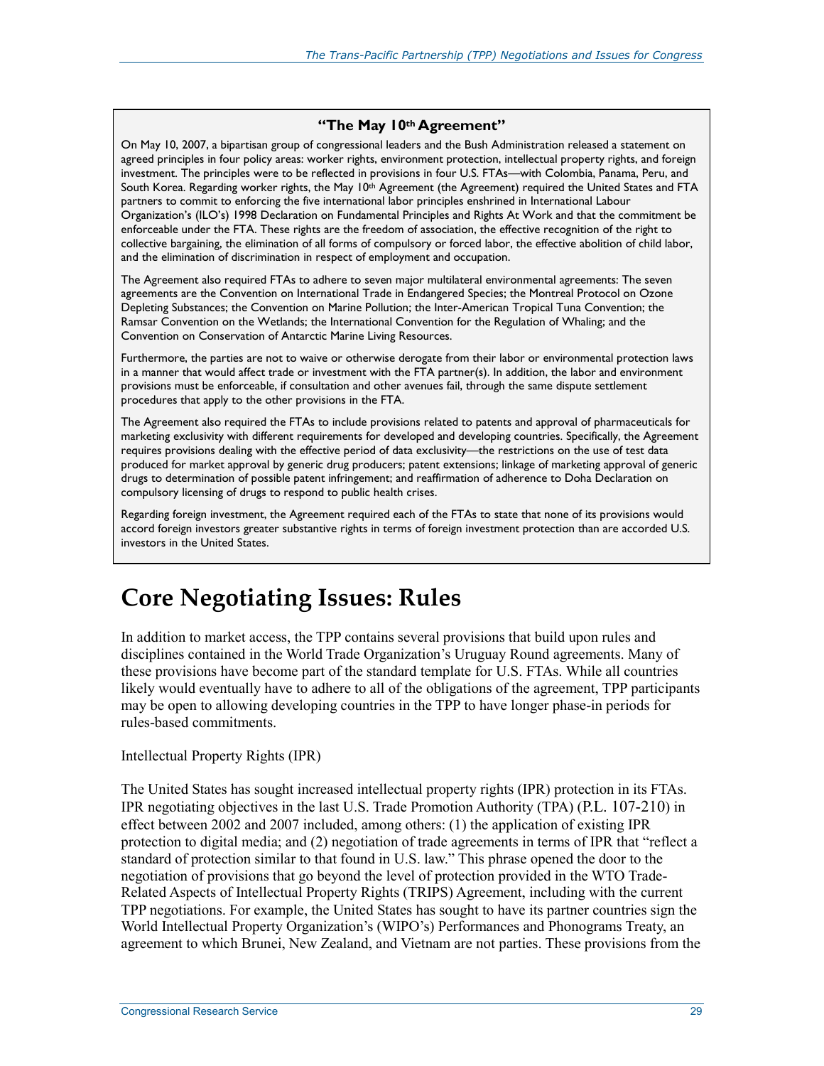### "The May 10th Agreement"

On May 10, 2007, a bipartisan group of congressional leaders and the Bush Administration released a statement on agreed principles in four policy areas: worker rights, environment protection, intellectual property rights, and foreign investment. The principles were to be reflected in provisions in four U.S. FTAs—with Colombia, Panama, Peru, and South Korea. Regarding worker rights, the May 10th Agreement (the Agreement) required the United States and FTA partners to commit to enforcing the five international labor principles enshrined in International Labour Organization's (ILO's) 1998 Declaration on Fundamental Principles and Rights At Work and that the commitment be enforceable under the FTA. These rights are the freedom of association, the effective recognition of the right to collective bargaining, the elimination of all forms of compulsory or forced labor, the effective abolition of child labor, and the elimination of discrimination in respect of employment and occupation.

The Agreement also required FTAs to adhere to seven major multilateral environmental agreements: The seven agreements are the Convention on International Trade in Endangered Species; the Montreal Protocol on Ozone Depleting Substances; the Convention on Marine Pollution; the Inter-American Tropical Tuna Convention; the Ramsar Convention on the Wetlands; the International Convention for the Regulation of Whaling; and the Convention on Conservation of Antarctic Marine Living Resources.

Furthermore, the parties are not to waive or otherwise derogate from their labor or environmental protection laws in a manner that would affect trade or investment with the FTA partner(s). In addition, the labor and environment provisions must be enforceable, if consultation and other avenues fail, through the same dispute settlement procedures that apply to the other provisions in the FTA.

The Agreement also required the FTAs to include provisions related to patents and approval of pharmaceuticals for marketing exclusivity with different requirements for developed and developing countries. Specifically, the Agreement requires provisions dealing with the effective period of data exclusivity—the restrictions on the use of test data produced for market approval by generic drug producers; patent extensions; linkage of marketing approval of generic drugs to determination of possible patent infringement; and reaffirmation of adherence to Doha Declaration on compulsory licensing of drugs to respond to public health crises.

Regarding foreign investment, the Agreement required each of the FTAs to state that none of its provisions would accord foreign investors greater substantive rights in terms of foreign investment protection than are accorded U.S. investors in the United States.

# Core Negotiating Issues: Rules

In addition to market access, the TPP contains several provisions that build upon rules and disciplines contained in the World Trade Organization's Uruguay Round agreements. Many of these provisions have become part of the standard template for U.S. FTAs. While all countries likely would eventually have to adhere to all of the obligations of the agreement, TPP participants may be open to allowing developing countries in the TPP to have longer phase-in periods for rules-based commitments.

## Intellectual Property Rights (IPR)

The United States has sought increased intellectual property rights (IPR) protection in its FTAs. IPR negotiating objectives in the last U.S. Trade Promotion Authority (TPA) (P.L. 107-210) in effect between 2002 and 2007 included, among others: (1) the application of existing IPR protection to digital media; and (2) negotiation of trade agreements in terms of IPR that "reflect a standard of protection similar to that found in U.S. law." This phrase opened the door to the negotiation of provisions that go beyond the level of protection provided in the WTO Trade-Related Aspects of Intellectual Property Rights (TRIPS) Agreement, including with the current TPP negotiations. For example, the United States has sought to have its partner countries sign the World Intellectual Property Organization's (WIPO's) Performances and Phonograms Treaty, an agreement to which Brunei, New Zealand, and Vietnam are not parties. These provisions from the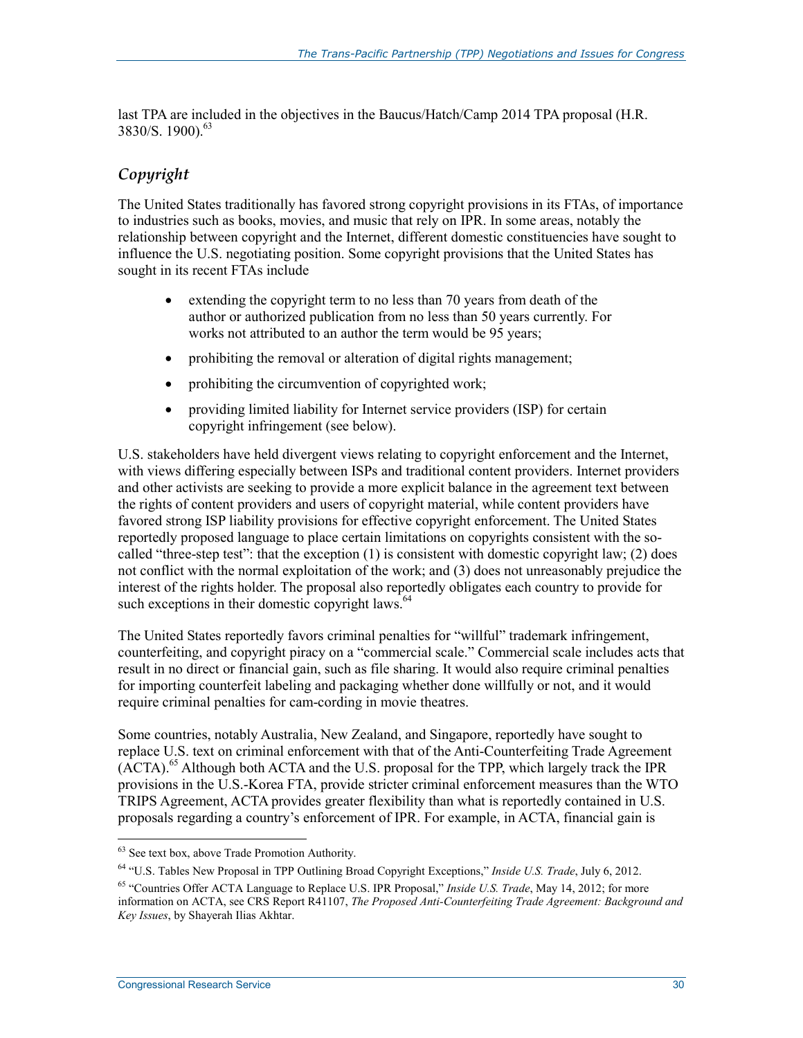last TPA are included in the objectives in the Baucus/Hatch/Camp 2014 TPA proposal (H.R. 3830/S. 1900).[63]

### *Copyright*

The United States traditionally has favored strong copyright provisions in its FTAs, of importance to industries such as books, movies, and music that rely on IPR. In some areas, notably the relationship between copyright and the Internet, different domestic constituencies have sought to influence the U.S. negotiating position. Some copyright provisions that the United States has sought in its recent FTAs include

- extending the copyright term to no less than 70 years from death of the author or authorized publication from no less than 50 years currently. For works not attributed to an author the term would be 95 years;
- prohibiting the removal or alteration of digital rights management;
- prohibiting the circumvention of copyrighted work;
- providing limited liability for Internet service providers (ISP) for certain copyright infringement (see below).

U.S. stakeholders have held divergent views relating to copyright enforcement and the Internet, with views differing especially between ISPs and traditional content providers. Internet providers and other activists are seeking to provide a more explicit balance in the agreement text between the rights of content providers and users of copyright material, while content providers have favored strong ISP liability provisions for effective copyright enforcement. The United States reportedly proposed language to place certain limitations on copyrights consistent with the so-called "three-step test": that the exception (1) is consistent with domestic copyright law; (2) does not conflict with the normal exploitation of the work; and (3) does not unreasonably prejudice the interest of the rights holder. The proposal also reportedly obligates each country to provide for such exceptions in their domestic copyright laws.[64]

The United States reportedly favors criminal penalties for "willful" trademark infringement, counterfeiting, and copyright piracy on a "commercial scale." Commercial scale includes acts that result in no direct or financial gain, such as file sharing. It would also require criminal penalties for importing counterfeit labeling and packaging whether done willfully or not, and it would require criminal penalties for cam-cording in movie theatres.

Some countries, notably Australia, New Zealand, and Singapore, reportedly have sought to replace U.S. text on criminal enforcement with that of the Anti-Counterfeiting Trade Agreement (ACTA).[65] Although both ACTA and the U.S. proposal for the TPP, which largely track the IPR provisions in the U.S.-Korea FTA, provide stricter criminal enforcement measures than the WTO TRIPS Agreement, ACTA provides greater flexibility than what is reportedly contained in U.S. proposals regarding a country's enforcement of IPR. For example, in ACTA, financial gain is

---

[63] See text box, above Trade Promotion Authority.

[64] "U.S. Tables New Proposal in TPP Outlining Broad Copyright Exceptions," *Inside U.S. Trade*, July 6, 2012.

[65] "Countries Offer ACTA Language to Replace U.S. IPR Proposal," *Inside U.S. Trade*, May 14, 2012; for more information on ACTA, see CRS Report R41107, *The Proposed Anti-Counterfeiting Trade Agreement: Background and Key Issues*, by Shayerah Ilias Akhtar.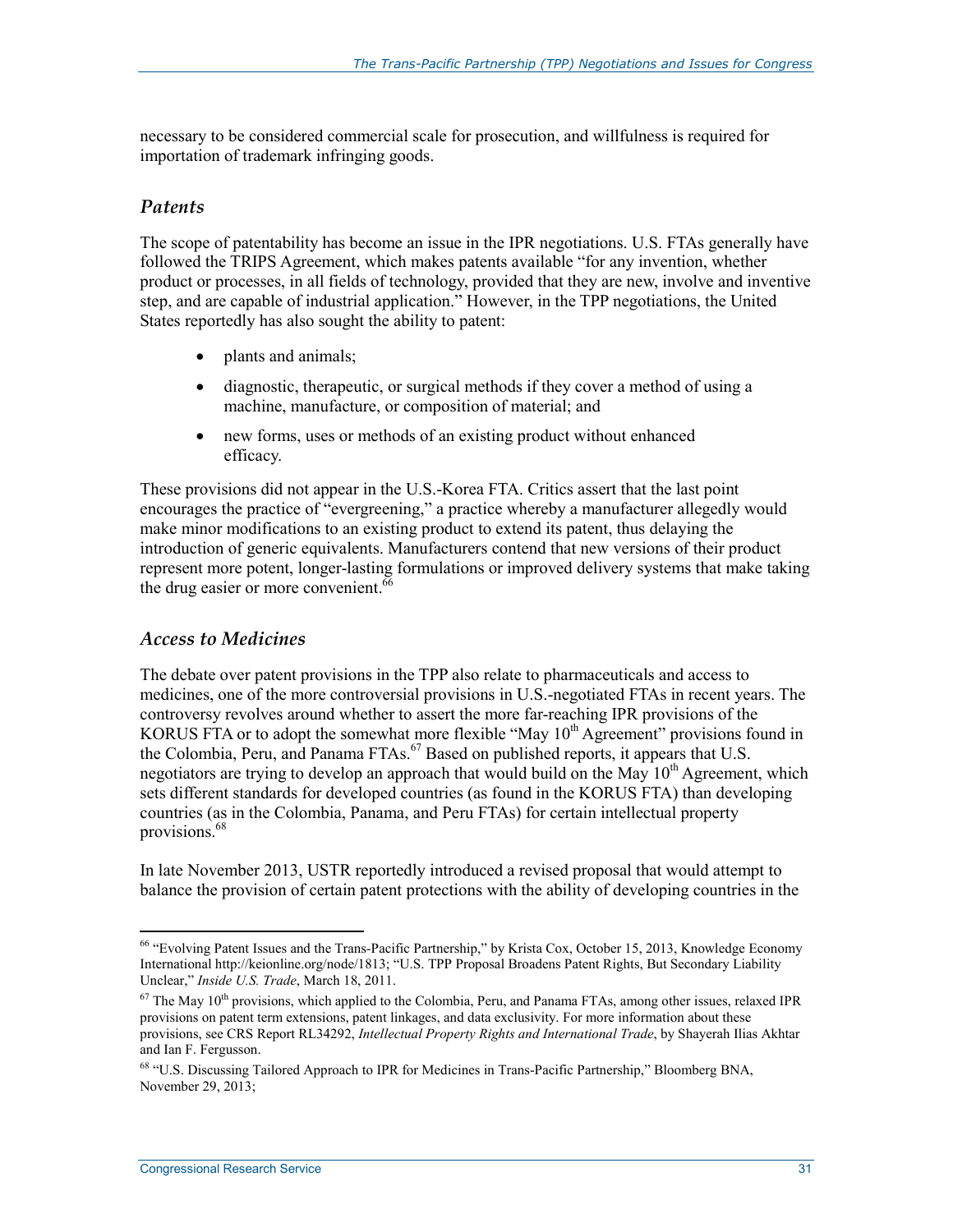necessary to be considered commercial scale for prosecution, and willfulness is required for importation of trademark infringing goods.

### *Patents*

The scope of patentability has become an issue in the IPR negotiations. U.S. FTAs generally have followed the TRIPS Agreement, which makes patents available "for any invention, whether product or processes, in all fields of technology, provided that they are new, involve and inventive step, and are capable of industrial application." However, in the TPP negotiations, the United States reportedly has also sought the ability to patent:

- plants and animals;
- diagnostic, therapeutic, or surgical methods if they cover a method of using a machine, manufacture, or composition of material; and
- new forms, uses or methods of an existing product without enhanced efficacy.

These provisions did not appear in the U.S.-Korea FTA. Critics assert that the last point encourages the practice of "evergreening," a practice whereby a manufacturer allegedly would make minor modifications to an existing product to extend its patent, thus delaying the introduction of generic equivalents. Manufacturers contend that new versions of their product represent more potent, longer-lasting formulations or improved delivery systems that make taking the drug easier or more convenient.[66]

### *Access to Medicines*

The debate over patent provisions in the TPP also relate to pharmaceuticals and access to medicines, one of the more controversial provisions in U.S.-negotiated FTAs in recent years. The controversy revolves around whether to assert the more far-reaching IPR provisions of the KORUS FTA or to adopt the somewhat more flexible "May 10th Agreement" provisions found in the Colombia, Peru, and Panama FTAs.[67] Based on published reports, it appears that U.S. negotiators are trying to develop an approach that would build on the May 10th Agreement, which sets different standards for developed countries (as found in the KORUS FTA) than developing countries (as in the Colombia, Panama, and Peru FTAs) for certain intellectual property provisions.[68]

In late November 2013, USTR reportedly introduced a revised proposal that would attempt to balance the provision of certain patent protections with the ability of developing countries in the

---

[66] "Evolving Patent Issues and the Trans-Pacific Partnership," by Krista Cox, October 15, 2013, Knowledge Economy International http://keionline.org/node/1813; "U.S. TPP Proposal Broadens Patent Rights, But Secondary Liability Unclear," *Inside U.S. Trade*, March 18, 2011.

[67] The May 10th provisions, which applied to the Colombia, Peru, and Panama FTAs, among other issues, relaxed IPR provisions on patent term extensions, patent linkages, and data exclusivity. For more information about these provisions, see CRS Report RL34292, *Intellectual Property Rights and International Trade*, by Shayerah Ilias Akhtar and Ian F. Fergusson.

[68] "U.S. Discussing Tailored Approach to IPR for Medicines in Trans-Pacific Partnership," Bloomberg BNA, November 29, 2013;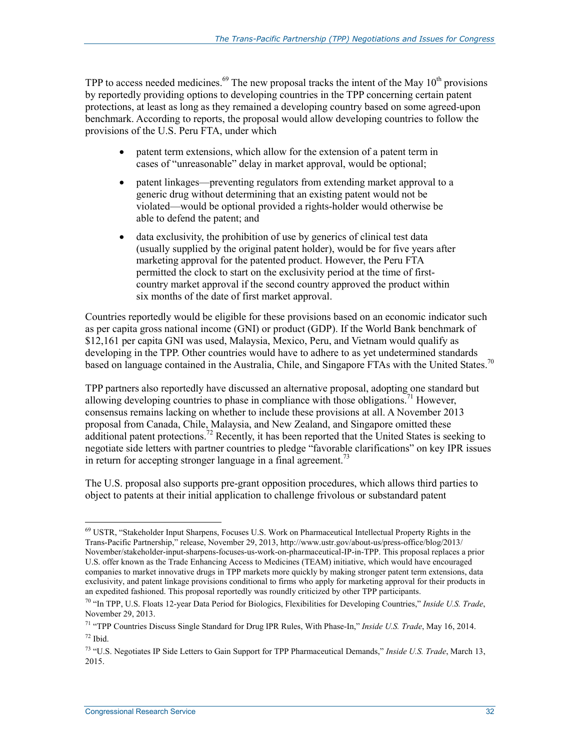TPP to access needed medicines.[69] The new proposal tracks the intent of the May 10th provisions by reportedly providing options to developing countries in the TPP concerning certain patent protections, at least as long as they remained a developing country based on some agreed-upon benchmark. According to reports, the proposal would allow developing countries to follow the provisions of the U.S. Peru FTA, under which

- patent term extensions, which allow for the extension of a patent term in cases of "unreasonable" delay in market approval, would be optional;
- patent linkages—preventing regulators from extending market approval to a generic drug without determining that an existing patent would not be violated—would be optional provided a rights-holder would otherwise be able to defend the patent; and
- data exclusivity, the prohibition of use by generics of clinical test data (usually supplied by the original patent holder), would be for five years after marketing approval for the patented product. However, the Peru FTA permitted the clock to start on the exclusivity period at the time of first-country market approval if the second country approved the product within six months of the date of first market approval.

Countries reportedly would be eligible for these provisions based on an economic indicator such as per capita gross national income (GNI) or product (GDP). If the World Bank benchmark of $12,161 per capita GNI was used, Malaysia, Mexico, Peru, and Vietnam would qualify as developing in the TPP. Other countries would have to adhere to as yet undetermined standards based on language contained in the Australia, Chile, and Singapore FTAs with the United States.[70]

TPP partners also reportedly have discussed an alternative proposal, adopting one standard but allowing developing countries to phase in compliance with those obligations.[71] However, consensus remains lacking on whether to include these provisions at all. A November 2013 proposal from Canada, Chile, Malaysia, and New Zealand, and Singapore omitted these additional patent protections.[72] Recently, it has been reported that the United States is seeking to negotiate side letters with partner countries to pledge "favorable clarifications" on key IPR issues in return for accepting stronger language in a final agreement.[73]

The U.S. proposal also supports pre-grant opposition procedures, which allows third parties to object to patents at their initial application to challenge frivolous or substandard patent

---

[69] USTR, "Stakeholder Input Sharpens, Focuses U.S. Work on Pharmaceutical Intellectual Property Rights in the Trans-Pacific Partnership," release, November 29, 2013, http://www.ustr.gov/about-us/press-office/blog/2013/November/stakeholder-input-sharpens-focuses-us-work-on-pharmaceutical-IP-in-TPP. This proposal replaces a prior U.S. offer known as the Trade Enhancing Access to Medicines (TEAM) initiative, which would have encouraged companies to market innovative drugs in TPP markets more quickly by making stronger patent term extensions, data exclusivity, and patent linkage provisions conditional to firms who apply for marketing approval for their products in an expedited fashioned. This proposal reportedly was roundly criticized by other TPP participants.

[70] "In TPP, U.S. Floats 12-year Data Period for Biologics, Flexibilities for Developing Countries," *Inside U.S. Trade*, November 29, 2013.

[71] "TPP Countries Discuss Single Standard for Drug IPR Rules, With Phase-In," *Inside U.S. Trade*, May 16, 2014.

[72] Ibid.

[73] "U.S. Negotiates IP Side Letters to Gain Support for TPP Pharmaceutical Demands," *Inside U.S. Trade*, March 13, 2015.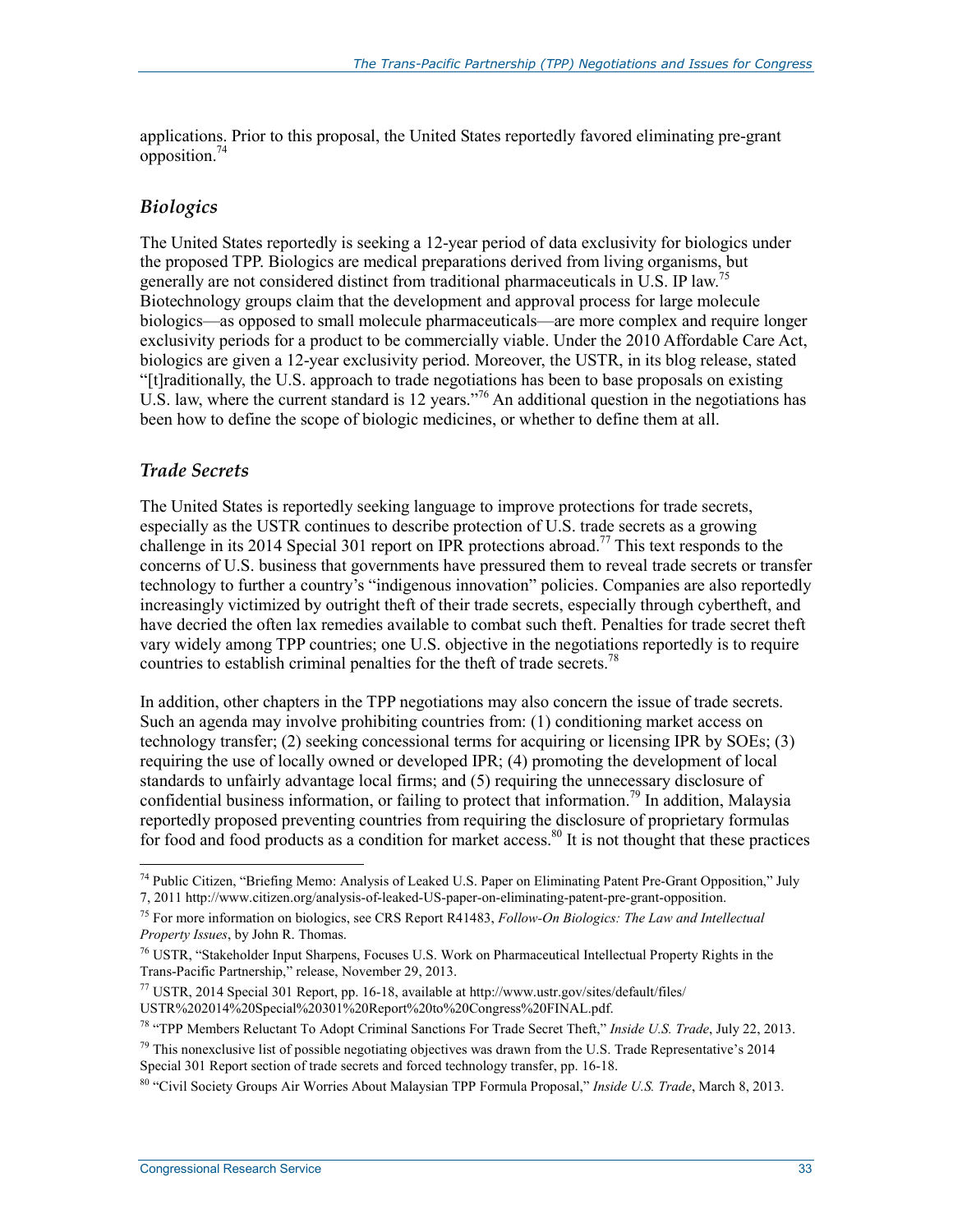applications. Prior to this proposal, the United States reportedly favored eliminating pre-grant opposition.[74]

### *Biologics*

The United States reportedly is seeking a 12-year period of data exclusivity for biologics under the proposed TPP. Biologics are medical preparations derived from living organisms, but generally are not considered distinct from traditional pharmaceuticals in U.S. IP law.[75] Biotechnology groups claim that the development and approval process for large molecule biologics—as opposed to small molecule pharmaceuticals—are more complex and require longer exclusivity periods for a product to be commercially viable. Under the 2010 Affordable Care Act, biologics are given a 12-year exclusivity period. Moreover, the USTR, in its blog release, stated "[t]raditionally, the U.S. approach to trade negotiations has been to base proposals on existing U.S. law, where the current standard is 12 years."[76] An additional question in the negotiations has been how to define the scope of biologic medicines, or whether to define them at all.

### *Trade Secrets*

The United States is reportedly seeking language to improve protections for trade secrets, especially as the USTR continues to describe protection of U.S. trade secrets as a growing challenge in its 2014 Special 301 report on IPR protections abroad.[77] This text responds to the concerns of U.S. business that governments have pressured them to reveal trade secrets or transfer technology to further a country's "indigenous innovation" policies. Companies are also reportedly increasingly victimized by outright theft of their trade secrets, especially through cybertheft, and have decried the often lax remedies available to combat such theft. Penalties for trade secret theft vary widely among TPP countries; one U.S. objective in the negotiations reportedly is to require countries to establish criminal penalties for the theft of trade secrets.[78]

In addition, other chapters in the TPP negotiations may also concern the issue of trade secrets. Such an agenda may involve prohibiting countries from: (1) conditioning market access on technology transfer; (2) seeking concessional terms for acquiring or licensing IPR by SOEs; (3) requiring the use of locally owned or developed IPR; (4) promoting the development of local standards to unfairly advantage local firms; and (5) requiring the unnecessary disclosure of confidential business information, or failing to protect that information.[79] In addition, Malaysia reportedly proposed preventing countries from requiring the disclosure of proprietary formulas for food and food products as a condition for market access.[80] It is not thought that these practices

---

[74] Public Citizen, "Briefing Memo: Analysis of Leaked U.S. Paper on Eliminating Patent Pre-Grant Opposition," July 7, 2011 http://www.citizen.org/analysis-of-leaked-US-paper-on-eliminating-patent-pre-grant-opposition.

[75] For more information on biologics, see CRS Report R41483, *Follow-On Biologics: The Law and Intellectual Property Issues*, by John R. Thomas.

[76] USTR, "Stakeholder Input Sharpens, Focuses U.S. Work on Pharmaceutical Intellectual Property Rights in the Trans-Pacific Partnership," release, November 29, 2013.

[77] USTR, 2014 Special 301 Report, pp. 16-18, available at http://www.ustr.gov/sites/default/files/USTR%202014%20Special%20301%20Report%20to%20Congress%20FINAL.pdf.

[78] "TPP Members Reluctant To Adopt Criminal Sanctions For Trade Secret Theft," *Inside U.S. Trade*, July 22, 2013.

[79] This nonexclusive list of possible negotiating objectives was drawn from the U.S. Trade Representative's 2014 Special 301 Report section of trade secrets and forced technology transfer, pp. 16-18.

[80] "Civil Society Groups Air Worries About Malaysian TPP Formula Proposal," *Inside U.S. Trade*, March 8, 2013.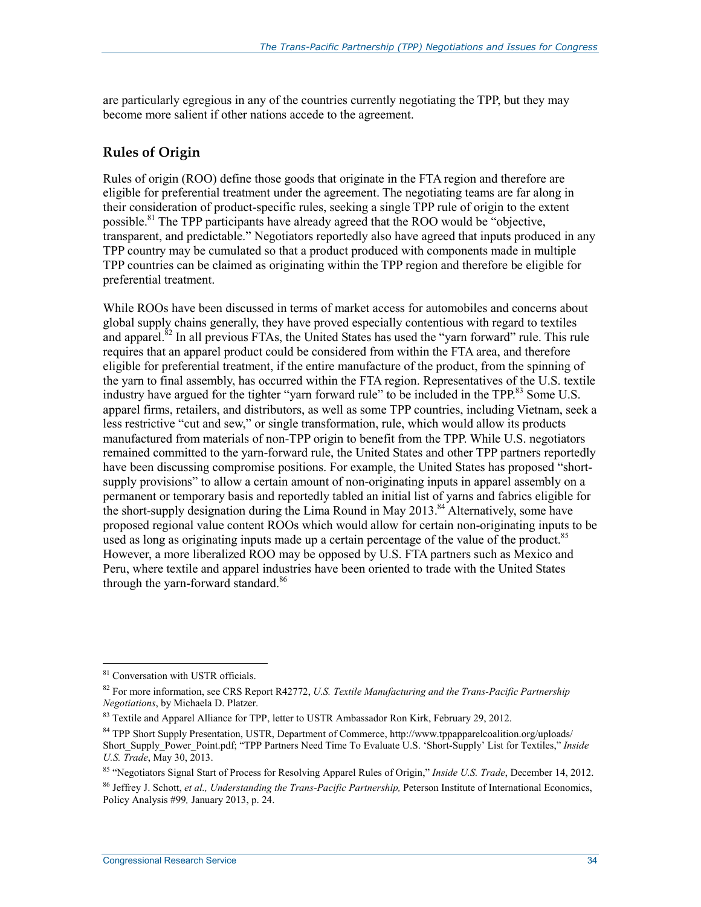are particularly egregious in any of the countries currently negotiating the TPP, but they may become more salient if other nations accede to the agreement.

## Rules of Origin

Rules of origin (ROO) define those goods that originate in the FTA region and therefore are eligible for preferential treatment under the agreement. The negotiating teams are far along in their consideration of product-specific rules, seeking a single TPP rule of origin to the extent possible.[81] The TPP participants have already agreed that the ROO would be "objective, transparent, and predictable." Negotiators reportedly also have agreed that inputs produced in any TPP country may be cumulated so that a product produced with components made in multiple TPP countries can be claimed as originating within the TPP region and therefore be eligible for preferential treatment.

While ROOs have been discussed in terms of market access for automobiles and concerns about global supply chains generally, they have proved especially contentious with regard to textiles and apparel.[82] In all previous FTAs, the United States has used the "yarn forward" rule. This rule requires that an apparel product could be considered from within the FTA area, and therefore eligible for preferential treatment, if the entire manufacture of the product, from the spinning of the yarn to final assembly, has occurred within the FTA region. Representatives of the U.S. textile industry have argued for the tighter "yarn forward rule" to be included in the TPP.[83] Some U.S. apparel firms, retailers, and distributors, as well as some TPP countries, including Vietnam, seek a less restrictive "cut and sew," or single transformation, rule, which would allow its products manufactured from materials of non-TPP origin to benefit from the TPP. While U.S. negotiators remained committed to the yarn-forward rule, the United States and other TPP partners reportedly have been discussing compromise positions. For example, the United States has proposed "short-supply provisions" to allow a certain amount of non-originating inputs in apparel assembly on a permanent or temporary basis and reportedly tabled an initial list of yarns and fabrics eligible for the short-supply designation during the Lima Round in May 2013.[84] Alternatively, some have proposed regional value content ROOs which would allow for certain non-originating inputs to be used as long as originating inputs made up a certain percentage of the value of the product.[85] However, a more liberalized ROO may be opposed by U.S. FTA partners such as Mexico and Peru, where textile and apparel industries have been oriented to trade with the United States through the yarn-forward standard.[86]

---

[81] Conversation with USTR officials.

[82] For more information, see CRS Report R42772, *U.S. Textile Manufacturing and the Trans-Pacific Partnership Negotiations*, by Michaela D. Platzer.

[83] Textile and Apparel Alliance for TPP, letter to USTR Ambassador Ron Kirk, February 29, 2012.

[84] TPP Short Supply Presentation, USTR, Department of Commerce, http://www.tppapparelcoalition.org/uploads/Short_Supply_Power_Point.pdf; "TPP Partners Need Time To Evaluate U.S. 'Short-Supply' List for Textiles," *Inside U.S. Trade*, May 30, 2013.

[85] "Negotiators Signal Start of Process for Resolving Apparel Rules of Origin," *Inside U.S. Trade*, December 14, 2012.

[86] Jeffrey J. Schott, *et al., Understanding the Trans-Pacific Partnership,* Peterson Institute of International Economics, Policy Analysis #99*,* January 2013, p. 24.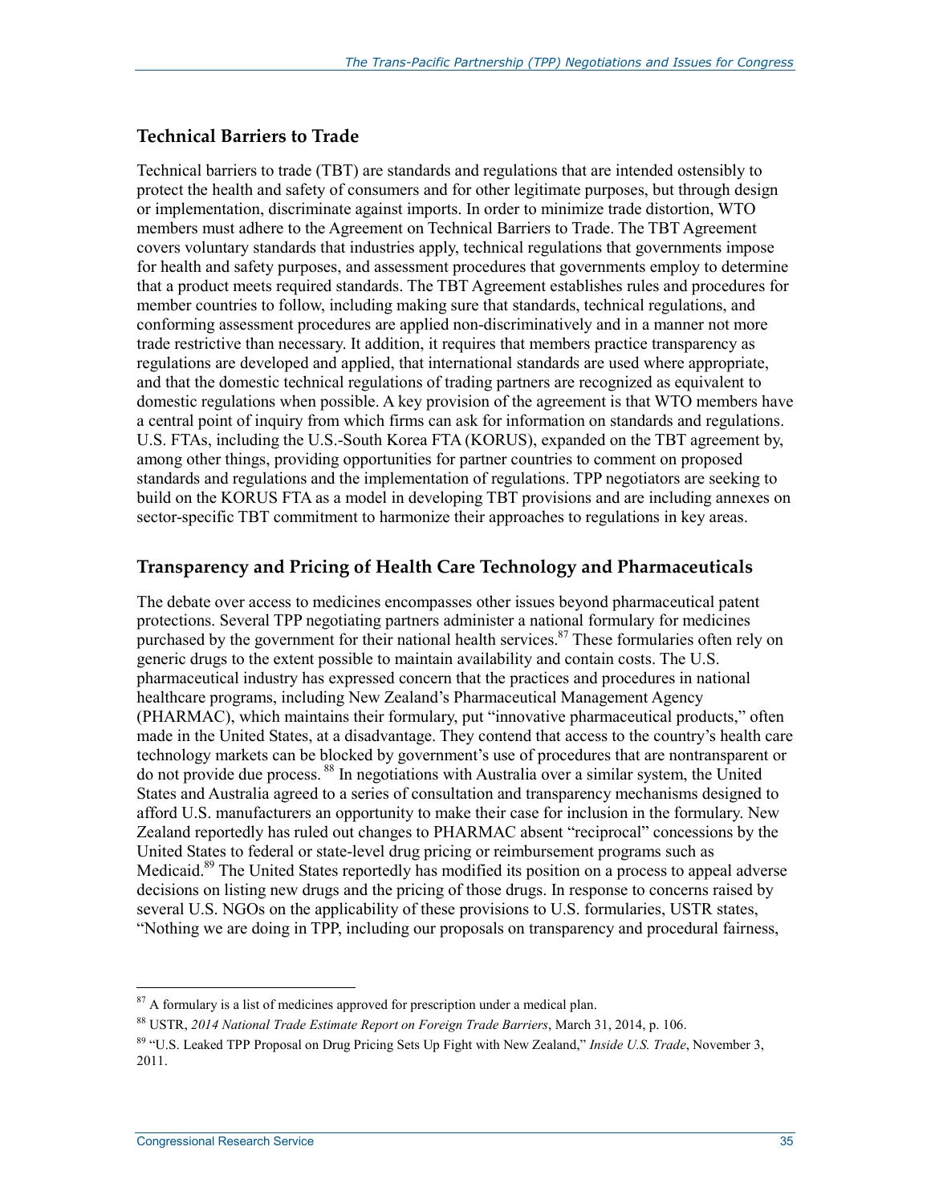## Technical Barriers to Trade

Technical barriers to trade (TBT) are standards and regulations that are intended ostensibly to protect the health and safety of consumers and for other legitimate purposes, but through design or implementation, discriminate against imports. In order to minimize trade distortion, WTO members must adhere to the Agreement on Technical Barriers to Trade. The TBT Agreement covers voluntary standards that industries apply, technical regulations that governments impose for health and safety purposes, and assessment procedures that governments employ to determine that a product meets required standards. The TBT Agreement establishes rules and procedures for member countries to follow, including making sure that standards, technical regulations, and conforming assessment procedures are applied non-discriminatively and in a manner not more trade restrictive than necessary. It addition, it requires that members practice transparency as regulations are developed and applied, that international standards are used where appropriate, and that the domestic technical regulations of trading partners are recognized as equivalent to domestic regulations when possible. A key provision of the agreement is that WTO members have a central point of inquiry from which firms can ask for information on standards and regulations. U.S. FTAs, including the U.S.-South Korea FTA (KORUS), expanded on the TBT agreement by, among other things, providing opportunities for partner countries to comment on proposed standards and regulations and the implementation of regulations. TPP negotiators are seeking to build on the KORUS FTA as a model in developing TBT provisions and are including annexes on sector-specific TBT commitment to harmonize their approaches to regulations in key areas.

## Transparency and Pricing of Health Care Technology and Pharmaceuticals

The debate over access to medicines encompasses other issues beyond pharmaceutical patent protections. Several TPP negotiating partners administer a national formulary for medicines purchased by the government for their national health services.[87] These formularies often rely on generic drugs to the extent possible to maintain availability and contain costs. The U.S. pharmaceutical industry has expressed concern that the practices and procedures in national healthcare programs, including New Zealand's Pharmaceutical Management Agency (PHARMAC), which maintains their formulary, put "innovative pharmaceutical products," often made in the United States, at a disadvantage. They contend that access to the country's health care technology markets can be blocked by government's use of procedures that are nontransparent or do not provide due process.[88] In negotiations with Australia over a similar system, the United States and Australia agreed to a series of consultation and transparency mechanisms designed to afford U.S. manufacturers an opportunity to make their case for inclusion in the formulary. New Zealand reportedly has ruled out changes to PHARMAC absent "reciprocal" concessions by the United States to federal or state-level drug pricing or reimbursement programs such as Medicaid.[89] The United States reportedly has modified its position on a process to appeal adverse decisions on listing new drugs and the pricing of those drugs. In response to concerns raised by several U.S. NGOs on the applicability of these provisions to U.S. formularies, USTR states, "Nothing we are doing in TPP, including our proposals on transparency and procedural fairness,

[87] A formulary is a list of medicines approved for prescription under a medical plan.

[88] USTR, *2014 National Trade Estimate Report on Foreign Trade Barriers*, March 31, 2014, p. 106.

[89] "U.S. Leaked TPP Proposal on Drug Pricing Sets Up Fight with New Zealand," *Inside U.S. Trade*, November 3, 2011.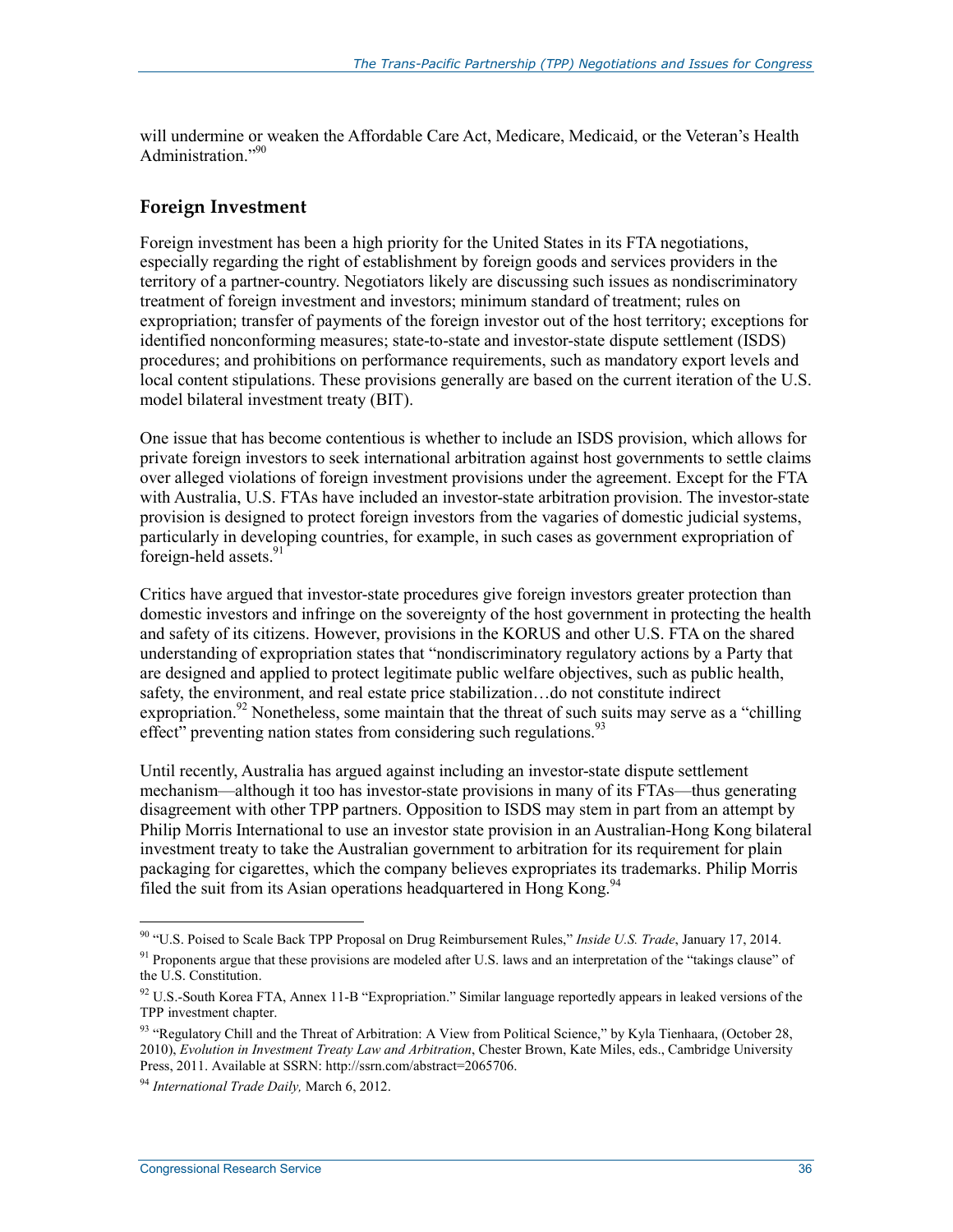will undermine or weaken the Affordable Care Act, Medicare, Medicaid, or the Veteran's Health Administration."[90]

## Foreign Investment

Foreign investment has been a high priority for the United States in its FTA negotiations, especially regarding the right of establishment by foreign goods and services providers in the territory of a partner-country. Negotiators likely are discussing such issues as nondiscriminatory treatment of foreign investment and investors; minimum standard of treatment; rules on expropriation; transfer of payments of the foreign investor out of the host territory; exceptions for identified nonconforming measures; state-to-state and investor-state dispute settlement (ISDS) procedures; and prohibitions on performance requirements, such as mandatory export levels and local content stipulations. These provisions generally are based on the current iteration of the U.S. model bilateral investment treaty (BIT).

One issue that has become contentious is whether to include an ISDS provision, which allows for private foreign investors to seek international arbitration against host governments to settle claims over alleged violations of foreign investment provisions under the agreement. Except for the FTA with Australia, U.S. FTAs have included an investor-state arbitration provision. The investor-state provision is designed to protect foreign investors from the vagaries of domestic judicial systems, particularly in developing countries, for example, in such cases as government expropriation of foreign-held assets.[91]

Critics have argued that investor-state procedures give foreign investors greater protection than domestic investors and infringe on the sovereignty of the host government in protecting the health and safety of its citizens. However, provisions in the KORUS and other U.S. FTA on the shared understanding of expropriation states that "nondiscriminatory regulatory actions by a Party that are designed and applied to protect legitimate public welfare objectives, such as public health, safety, the environment, and real estate price stabilization…do not constitute indirect expropriation.[92] Nonetheless, some maintain that the threat of such suits may serve as a "chilling effect" preventing nation states from considering such regulations.[93]

Until recently, Australia has argued against including an investor-state dispute settlement mechanism—although it too has investor-state provisions in many of its FTAs—thus generating disagreement with other TPP partners. Opposition to ISDS may stem in part from an attempt by Philip Morris International to use an investor state provision in an Australian-Hong Kong bilateral investment treaty to take the Australian government to arbitration for its requirement for plain packaging for cigarettes, which the company believes expropriates its trademarks. Philip Morris filed the suit from its Asian operations headquartered in Hong Kong.[94]

---

[90] "U.S. Poised to Scale Back TPP Proposal on Drug Reimbursement Rules," *Inside U.S. Trade*, January 17, 2014.

[91] Proponents argue that these provisions are modeled after U.S. laws and an interpretation of the "takings clause" of the U.S. Constitution.

[92] U.S.-South Korea FTA, Annex 11-B "Expropriation." Similar language reportedly appears in leaked versions of the TPP investment chapter.

[93] "Regulatory Chill and the Threat of Arbitration: A View from Political Science," by Kyla Tienhaara, (October 28, 2010), *Evolution in Investment Treaty Law and Arbitration*, Chester Brown, Kate Miles, eds., Cambridge University Press, 2011. Available at SSRN: http://ssrn.com/abstract=2065706.

[94] *International Trade Daily,* March 6, 2012.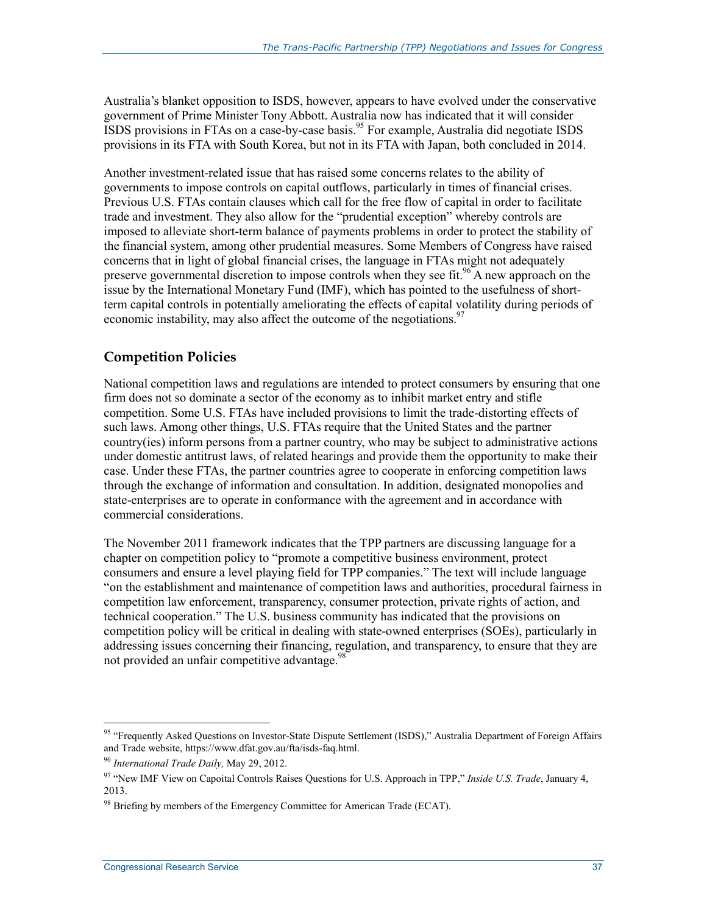Australia's blanket opposition to ISDS, however, appears to have evolved under the conservative government of Prime Minister Tony Abbott. Australia now has indicated that it will consider ISDS provisions in FTAs on a case-by-case basis.[95] For example, Australia did negotiate ISDS provisions in its FTA with South Korea, but not in its FTA with Japan, both concluded in 2014.

Another investment-related issue that has raised some concerns relates to the ability of governments to impose controls on capital outflows, particularly in times of financial crises. Previous U.S. FTAs contain clauses which call for the free flow of capital in order to facilitate trade and investment. They also allow for the "prudential exception" whereby controls are imposed to alleviate short-term balance of payments problems in order to protect the stability of the financial system, among other prudential measures. Some Members of Congress have raised concerns that in light of global financial crises, the language in FTAs might not adequately preserve governmental discretion to impose controls when they see fit.[96] A new approach on the issue by the International Monetary Fund (IMF), which has pointed to the usefulness of short-term capital controls in potentially ameliorating the effects of capital volatility during periods of economic instability, may also affect the outcome of the negotiations.[97]

## Competition Policies

National competition laws and regulations are intended to protect consumers by ensuring that one firm does not so dominate a sector of the economy as to inhibit market entry and stifle competition. Some U.S. FTAs have included provisions to limit the trade-distorting effects of such laws. Among other things, U.S. FTAs require that the United States and the partner country(ies) inform persons from a partner country, who may be subject to administrative actions under domestic antitrust laws, of related hearings and provide them the opportunity to make their case. Under these FTAs, the partner countries agree to cooperate in enforcing competition laws through the exchange of information and consultation. In addition, designated monopolies and state-enterprises are to operate in conformance with the agreement and in accordance with commercial considerations.

The November 2011 framework indicates that the TPP partners are discussing language for a chapter on competition policy to "promote a competitive business environment, protect consumers and ensure a level playing field for TPP companies." The text will include language "on the establishment and maintenance of competition laws and authorities, procedural fairness in competition law enforcement, transparency, consumer protection, private rights of action, and technical cooperation." The U.S. business community has indicated that the provisions on competition policy will be critical in dealing with state-owned enterprises (SOEs), particularly in addressing issues concerning their financing, regulation, and transparency, to ensure that they are not provided an unfair competitive advantage.[98]

---

[95] "Frequently Asked Questions on Investor-State Dispute Settlement (ISDS)," Australia Department of Foreign Affairs and Trade website, https://www.dfat.gov.au/fta/isds-faq.html.

[96] *International Trade Daily,* May 29, 2012.

[97] "New IMF View on Capoital Controls Raises Questions for U.S. Approach in TPP," *Inside U.S. Trade*, January 4, 2013.

[98] Briefing by members of the Emergency Committee for American Trade (ECAT).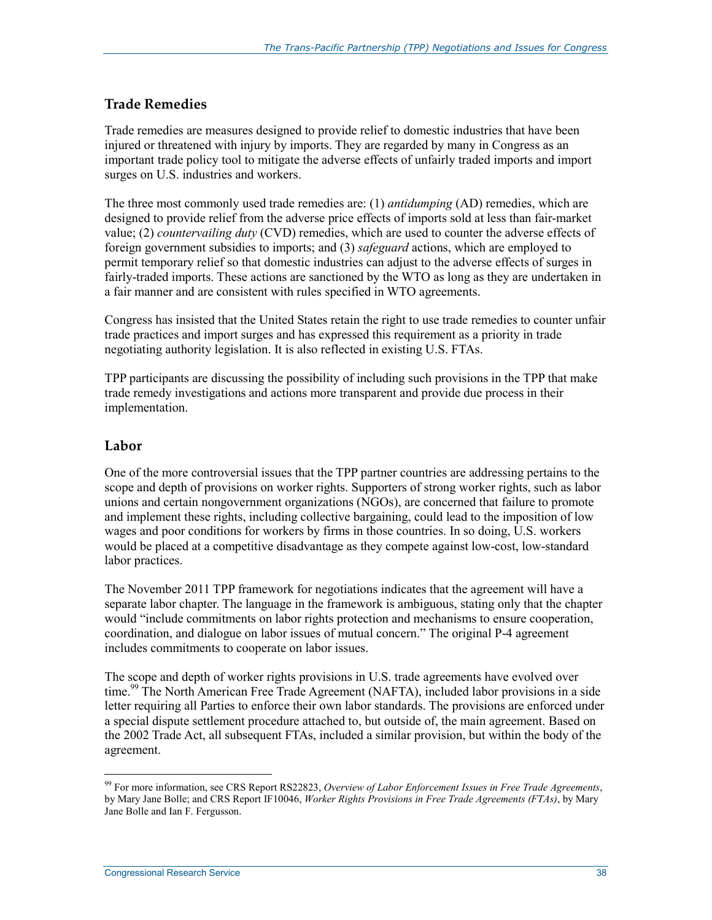## Trade Remedies

Trade remedies are measures designed to provide relief to domestic industries that have been injured or threatened with injury by imports. They are regarded by many in Congress as an important trade policy tool to mitigate the adverse effects of unfairly traded imports and import surges on U.S. industries and workers.

The three most commonly used trade remedies are: (1) *antidumping* (AD) remedies, which are designed to provide relief from the adverse price effects of imports sold at less than fair-market value; (2) *countervailing duty* (CVD) remedies, which are used to counter the adverse effects of foreign government subsidies to imports; and (3) *safeguard* actions, which are employed to permit temporary relief so that domestic industries can adjust to the adverse effects of surges in fairly-traded imports. These actions are sanctioned by the WTO as long as they are undertaken in a fair manner and are consistent with rules specified in WTO agreements.

Congress has insisted that the United States retain the right to use trade remedies to counter unfair trade practices and import surges and has expressed this requirement as a priority in trade negotiating authority legislation. It is also reflected in existing U.S. FTAs.

TPP participants are discussing the possibility of including such provisions in the TPP that make trade remedy investigations and actions more transparent and provide due process in their implementation.

## Labor

One of the more controversial issues that the TPP partner countries are addressing pertains to the scope and depth of provisions on worker rights. Supporters of strong worker rights, such as labor unions and certain nongovernment organizations (NGOs), are concerned that failure to promote and implement these rights, including collective bargaining, could lead to the imposition of low wages and poor conditions for workers by firms in those countries. In so doing, U.S. workers would be placed at a competitive disadvantage as they compete against low-cost, low-standard labor practices.

The November 2011 TPP framework for negotiations indicates that the agreement will have a separate labor chapter. The language in the framework is ambiguous, stating only that the chapter would "include commitments on labor rights protection and mechanisms to ensure cooperation, coordination, and dialogue on labor issues of mutual concern." The original P-4 agreement includes commitments to cooperate on labor issues.

The scope and depth of worker rights provisions in U.S. trade agreements have evolved over time.[99] The North American Free Trade Agreement (NAFTA), included labor provisions in a side letter requiring all Parties to enforce their own labor standards. The provisions are enforced under a special dispute settlement procedure attached to, but outside of, the main agreement. Based on the 2002 Trade Act, all subsequent FTAs, included a similar provision, but within the body of the agreement.

[99] For more information, see CRS Report RS22823, *Overview of Labor Enforcement Issues in Free Trade Agreements*, by Mary Jane Bolle; and CRS Report IF10046, *Worker Rights Provisions in Free Trade Agreements (FTAs)*, by Mary Jane Bolle and Ian F. Fergusson.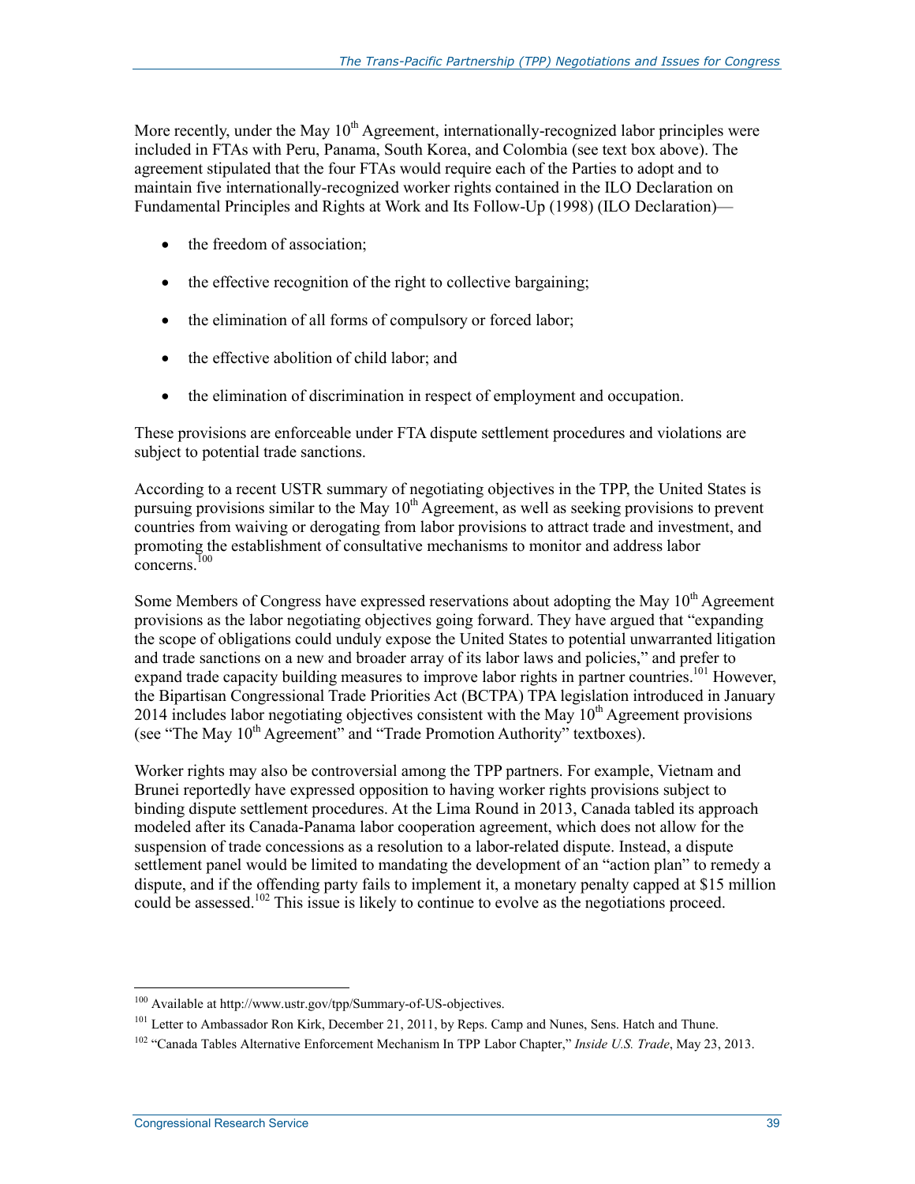More recently, under the May 10th Agreement, internationally-recognized labor principles were included in FTAs with Peru, Panama, South Korea, and Colombia (see text box above). The agreement stipulated that the four FTAs would require each of the Parties to adopt and to maintain five internationally-recognized worker rights contained in the ILO Declaration on Fundamental Principles and Rights at Work and Its Follow-Up (1998) (ILO Declaration)—

- the freedom of association;
- the effective recognition of the right to collective bargaining;
- the elimination of all forms of compulsory or forced labor;
- the effective abolition of child labor; and
- the elimination of discrimination in respect of employment and occupation.

These provisions are enforceable under FTA dispute settlement procedures and violations are subject to potential trade sanctions.

According to a recent USTR summary of negotiating objectives in the TPP, the United States is pursuing provisions similar to the May 10th Agreement, as well as seeking provisions to prevent countries from waiving or derogating from labor provisions to attract trade and investment, and promoting the establishment of consultative mechanisms to monitor and address labor concerns.[100]

Some Members of Congress have expressed reservations about adopting the May 10th Agreement provisions as the labor negotiating objectives going forward. They have argued that "expanding the scope of obligations could unduly expose the United States to potential unwarranted litigation and trade sanctions on a new and broader array of its labor laws and policies," and prefer to expand trade capacity building measures to improve labor rights in partner countries.[101] However, the Bipartisan Congressional Trade Priorities Act (BCTPA) TPA legislation introduced in January 2014 includes labor negotiating objectives consistent with the May 10th Agreement provisions (see "The May 10th Agreement" and "Trade Promotion Authority" textboxes).

Worker rights may also be controversial among the TPP partners. For example, Vietnam and Brunei reportedly have expressed opposition to having worker rights provisions subject to binding dispute settlement procedures. At the Lima Round in 2013, Canada tabled its approach modeled after its Canada-Panama labor cooperation agreement, which does not allow for the suspension of trade concessions as a resolution to a labor-related dispute. Instead, a dispute settlement panel would be limited to mandating the development of an "action plan" to remedy a dispute, and if the offending party fails to implement it, a monetary penalty capped at $15 million could be assessed.[102] This issue is likely to continue to evolve as the negotiations proceed.

---

[100] Available at http://www.ustr.gov/tpp/Summary-of-US-objectives.

[101] Letter to Ambassador Ron Kirk, December 21, 2011, by Reps. Camp and Nunes, Sens. Hatch and Thune.

[102] "Canada Tables Alternative Enforcement Mechanism In TPP Labor Chapter," *Inside U.S. Trade*, May 23, 2013.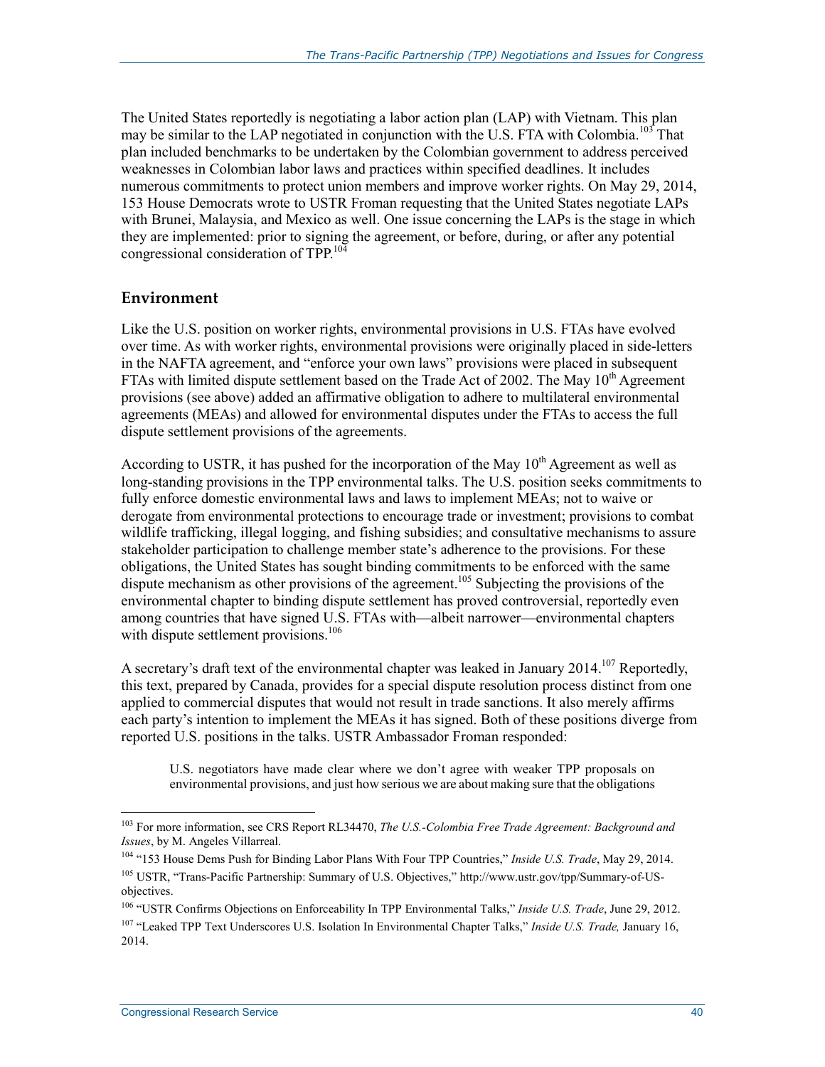The United States reportedly is negotiating a labor action plan (LAP) with Vietnam. This plan may be similar to the LAP negotiated in conjunction with the U.S. FTA with Colombia.[103] That plan included benchmarks to be undertaken by the Colombian government to address perceived weaknesses in Colombian labor laws and practices within specified deadlines. It includes numerous commitments to protect union members and improve worker rights. On May 29, 2014, 153 House Democrats wrote to USTR Froman requesting that the United States negotiate LAPs with Brunei, Malaysia, and Mexico as well. One issue concerning the LAPs is the stage in which they are implemented: prior to signing the agreement, or before, during, or after any potential congressional consideration of TPP.[104]

## Environment

Like the U.S. position on worker rights, environmental provisions in U.S. FTAs have evolved over time. As with worker rights, environmental provisions were originally placed in side-letters in the NAFTA agreement, and "enforce your own laws" provisions were placed in subsequent FTAs with limited dispute settlement based on the Trade Act of 2002. The May 10th Agreement provisions (see above) added an affirmative obligation to adhere to multilateral environmental agreements (MEAs) and allowed for environmental disputes under the FTAs to access the full dispute settlement provisions of the agreements.

According to USTR, it has pushed for the incorporation of the May 10th Agreement as well as long-standing provisions in the TPP environmental talks. The U.S. position seeks commitments to fully enforce domestic environmental laws and laws to implement MEAs; not to waive or derogate from environmental protections to encourage trade or investment; provisions to combat wildlife trafficking, illegal logging, and fishing subsidies; and consultative mechanisms to assure stakeholder participation to challenge member state's adherence to the provisions. For these obligations, the United States has sought binding commitments to be enforced with the same dispute mechanism as other provisions of the agreement.[105] Subjecting the provisions of the environmental chapter to binding dispute settlement has proved controversial, reportedly even among countries that have signed U.S. FTAs with—albeit narrower—environmental chapters with dispute settlement provisions.[106]

A secretary's draft text of the environmental chapter was leaked in January 2014.[107] Reportedly, this text, prepared by Canada, provides for a special dispute resolution process distinct from one applied to commercial disputes that would not result in trade sanctions. It also merely affirms each party's intention to implement the MEAs it has signed. Both of these positions diverge from reported U.S. positions in the talks. USTR Ambassador Froman responded:

> U.S. negotiators have made clear where we don't agree with weaker TPP proposals on environmental provisions, and just how serious we are about making sure that the obligations

---

[103] For more information, see CRS Report RL34470, *The U.S.-Colombia Free Trade Agreement: Background and Issues*, by M. Angeles Villarreal.

[104] "153 House Dems Push for Binding Labor Plans With Four TPP Countries," *Inside U.S. Trade*, May 29, 2014.

[105] USTR, "Trans-Pacific Partnership: Summary of U.S. Objectives," http://www.ustr.gov/tpp/Summary-of-US-objectives.

[106] "USTR Confirms Objections on Enforceability In TPP Environmental Talks," *Inside U.S. Trade*, June 29, 2012.

[107] "Leaked TPP Text Underscores U.S. Isolation In Environmental Chapter Talks," *Inside U.S. Trade,* January 16, 2014.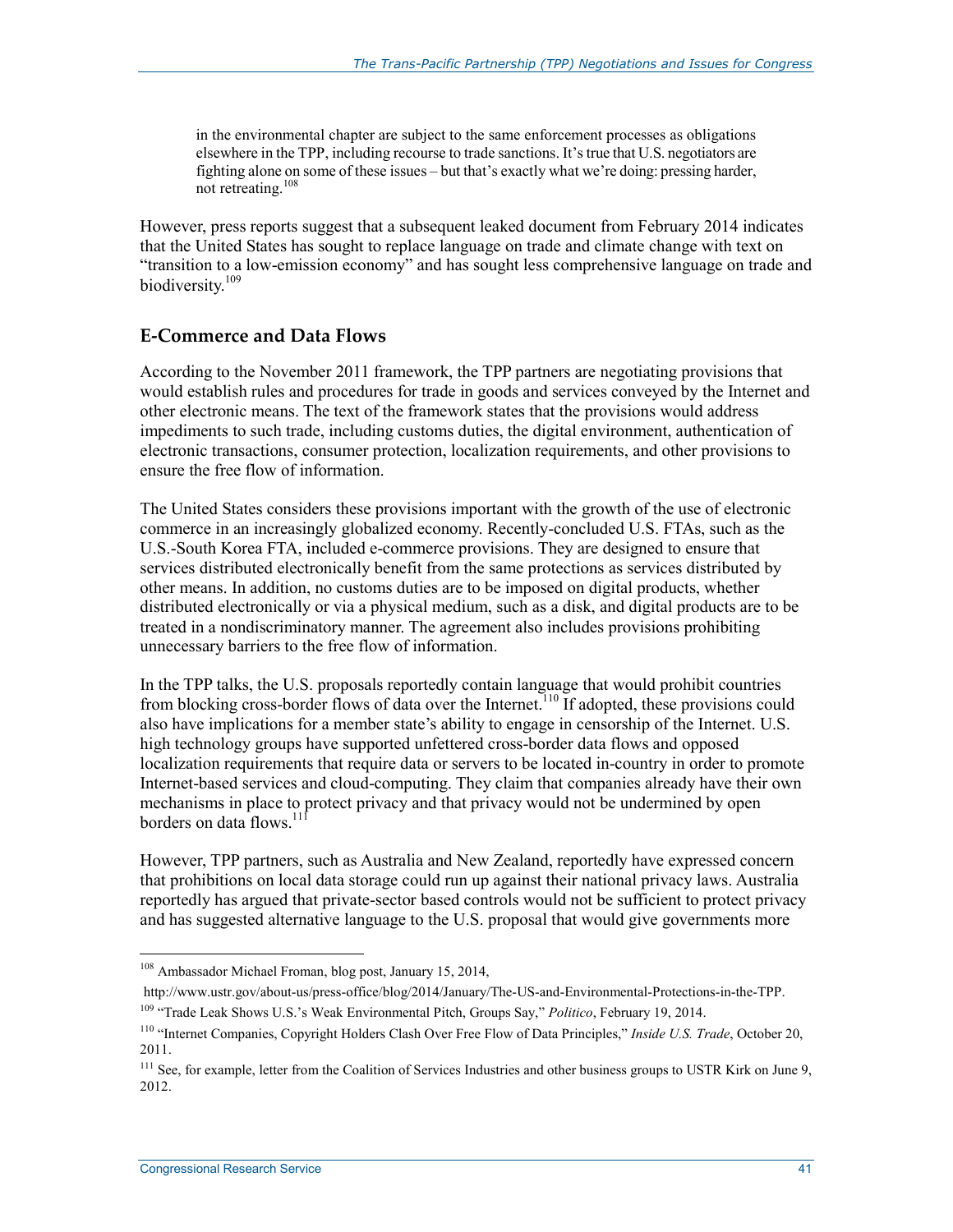> in the environmental chapter are subject to the same enforcement processes as obligations elsewhere in the TPP, including recourse to trade sanctions. It's true that U.S. negotiators are fighting alone on some of these issues – but that's exactly what we're doing: pressing harder, not retreating.[108]

However, press reports suggest that a subsequent leaked document from February 2014 indicates that the United States has sought to replace language on trade and climate change with text on "transition to a low-emission economy" and has sought less comprehensive language on trade and biodiversity.[109]

### E-Commerce and Data Flows

According to the November 2011 framework, the TPP partners are negotiating provisions that would establish rules and procedures for trade in goods and services conveyed by the Internet and other electronic means. The text of the framework states that the provisions would address impediments to such trade, including customs duties, the digital environment, authentication of electronic transactions, consumer protection, localization requirements, and other provisions to ensure the free flow of information.

The United States considers these provisions important with the growth of the use of electronic commerce in an increasingly globalized economy. Recently-concluded U.S. FTAs, such as the U.S.-South Korea FTA, included e-commerce provisions. They are designed to ensure that services distributed electronically benefit from the same protections as services distributed by other means. In addition, no customs duties are to be imposed on digital products, whether distributed electronically or via a physical medium, such as a disk, and digital products are to be treated in a nondiscriminatory manner. The agreement also includes provisions prohibiting unnecessary barriers to the free flow of information.

In the TPP talks, the U.S. proposals reportedly contain language that would prohibit countries from blocking cross-border flows of data over the Internet.[110] If adopted, these provisions could also have implications for a member state's ability to engage in censorship of the Internet. U.S. high technology groups have supported unfettered cross-border data flows and opposed localization requirements that require data or servers to be located in-country in order to promote Internet-based services and cloud-computing. They claim that companies already have their own mechanisms in place to protect privacy and that privacy would not be undermined by open borders on data flows.[111]

However, TPP partners, such as Australia and New Zealand, reportedly have expressed concern that prohibitions on local data storage could run up against their national privacy laws. Australia reportedly has argued that private-sector based controls would not be sufficient to protect privacy and has suggested alternative language to the U.S. proposal that would give governments more

---

[108] Ambassador Michael Froman, blog post, January 15, 2014, http://www.ustr.gov/about-us/press-office/blog/2014/January/The-US-and-Environmental-Protections-in-the-TPP.

[109] "Trade Leak Shows U.S.'s Weak Environmental Pitch, Groups Say," *Politico*, February 19, 2014.

[110] "Internet Companies, Copyright Holders Clash Over Free Flow of Data Principles," *Inside U.S. Trade*, October 20, 2011.

[111] See, for example, letter from the Coalition of Services Industries and other business groups to USTR Kirk on June 9, 2012.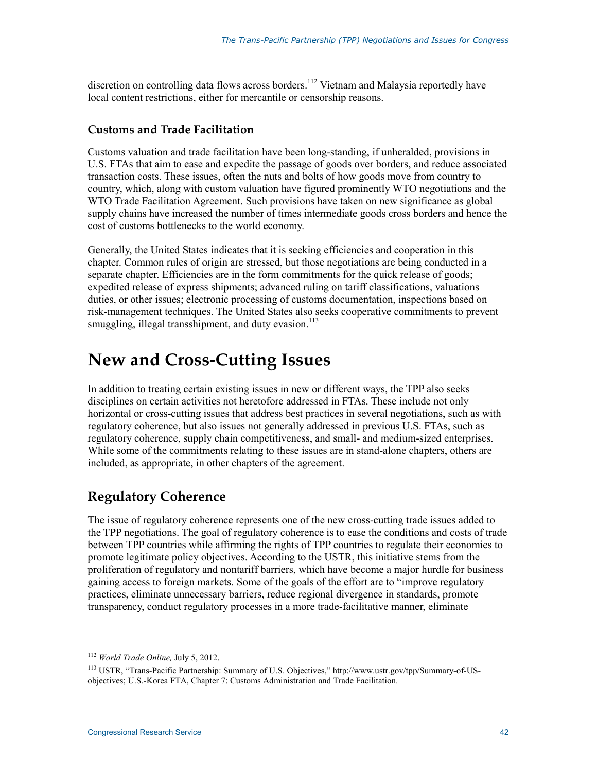discretion on controlling data flows across borders.[112] Vietnam and Malaysia reportedly have local content restrictions, either for mercantile or censorship reasons.

### Customs and Trade Facilitation

Customs valuation and trade facilitation have been long-standing, if unheralded, provisions in U.S. FTAs that aim to ease and expedite the passage of goods over borders, and reduce associated transaction costs. These issues, often the nuts and bolts of how goods move from country to country, which, along with custom valuation have figured prominently WTO negotiations and the WTO Trade Facilitation Agreement. Such provisions have taken on new significance as global supply chains have increased the number of times intermediate goods cross borders and hence the cost of customs bottlenecks to the world economy.

Generally, the United States indicates that it is seeking efficiencies and cooperation in this chapter. Common rules of origin are stressed, but those negotiations are being conducted in a separate chapter. Efficiencies are in the form commitments for the quick release of goods; expedited release of express shipments; advanced ruling on tariff classifications, valuations duties, or other issues; electronic processing of customs documentation, inspections based on risk-management techniques. The United States also seeks cooperative commitments to prevent smuggling, illegal transshipment, and duty evasion.[113]

# New and Cross-Cutting Issues

In addition to treating certain existing issues in new or different ways, the TPP also seeks disciplines on certain activities not heretofore addressed in FTAs. These include not only horizontal or cross-cutting issues that address best practices in several negotiations, such as with regulatory coherence, but also issues not generally addressed in previous U.S. FTAs, such as regulatory coherence, supply chain competitiveness, and small- and medium-sized enterprises. While some of the commitments relating to these issues are in stand-alone chapters, others are included, as appropriate, in other chapters of the agreement.

## Regulatory Coherence

The issue of regulatory coherence represents one of the new cross-cutting trade issues added to the TPP negotiations. The goal of regulatory coherence is to ease the conditions and costs of trade between TPP countries while affirming the rights of TPP countries to regulate their economies to promote legitimate policy objectives. According to the USTR, this initiative stems from the proliferation of regulatory and nontariff barriers, which have become a major hurdle for business gaining access to foreign markets. Some of the goals of the effort are to "improve regulatory practices, eliminate unnecessary barriers, reduce regional divergence in standards, promote transparency, conduct regulatory processes in a more trade-facilitative manner, eliminate

---

[112] *World Trade Online,* July 5, 2012.

[113] USTR, "Trans-Pacific Partnership: Summary of U.S. Objectives," http://www.ustr.gov/tpp/Summary-of-US-objectives; U.S.-Korea FTA, Chapter 7: Customs Administration and Trade Facilitation.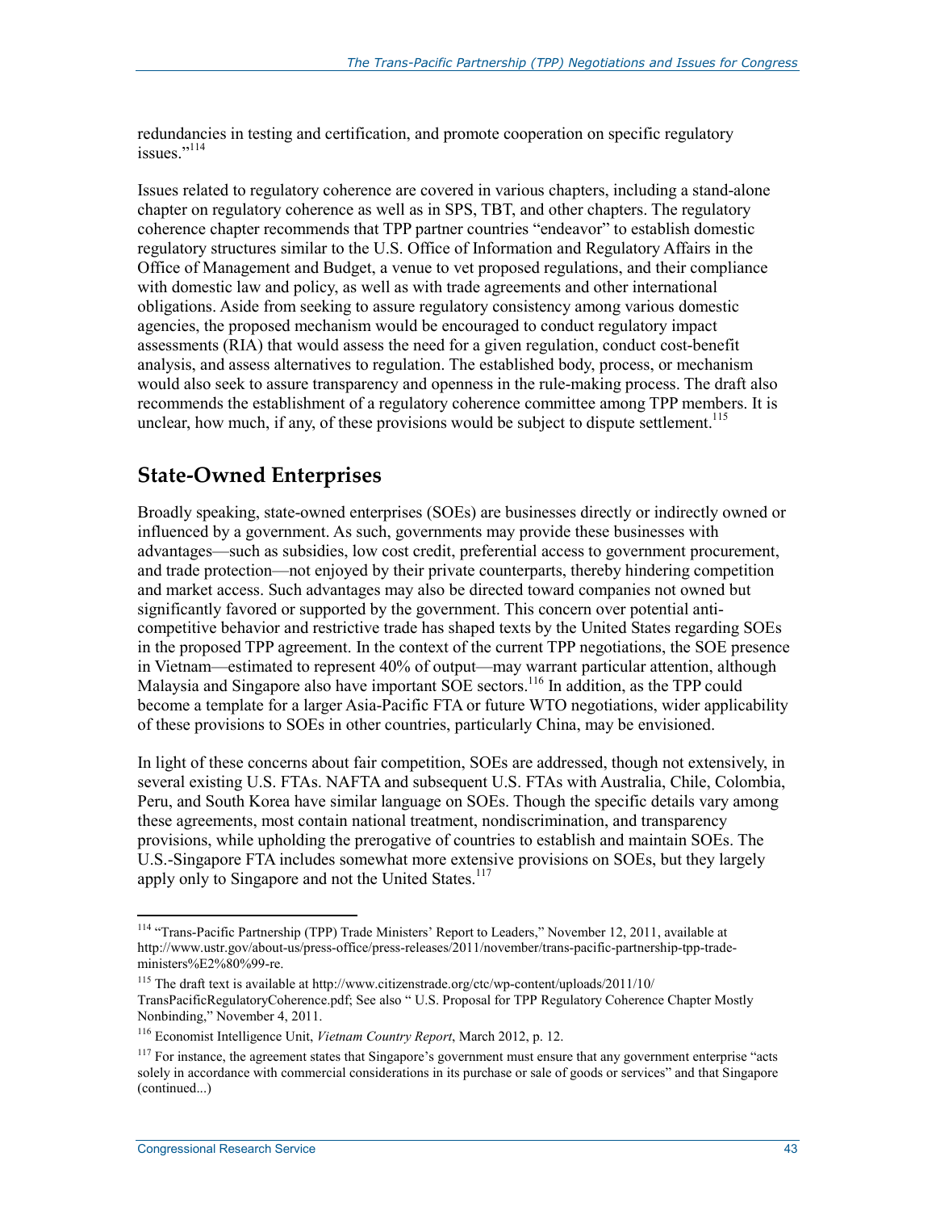redundancies in testing and certification, and promote cooperation on specific regulatory issues."[114]

Issues related to regulatory coherence are covered in various chapters, including a stand-alone chapter on regulatory coherence as well as in SPS, TBT, and other chapters. The regulatory coherence chapter recommends that TPP partner countries "endeavor" to establish domestic regulatory structures similar to the U.S. Office of Information and Regulatory Affairs in the Office of Management and Budget, a venue to vet proposed regulations, and their compliance with domestic law and policy, as well as with trade agreements and other international obligations. Aside from seeking to assure regulatory consistency among various domestic agencies, the proposed mechanism would be encouraged to conduct regulatory impact assessments (RIA) that would assess the need for a given regulation, conduct cost-benefit analysis, and assess alternatives to regulation. The established body, process, or mechanism would also seek to assure transparency and openness in the rule-making process. The draft also recommends the establishment of a regulatory coherence committee among TPP members. It is unclear, how much, if any, of these provisions would be subject to dispute settlement.[115]

## State-Owned Enterprises

Broadly speaking, state-owned enterprises (SOEs) are businesses directly or indirectly owned or influenced by a government. As such, governments may provide these businesses with advantages—such as subsidies, low cost credit, preferential access to government procurement, and trade protection—not enjoyed by their private counterparts, thereby hindering competition and market access. Such advantages may also be directed toward companies not owned but significantly favored or supported by the government. This concern over potential anti-competitive behavior and restrictive trade has shaped texts by the United States regarding SOEs in the proposed TPP agreement. In the context of the current TPP negotiations, the SOE presence in Vietnam—estimated to represent 40% of output—may warrant particular attention, although Malaysia and Singapore also have important SOE sectors.[116] In addition, as the TPP could become a template for a larger Asia-Pacific FTA or future WTO negotiations, wider applicability of these provisions to SOEs in other countries, particularly China, may be envisioned.

In light of these concerns about fair competition, SOEs are addressed, though not extensively, in several existing U.S. FTAs. NAFTA and subsequent U.S. FTAs with Australia, Chile, Colombia, Peru, and South Korea have similar language on SOEs. Though the specific details vary among these agreements, most contain national treatment, nondiscrimination, and transparency provisions, while upholding the prerogative of countries to establish and maintain SOEs. The U.S.-Singapore FTA includes somewhat more extensive provisions on SOEs, but they largely apply only to Singapore and not the United States.[117]

---

[114] "Trans-Pacific Partnership (TPP) Trade Ministers' Report to Leaders," November 12, 2011, available at http://www.ustr.gov/about-us/press-office/press-releases/2011/november/trans-pacific-partnership-tpp-trade-ministers%E2%80%99-re.

[115] The draft text is available at http://www.citizenstrade.org/ctc/wp-content/uploads/2011/10/TransPacificRegulatoryCoherence.pdf; See also " U.S. Proposal for TPP Regulatory Coherence Chapter Mostly Nonbinding," November 4, 2011.

[116] Economist Intelligence Unit, *Vietnam Country Report*, March 2012, p. 12.

[117] For instance, the agreement states that Singapore's government must ensure that any government enterprise "acts solely in accordance with commercial considerations in its purchase or sale of goods or services" and that Singapore (continued...)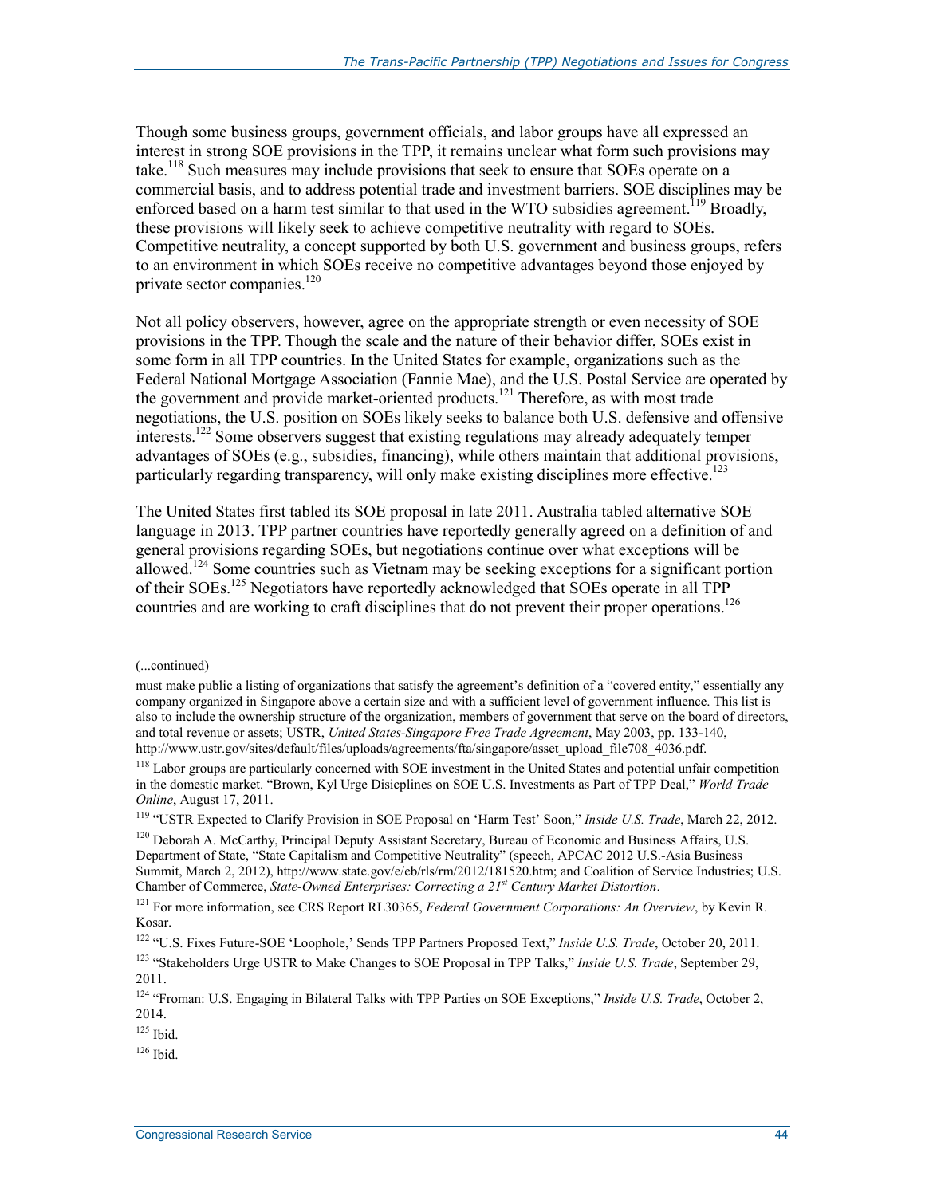Though some business groups, government officials, and labor groups have all expressed an interest in strong SOE provisions in the TPP, it remains unclear what form such provisions may take.[118] Such measures may include provisions that seek to ensure that SOEs operate on a commercial basis, and to address potential trade and investment barriers. SOE disciplines may be enforced based on a harm test similar to that used in the WTO subsidies agreement.[119] Broadly, these provisions will likely seek to achieve competitive neutrality with regard to SOEs. Competitive neutrality, a concept supported by both U.S. government and business groups, refers to an environment in which SOEs receive no competitive advantages beyond those enjoyed by private sector companies.[120]

Not all policy observers, however, agree on the appropriate strength or even necessity of SOE provisions in the TPP. Though the scale and the nature of their behavior differ, SOEs exist in some form in all TPP countries. In the United States for example, organizations such as the Federal National Mortgage Association (Fannie Mae), and the U.S. Postal Service are operated by the government and provide market-oriented products.[121] Therefore, as with most trade negotiations, the U.S. position on SOEs likely seeks to balance both U.S. defensive and offensive interests.[122] Some observers suggest that existing regulations may already adequately temper advantages of SOEs (e.g., subsidies, financing), while others maintain that additional provisions, particularly regarding transparency, will only make existing disciplines more effective.[123]

The United States first tabled its SOE proposal in late 2011. Australia tabled alternative SOE language in 2013. TPP partner countries have reportedly generally agreed on a definition of and general provisions regarding SOEs, but negotiations continue over what exceptions will be allowed.[124] Some countries such as Vietnam may be seeking exceptions for a significant portion of their SOEs.[125] Negotiators have reportedly acknowledged that SOEs operate in all TPP countries and are working to craft disciplines that do not prevent their proper operations.[126]

---

(...continued)

must make public a listing of organizations that satisfy the agreement's definition of a "covered entity," essentially any company organized in Singapore above a certain size and with a sufficient level of government influence. This list is also to include the ownership structure of the organization, members of government that serve on the board of directors, and total revenue or assets; USTR, *United States-Singapore Free Trade Agreement*, May 2003, pp. 133-140, http://www.ustr.gov/sites/default/files/uploads/agreements/fta/singapore/asset_upload_file708_4036.pdf.

[118] Labor groups are particularly concerned with SOE investment in the United States and potential unfair competition in the domestic market. "Brown, Kyl Urge Disicplines on SOE U.S. Investments as Part of TPP Deal," *World Trade Online*, August 17, 2011.

[119] "USTR Expected to Clarify Provision in SOE Proposal on 'Harm Test' Soon," *Inside U.S. Trade*, March 22, 2012.

[120] Deborah A. McCarthy, Principal Deputy Assistant Secretary, Bureau of Economic and Business Affairs, U.S. Department of State, "State Capitalism and Competitive Neutrality" (speech, APCAC 2012 U.S.-Asia Business Summit, March 2, 2012), http://www.state.gov/e/eb/rls/rm/2012/181520.htm; and Coalition of Service Industries; U.S. Chamber of Commerce, *State-Owned Enterprises: Correcting a 21st Century Market Distortion*.

[121] For more information, see CRS Report RL30365, *Federal Government Corporations: An Overview*, by Kevin R. Kosar.

[122] "U.S. Fixes Future-SOE 'Loophole,' Sends TPP Partners Proposed Text," *Inside U.S. Trade*, October 20, 2011.

[123] "Stakeholders Urge USTR to Make Changes to SOE Proposal in TPP Talks," *Inside U.S. Trade*, September 29, 2011.

[124] "Froman: U.S. Engaging in Bilateral Talks with TPP Parties on SOE Exceptions," *Inside U.S. Trade*, October 2, 2014.

[125] Ibid.

[126] Ibid.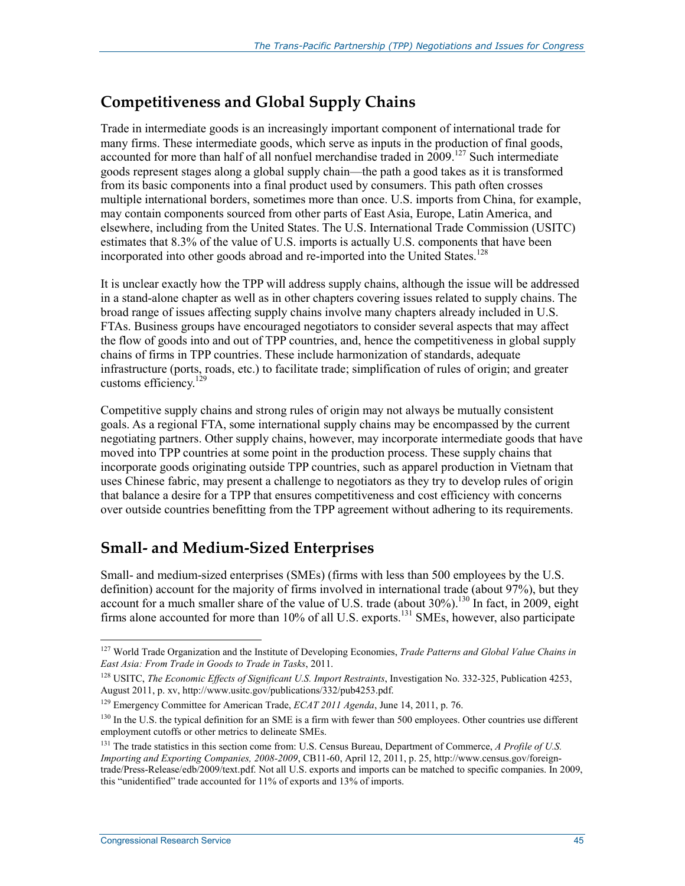## Competitiveness and Global Supply Chains

Trade in intermediate goods is an increasingly important component of international trade for many firms. These intermediate goods, which serve as inputs in the production of final goods, accounted for more than half of all nonfuel merchandise traded in 2009.[127] Such intermediate goods represent stages along a global supply chain—the path a good takes as it is transformed from its basic components into a final product used by consumers. This path often crosses multiple international borders, sometimes more than once. U.S. imports from China, for example, may contain components sourced from other parts of East Asia, Europe, Latin America, and elsewhere, including from the United States. The U.S. International Trade Commission (USITC) estimates that 8.3% of the value of U.S. imports is actually U.S. components that have been incorporated into other goods abroad and re-imported into the United States.[128]

It is unclear exactly how the TPP will address supply chains, although the issue will be addressed in a stand-alone chapter as well as in other chapters covering issues related to supply chains. The broad range of issues affecting supply chains involve many chapters already included in U.S. FTAs. Business groups have encouraged negotiators to consider several aspects that may affect the flow of goods into and out of TPP countries, and, hence the competitiveness in global supply chains of firms in TPP countries. These include harmonization of standards, adequate infrastructure (ports, roads, etc.) to facilitate trade; simplification of rules of origin; and greater customs efficiency.[129]

Competitive supply chains and strong rules of origin may not always be mutually consistent goals. As a regional FTA, some international supply chains may be encompassed by the current negotiating partners. Other supply chains, however, may incorporate intermediate goods that have moved into TPP countries at some point in the production process. These supply chains that incorporate goods originating outside TPP countries, such as apparel production in Vietnam that uses Chinese fabric, may present a challenge to negotiators as they try to develop rules of origin that balance a desire for a TPP that ensures competitiveness and cost efficiency with concerns over outside countries benefitting from the TPP agreement without adhering to its requirements.

## Small- and Medium-Sized Enterprises

Small- and medium-sized enterprises (SMEs) (firms with less than 500 employees by the U.S. definition) account for the majority of firms involved in international trade (about 97%), but they account for a much smaller share of the value of U.S. trade (about 30%).[130] In fact, in 2009, eight firms alone accounted for more than 10% of all U.S. exports.[131] SMEs, however, also participate

---

[127] World Trade Organization and the Institute of Developing Economies, *Trade Patterns and Global Value Chains in East Asia: From Trade in Goods to Trade in Tasks*, 2011.

[128] USITC, *The Economic Effects of Significant U.S. Import Restraints*, Investigation No. 332-325, Publication 4253, August 2011, p. xv, http://www.usitc.gov/publications/332/pub4253.pdf.

[129] Emergency Committee for American Trade, *ECAT 2011 Agenda*, June 14, 2011, p. 76.

[130] In the U.S. the typical definition for an SME is a firm with fewer than 500 employees. Other countries use different employment cutoffs or other metrics to delineate SMEs.

[131] The trade statistics in this section come from: U.S. Census Bureau, Department of Commerce, *A Profile of U.S. Importing and Exporting Companies, 2008-2009*, CB11-60, April 12, 2011, p. 25, http://www.census.gov/foreign-trade/Press-Release/edb/2009/text.pdf. Not all U.S. exports and imports can be matched to specific companies. In 2009, this "unidentified" trade accounted for 11% of exports and 13% of imports.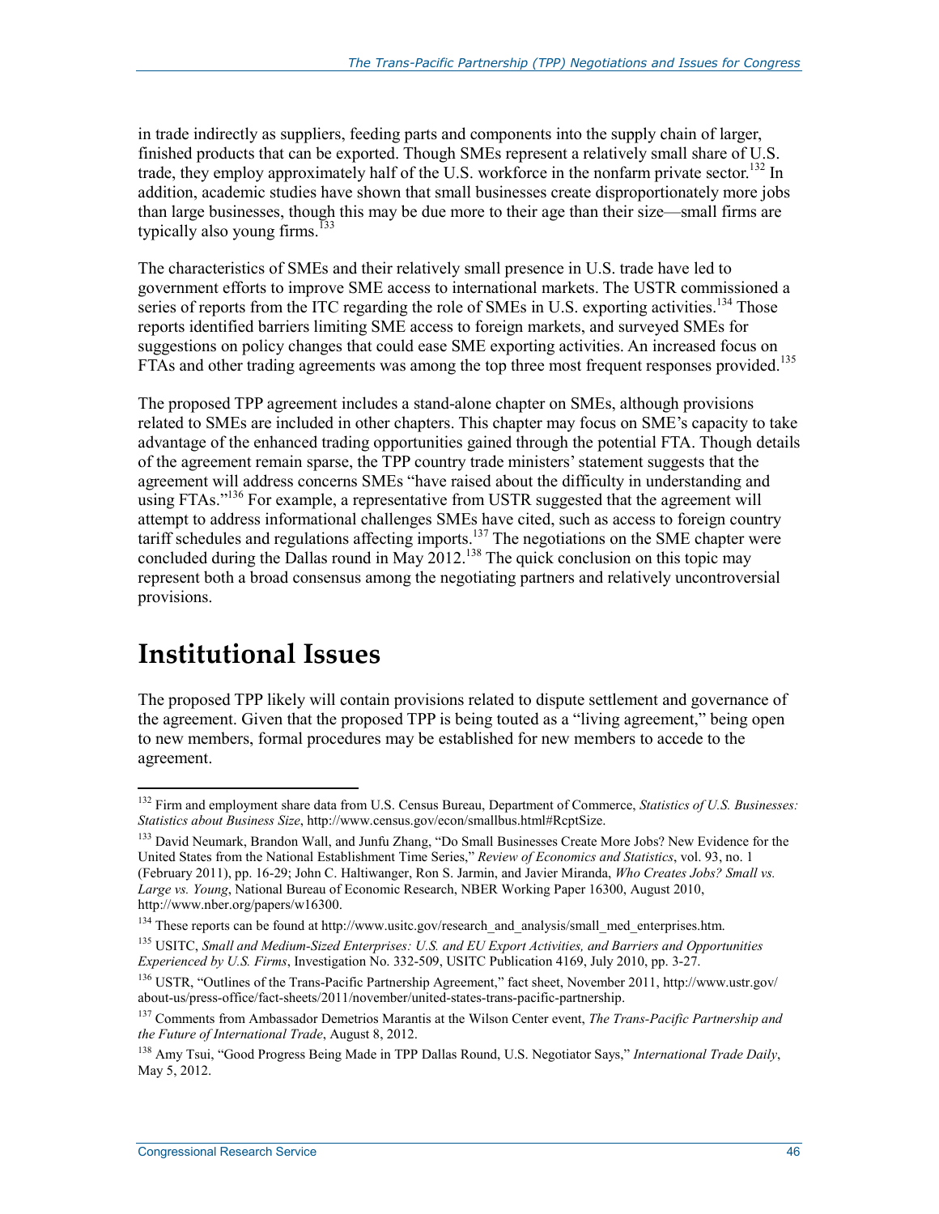in trade indirectly as suppliers, feeding parts and components into the supply chain of larger, finished products that can be exported. Though SMEs represent a relatively small share of U.S. trade, they employ approximately half of the U.S. workforce in the nonfarm private sector.[132] In addition, academic studies have shown that small businesses create disproportionately more jobs than large businesses, though this may be due more to their age than their size—small firms are typically also young firms.[133]

The characteristics of SMEs and their relatively small presence in U.S. trade have led to government efforts to improve SME access to international markets. The USTR commissioned a series of reports from the ITC regarding the role of SMEs in U.S. exporting activities.[134] Those reports identified barriers limiting SME access to foreign markets, and surveyed SMEs for suggestions on policy changes that could ease SME exporting activities. An increased focus on FTAs and other trading agreements was among the top three most frequent responses provided.[135]

The proposed TPP agreement includes a stand-alone chapter on SMEs, although provisions related to SMEs are included in other chapters. This chapter may focus on SME's capacity to take advantage of the enhanced trading opportunities gained through the potential FTA. Though details of the agreement remain sparse, the TPP country trade ministers' statement suggests that the agreement will address concerns SMEs "have raised about the difficulty in understanding and using FTAs."[136] For example, a representative from USTR suggested that the agreement will attempt to address informational challenges SMEs have cited, such as access to foreign country tariff schedules and regulations affecting imports.[137] The negotiations on the SME chapter were concluded during the Dallas round in May 2012.[138] The quick conclusion on this topic may represent both a broad consensus among the negotiating partners and relatively uncontroversial provisions.

# Institutional Issues

The proposed TPP likely will contain provisions related to dispute settlement and governance of the agreement. Given that the proposed TPP is being touted as a "living agreement," being open to new members, formal procedures may be established for new members to accede to the agreement.

---

[132] Firm and employment share data from U.S. Census Bureau, Department of Commerce, *Statistics of U.S. Businesses: Statistics about Business Size*, http://www.census.gov/econ/smallbus.html#RcptSize.

[133] David Neumark, Brandon Wall, and Junfu Zhang, "Do Small Businesses Create More Jobs? New Evidence for the United States from the National Establishment Time Series," *Review of Economics and Statistics*, vol. 93, no. 1 (February 2011), pp. 16-29; John C. Haltiwanger, Ron S. Jarmin, and Javier Miranda, *Who Creates Jobs? Small vs. Large vs. Young*, National Bureau of Economic Research, NBER Working Paper 16300, August 2010, http://www.nber.org/papers/w16300.

[134] These reports can be found at http://www.usitc.gov/research_and_analysis/small_med_enterprises.htm.

[135] USITC, *Small and Medium-Sized Enterprises: U.S. and EU Export Activities, and Barriers and Opportunities Experienced by U.S. Firms*, Investigation No. 332-509, USITC Publication 4169, July 2010, pp. 3-27.

[136] USTR, "Outlines of the Trans-Pacific Partnership Agreement," fact sheet, November 2011, http://www.ustr.gov/about-us/press-office/fact-sheets/2011/november/united-states-trans-pacific-partnership.

[137] Comments from Ambassador Demetrios Marantis at the Wilson Center event, *The Trans-Pacific Partnership and the Future of International Trade*, August 8, 2012.

[138] Amy Tsui, "Good Progress Being Made in TPP Dallas Round, U.S. Negotiator Says," *International Trade Daily*, May 5, 2012.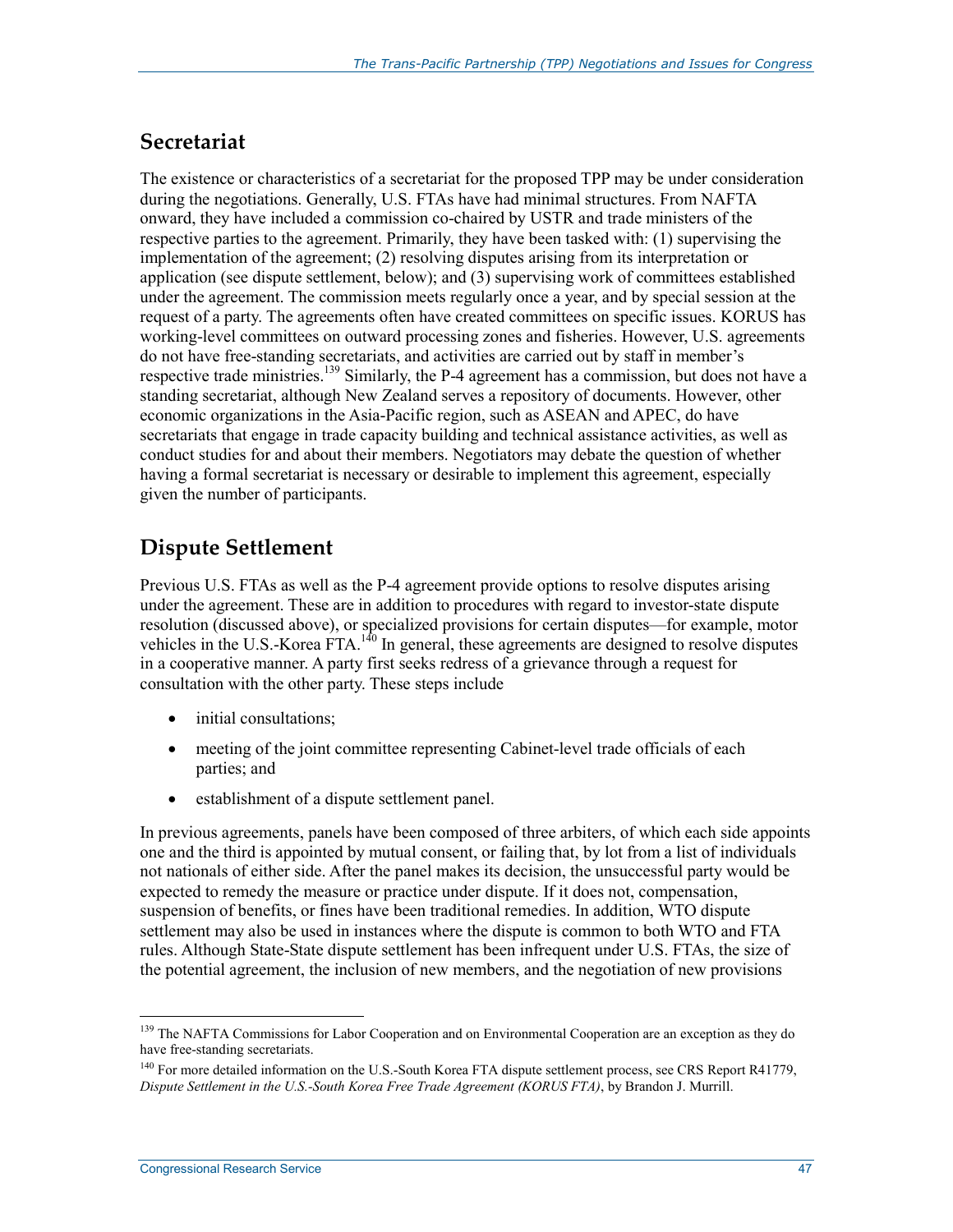## Secretariat

The existence or characteristics of a secretariat for the proposed TPP may be under consideration during the negotiations. Generally, U.S. FTAs have had minimal structures. From NAFTA onward, they have included a commission co-chaired by USTR and trade ministers of the respective parties to the agreement. Primarily, they have been tasked with: (1) supervising the implementation of the agreement; (2) resolving disputes arising from its interpretation or application (see dispute settlement, below); and (3) supervising work of committees established under the agreement. The commission meets regularly once a year, and by special session at the request of a party. The agreements often have created committees on specific issues. KORUS has working-level committees on outward processing zones and fisheries. However, U.S. agreements do not have free-standing secretariats, and activities are carried out by staff in member's respective trade ministries.[139] Similarly, the P-4 agreement has a commission, but does not have a standing secretariat, although New Zealand serves a repository of documents. However, other economic organizations in the Asia-Pacific region, such as ASEAN and APEC, do have secretariats that engage in trade capacity building and technical assistance activities, as well as conduct studies for and about their members. Negotiators may debate the question of whether having a formal secretariat is necessary or desirable to implement this agreement, especially given the number of participants.

## Dispute Settlement

Previous U.S. FTAs as well as the P-4 agreement provide options to resolve disputes arising under the agreement. These are in addition to procedures with regard to investor-state dispute resolution (discussed above), or specialized provisions for certain disputes—for example, motor vehicles in the U.S.-Korea FTA.[140] In general, these agreements are designed to resolve disputes in a cooperative manner. A party first seeks redress of a grievance through a request for consultation with the other party. These steps include

- initial consultations;
- meeting of the joint committee representing Cabinet-level trade officials of each parties; and
- establishment of a dispute settlement panel.

In previous agreements, panels have been composed of three arbiters, of which each side appoints one and the third is appointed by mutual consent, or failing that, by lot from a list of individuals not nationals of either side. After the panel makes its decision, the unsuccessful party would be expected to remedy the measure or practice under dispute. If it does not, compensation, suspension of benefits, or fines have been traditional remedies. In addition, WTO dispute settlement may also be used in instances where the dispute is common to both WTO and FTA rules. Although State-State dispute settlement has been infrequent under U.S. FTAs, the size of the potential agreement, the inclusion of new members, and the negotiation of new provisions

---

[139] The NAFTA Commissions for Labor Cooperation and on Environmental Cooperation are an exception as they do have free-standing secretariats.

[140] For more detailed information on the U.S.-South Korea FTA dispute settlement process, see CRS Report R41779, *Dispute Settlement in the U.S.-South Korea Free Trade Agreement (KORUS FTA)*, by Brandon J. Murrill.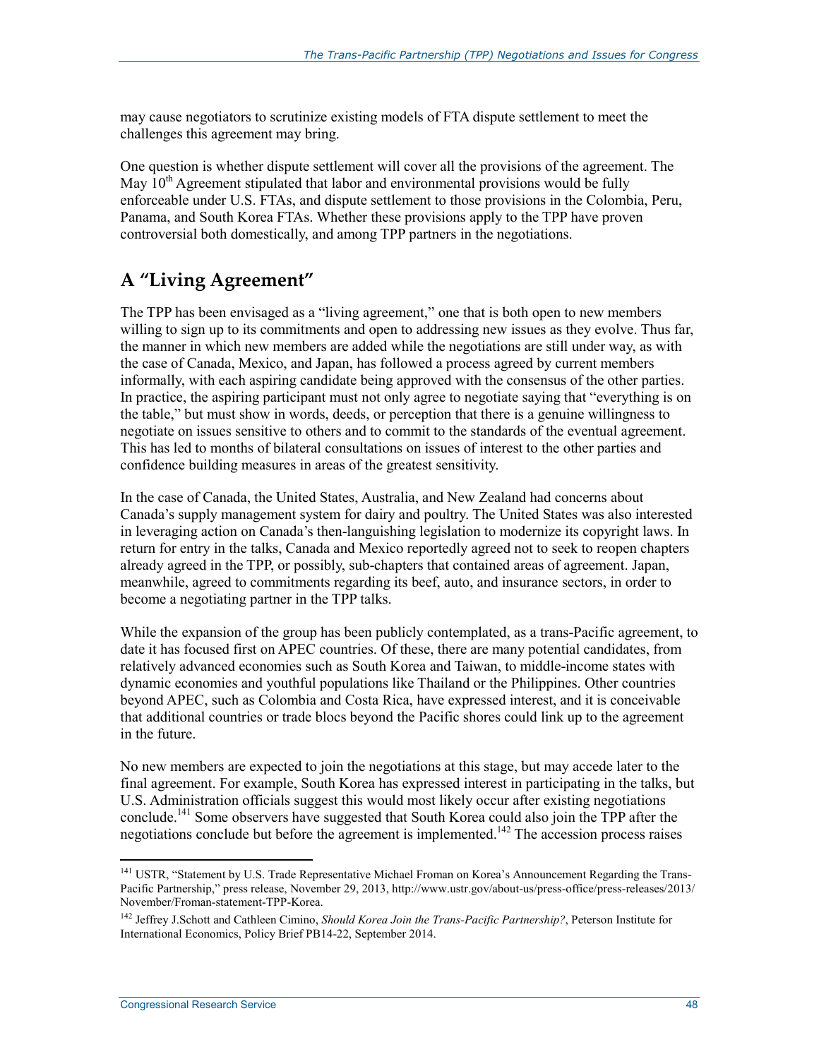may cause negotiators to scrutinize existing models of FTA dispute settlement to meet the challenges this agreement may bring.

One question is whether dispute settlement will cover all the provisions of the agreement. The May 10th Agreement stipulated that labor and environmental provisions would be fully enforceable under U.S. FTAs, and dispute settlement to those provisions in the Colombia, Peru, Panama, and South Korea FTAs. Whether these provisions apply to the TPP have proven controversial both domestically, and among TPP partners in the negotiations.

## A "Living Agreement"

The TPP has been envisaged as a "living agreement," one that is both open to new members willing to sign up to its commitments and open to addressing new issues as they evolve. Thus far, the manner in which new members are added while the negotiations are still under way, as with the case of Canada, Mexico, and Japan, has followed a process agreed by current members informally, with each aspiring candidate being approved with the consensus of the other parties. In practice, the aspiring participant must not only agree to negotiate saying that "everything is on the table," but must show in words, deeds, or perception that there is a genuine willingness to negotiate on issues sensitive to others and to commit to the standards of the eventual agreement. This has led to months of bilateral consultations on issues of interest to the other parties and confidence building measures in areas of the greatest sensitivity.

In the case of Canada, the United States, Australia, and New Zealand had concerns about Canada's supply management system for dairy and poultry. The United States was also interested in leveraging action on Canada's then-languishing legislation to modernize its copyright laws. In return for entry in the talks, Canada and Mexico reportedly agreed not to seek to reopen chapters already agreed in the TPP, or possibly, sub-chapters that contained areas of agreement. Japan, meanwhile, agreed to commitments regarding its beef, auto, and insurance sectors, in order to become a negotiating partner in the TPP talks.

While the expansion of the group has been publicly contemplated, as a trans-Pacific agreement, to date it has focused first on APEC countries. Of these, there are many potential candidates, from relatively advanced economies such as South Korea and Taiwan, to middle-income states with dynamic economies and youthful populations like Thailand or the Philippines. Other countries beyond APEC, such as Colombia and Costa Rica, have expressed interest, and it is conceivable that additional countries or trade blocs beyond the Pacific shores could link up to the agreement in the future.

No new members are expected to join the negotiations at this stage, but may accede later to the final agreement. For example, South Korea has expressed interest in participating in the talks, but U.S. Administration officials suggest this would most likely occur after existing negotiations conclude.[141] Some observers have suggested that South Korea could also join the TPP after the negotiations conclude but before the agreement is implemented.[142] The accession process raises

[141] USTR, "Statement by U.S. Trade Representative Michael Froman on Korea's Announcement Regarding the Trans-Pacific Partnership," press release, November 29, 2013, http://www.ustr.gov/about-us/press-office/press-releases/2013/November/Froman-statement-TPP-Korea.

[142] Jeffrey J.Schott and Cathleen Cimino, *Should Korea Join the Trans-Pacific Partnership?*, Peterson Institute for International Economics, Policy Brief PB14-22, September 2014.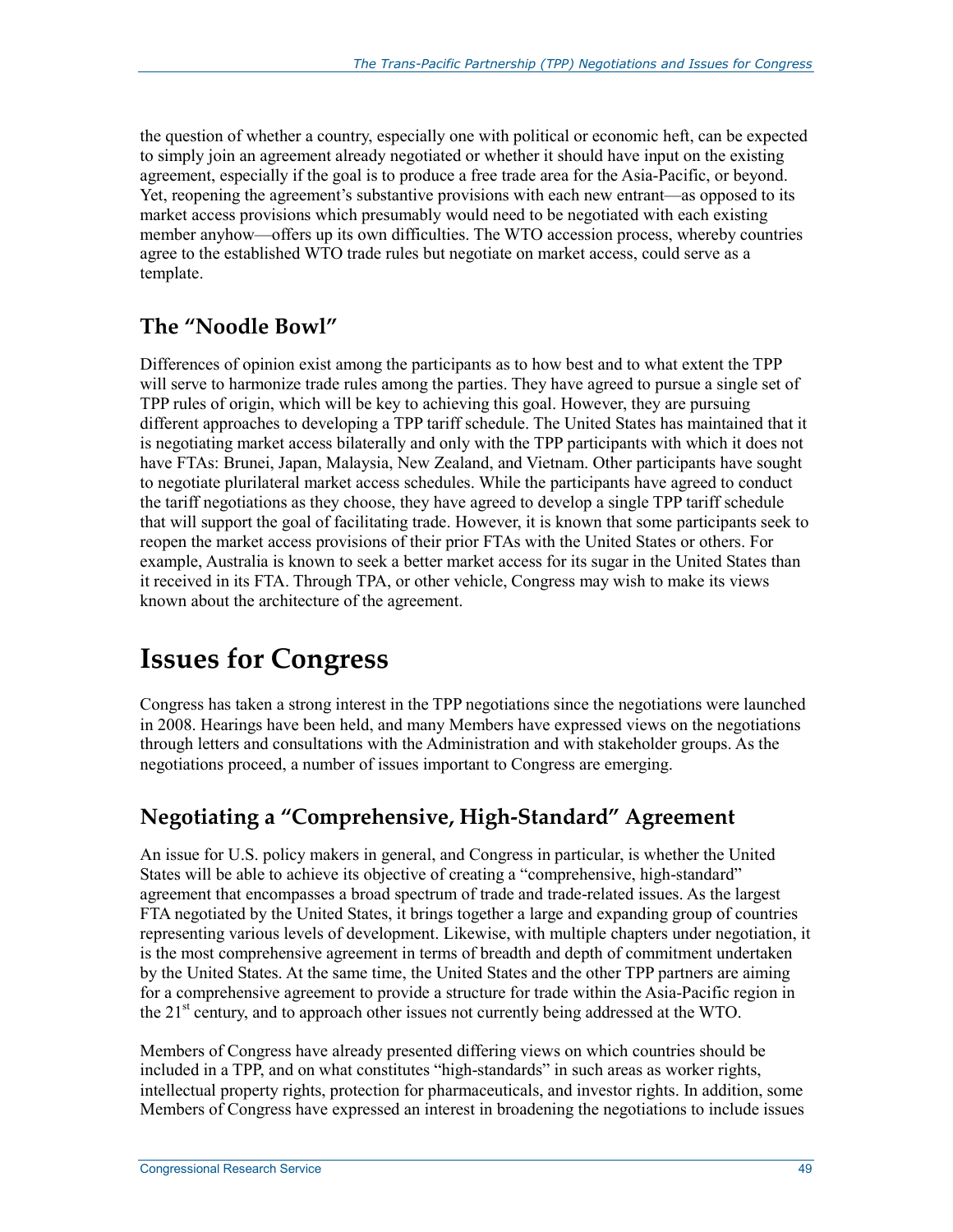the question of whether a country, especially one with political or economic heft, can be expected to simply join an agreement already negotiated or whether it should have input on the existing agreement, especially if the goal is to produce a free trade area for the Asia-Pacific, or beyond. Yet, reopening the agreement's substantive provisions with each new entrant—as opposed to its market access provisions which presumably would need to be negotiated with each existing member anyhow—offers up its own difficulties. The WTO accession process, whereby countries agree to the established WTO trade rules but negotiate on market access, could serve as a template.

## The "Noodle Bowl"

Differences of opinion exist among the participants as to how best and to what extent the TPP will serve to harmonize trade rules among the parties. They have agreed to pursue a single set of TPP rules of origin, which will be key to achieving this goal. However, they are pursuing different approaches to developing a TPP tariff schedule. The United States has maintained that it is negotiating market access bilaterally and only with the TPP participants with which it does not have FTAs: Brunei, Japan, Malaysia, New Zealand, and Vietnam. Other participants have sought to negotiate plurilateral market access schedules. While the participants have agreed to conduct the tariff negotiations as they choose, they have agreed to develop a single TPP tariff schedule that will support the goal of facilitating trade. However, it is known that some participants seek to reopen the market access provisions of their prior FTAs with the United States or others. For example, Australia is known to seek a better market access for its sugar in the United States than it received in its FTA. Through TPA, or other vehicle, Congress may wish to make its views known about the architecture of the agreement.

# Issues for Congress

Congress has taken a strong interest in the TPP negotiations since the negotiations were launched in 2008. Hearings have been held, and many Members have expressed views on the negotiations through letters and consultations with the Administration and with stakeholder groups. As the negotiations proceed, a number of issues important to Congress are emerging.

## Negotiating a "Comprehensive, High-Standard" Agreement

An issue for U.S. policy makers in general, and Congress in particular, is whether the United States will be able to achieve its objective of creating a "comprehensive, high-standard" agreement that encompasses a broad spectrum of trade and trade-related issues. As the largest FTA negotiated by the United States, it brings together a large and expanding group of countries representing various levels of development. Likewise, with multiple chapters under negotiation, it is the most comprehensive agreement in terms of breadth and depth of commitment undertaken by the United States. At the same time, the United States and the other TPP partners are aiming for a comprehensive agreement to provide a structure for trade within the Asia-Pacific region in the 21st century, and to approach other issues not currently being addressed at the WTO.

Members of Congress have already presented differing views on which countries should be included in a TPP, and on what constitutes "high-standards" in such areas as worker rights, intellectual property rights, protection for pharmaceuticals, and investor rights. In addition, some Members of Congress have expressed an interest in broadening the negotiations to include issues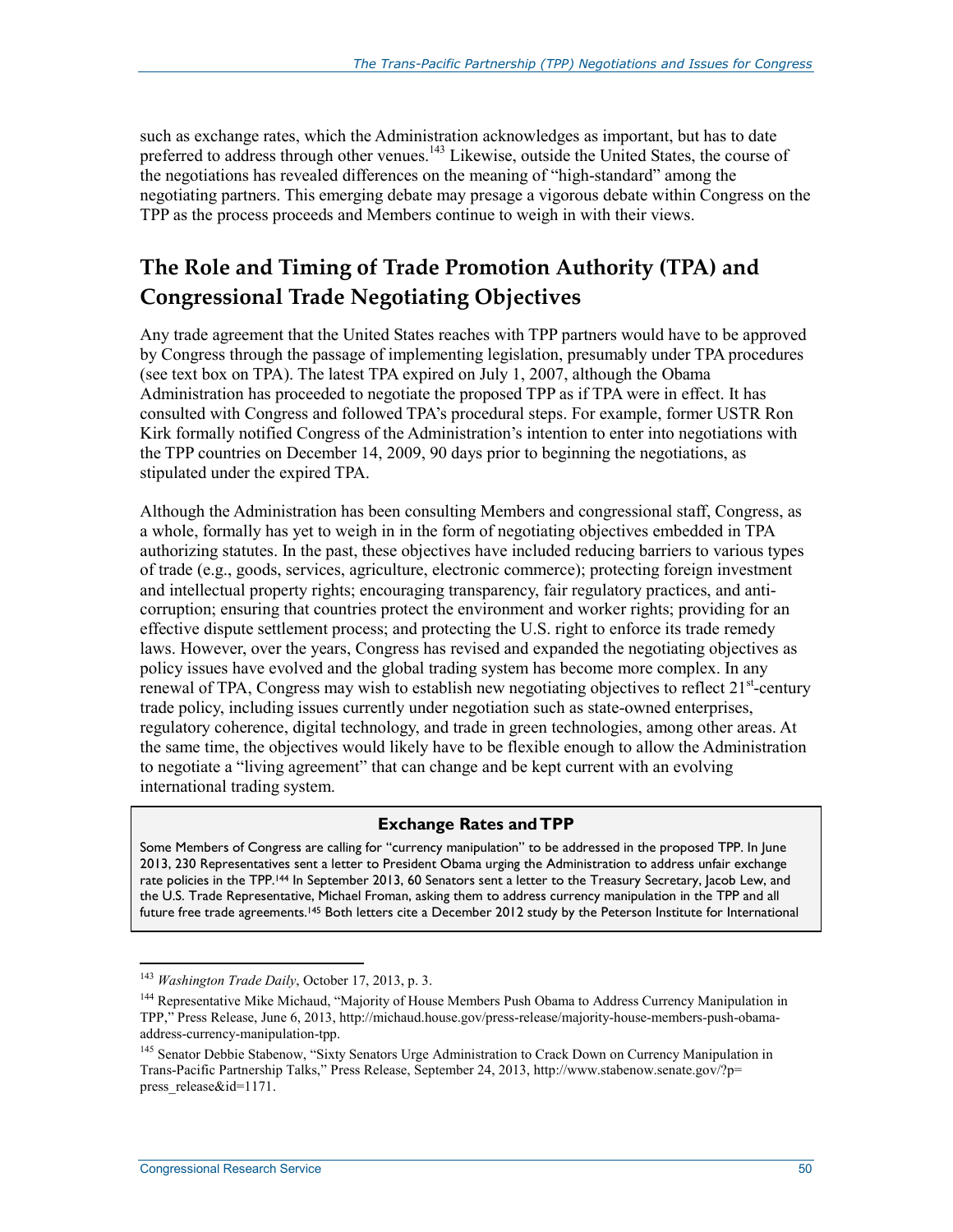such as exchange rates, which the Administration acknowledges as important, but has to date preferred to address through other venues.[143] Likewise, outside the United States, the course of the negotiations has revealed differences on the meaning of "high-standard" among the negotiating partners. This emerging debate may presage a vigorous debate within Congress on the TPP as the process proceeds and Members continue to weigh in with their views.

## The Role and Timing of Trade Promotion Authority (TPA) and Congressional Trade Negotiating Objectives

Any trade agreement that the United States reaches with TPP partners would have to be approved by Congress through the passage of implementing legislation, presumably under TPA procedures (see text box on TPA). The latest TPA expired on July 1, 2007, although the Obama Administration has proceeded to negotiate the proposed TPP as if TPA were in effect. It has consulted with Congress and followed TPA's procedural steps. For example, former USTR Ron Kirk formally notified Congress of the Administration's intention to enter into negotiations with the TPP countries on December 14, 2009, 90 days prior to beginning the negotiations, as stipulated under the expired TPA.

Although the Administration has been consulting Members and congressional staff, Congress, as a whole, formally has yet to weigh in in the form of negotiating objectives embedded in TPA authorizing statutes. In the past, these objectives have included reducing barriers to various types of trade (e.g., goods, services, agriculture, electronic commerce); protecting foreign investment and intellectual property rights; encouraging transparency, fair regulatory practices, and anti-corruption; ensuring that countries protect the environment and worker rights; providing for an effective dispute settlement process; and protecting the U.S. right to enforce its trade remedy laws. However, over the years, Congress has revised and expanded the negotiating objectives as policy issues have evolved and the global trading system has become more complex. In any renewal of TPA, Congress may wish to establish new negotiating objectives to reflect 21st-century trade policy, including issues currently under negotiation such as state-owned enterprises, regulatory coherence, digital technology, and trade in green technologies, among other areas. At the same time, the objectives would likely have to be flexible enough to allow the Administration to negotiate a "living agreement" that can change and be kept current with an evolving international trading system.

**Exchange Rates and TPP**

Some Members of Congress are calling for "currency manipulation" to be addressed in the proposed TPP. In June 2013, 230 Representatives sent a letter to President Obama urging the Administration to address unfair exchange rate policies in the TPP.[144] In September 2013, 60 Senators sent a letter to the Treasury Secretary, Jacob Lew, and the U.S. Trade Representative, Michael Froman, asking them to address currency manipulation in the TPP and all future free trade agreements.[145] Both letters cite a December 2012 study by the Peterson Institute for International

---

[143] *Washington Trade Daily*, October 17, 2013, p. 3.

[144] Representative Mike Michaud, "Majority of House Members Push Obama to Address Currency Manipulation in TPP," Press Release, June 6, 2013, http://michaud.house.gov/press-release/majority-house-members-push-obama-address-currency-manipulation-tpp.

[145] Senator Debbie Stabenow, "Sixty Senators Urge Administration to Crack Down on Currency Manipulation in Trans-Pacific Partnership Talks," Press Release, September 24, 2013, http://www.stabenow.senate.gov/?p=press_release&id=1171.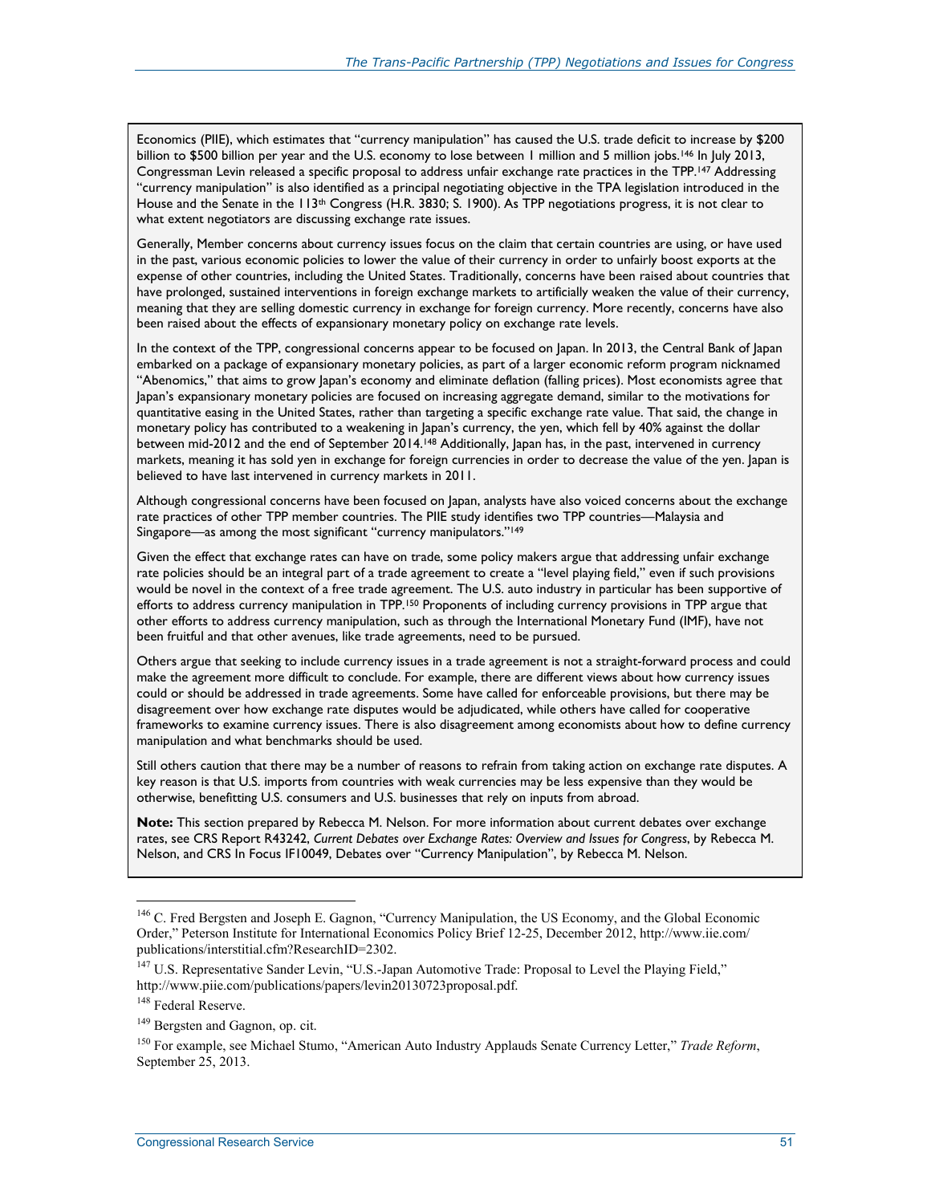Economics (PIIE), which estimates that "currency manipulation" has caused the U.S. trade deficit to increase by $200 billion to $500 billion per year and the U.S. economy to lose between 1 million and 5 million jobs.[146] In July 2013, Congressman Levin released a specific proposal to address unfair exchange rate practices in the TPP.[147] Addressing "currency manipulation" is also identified as a principal negotiating objective in the TPA legislation introduced in the House and the Senate in the 113th Congress (H.R. 3830; S. 1900). As TPP negotiations progress, it is not clear to what extent negotiators are discussing exchange rate issues.

Generally, Member concerns about currency issues focus on the claim that certain countries are using, or have used in the past, various economic policies to lower the value of their currency in order to unfairly boost exports at the expense of other countries, including the United States. Traditionally, concerns have been raised about countries that have prolonged, sustained interventions in foreign exchange markets to artificially weaken the value of their currency, meaning that they are selling domestic currency in exchange for foreign currency. More recently, concerns have also been raised about the effects of expansionary monetary policy on exchange rate levels.

In the context of the TPP, congressional concerns appear to be focused on Japan. In 2013, the Central Bank of Japan embarked on a package of expansionary monetary policies, as part of a larger economic reform program nicknamed "Abenomics," that aims to grow Japan's economy and eliminate deflation (falling prices). Most economists agree that Japan's expansionary monetary policies are focused on increasing aggregate demand, similar to the motivations for quantitative easing in the United States, rather than targeting a specific exchange rate value. That said, the change in monetary policy has contributed to a weakening in Japan's currency, the yen, which fell by 40% against the dollar between mid-2012 and the end of September 2014.[148] Additionally, Japan has, in the past, intervened in currency markets, meaning it has sold yen in exchange for foreign currencies in order to decrease the value of the yen. Japan is believed to have last intervened in currency markets in 2011.

Although congressional concerns have been focused on Japan, analysts have also voiced concerns about the exchange rate practices of other TPP member countries. The PIIE study identifies two TPP countries—Malaysia and Singapore—as among the most significant "currency manipulators."[149]

Given the effect that exchange rates can have on trade, some policy makers argue that addressing unfair exchange rate policies should be an integral part of a trade agreement to create a "level playing field," even if such provisions would be novel in the context of a free trade agreement. The U.S. auto industry in particular has been supportive of efforts to address currency manipulation in TPP.[150] Proponents of including currency provisions in TPP argue that other efforts to address currency manipulation, such as through the International Monetary Fund (IMF), have not been fruitful and that other avenues, like trade agreements, need to be pursued.

Others argue that seeking to include currency issues in a trade agreement is not a straight-forward process and could make the agreement more difficult to conclude. For example, there are different views about how currency issues could or should be addressed in trade agreements. Some have called for enforceable provisions, but there may be disagreement over how exchange rate disputes would be adjudicated, while others have called for cooperative frameworks to examine currency issues. There is also disagreement among economists about how to define currency manipulation and what benchmarks should be used.

Still others caution that there may be a number of reasons to refrain from taking action on exchange rate disputes. A key reason is that U.S. imports from countries with weak currencies may be less expensive than they would be otherwise, benefitting U.S. consumers and U.S. businesses that rely on inputs from abroad.

**Note:** This section prepared by Rebecca M. Nelson. For more information about current debates over exchange rates, see CRS Report R43242, *Current Debates over Exchange Rates: Overview and Issues for Congress*, by Rebecca M. Nelson, and CRS In Focus IF10049, Debates over "Currency Manipulation", by Rebecca M. Nelson.

---

[146] C. Fred Bergsten and Joseph E. Gagnon, "Currency Manipulation, the US Economy, and the Global Economic Order," Peterson Institute for International Economics Policy Brief 12-25, December 2012, http://www.iie.com/publications/interstitial.cfm?ResearchID=2302.

[147] U.S. Representative Sander Levin, "U.S.-Japan Automotive Trade: Proposal to Level the Playing Field," http://www.piie.com/publications/papers/levin20130723proposal.pdf.

[148] Federal Reserve.

[149] Bergsten and Gagnon, op. cit.

[150] For example, see Michael Stumo, "American Auto Industry Applauds Senate Currency Letter," *Trade Reform*, September 25, 2013.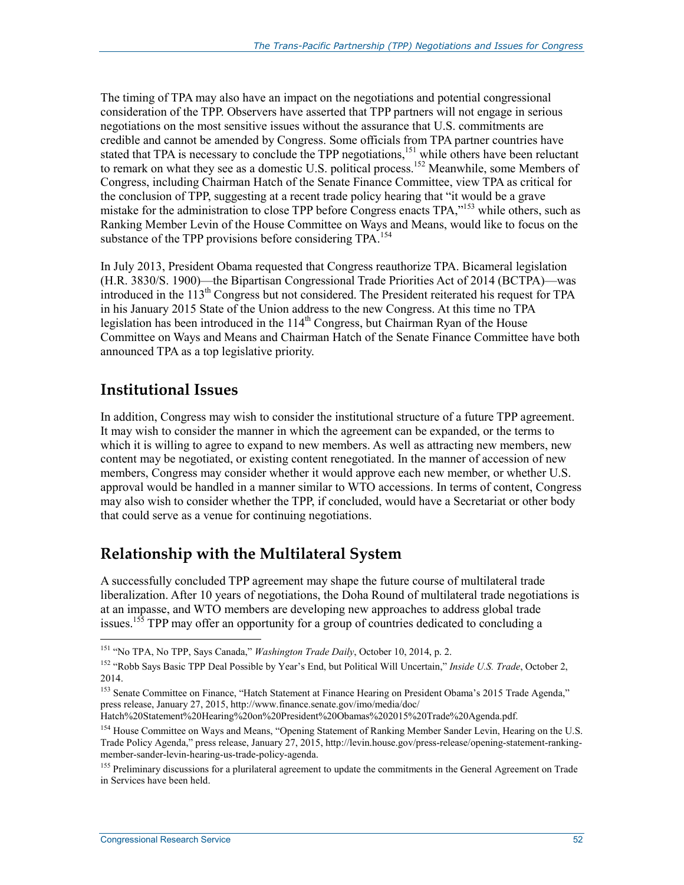The timing of TPA may also have an impact on the negotiations and potential congressional consideration of the TPP. Observers have asserted that TPP partners will not engage in serious negotiations on the most sensitive issues without the assurance that U.S. commitments are credible and cannot be amended by Congress. Some officials from TPA partner countries have stated that TPA is necessary to conclude the TPP negotiations,[151] while others have been reluctant to remark on what they see as a domestic U.S. political process.[152] Meanwhile, some Members of Congress, including Chairman Hatch of the Senate Finance Committee, view TPA as critical for the conclusion of TPP, suggesting at a recent trade policy hearing that "it would be a grave mistake for the administration to close TPP before Congress enacts TPA,"[153] while others, such as Ranking Member Levin of the House Committee on Ways and Means, would like to focus on the substance of the TPP provisions before considering TPA.[154]

In July 2013, President Obama requested that Congress reauthorize TPA. Bicameral legislation (H.R. 3830/S. 1900)—the Bipartisan Congressional Trade Priorities Act of 2014 (BCTPA)—was introduced in the 113th Congress but not considered. The President reiterated his request for TPA in his January 2015 State of the Union address to the new Congress. At this time no TPA legislation has been introduced in the 114th Congress, but Chairman Ryan of the House Committee on Ways and Means and Chairman Hatch of the Senate Finance Committee have both announced TPA as a top legislative priority.

## Institutional Issues

In addition, Congress may wish to consider the institutional structure of a future TPP agreement. It may wish to consider the manner in which the agreement can be expanded, or the terms to which it is willing to agree to expand to new members. As well as attracting new members, new content may be negotiated, or existing content renegotiated. In the manner of accession of new members, Congress may consider whether it would approve each new member, or whether U.S. approval would be handled in a manner similar to WTO accessions. In terms of content, Congress may also wish to consider whether the TPP, if concluded, would have a Secretariat or other body that could serve as a venue for continuing negotiations.

## Relationship with the Multilateral System

A successfully concluded TPP agreement may shape the future course of multilateral trade liberalization. After 10 years of negotiations, the Doha Round of multilateral trade negotiations is at an impasse, and WTO members are developing new approaches to address global trade issues.[155] TPP may offer an opportunity for a group of countries dedicated to concluding a

---

[151] "No TPA, No TPP, Says Canada," *Washington Trade Daily*, October 10, 2014, p. 2.

[152] "Robb Says Basic TPP Deal Possible by Year's End, but Political Will Uncertain," *Inside U.S. Trade*, October 2, 2014.

[153] Senate Committee on Finance, "Hatch Statement at Finance Hearing on President Obama's 2015 Trade Agenda," press release, January 27, 2015, http://www.finance.senate.gov/imo/media/doc/Hatch%20Statement%20Hearing%20on%20President%20Obamas%202015%20Trade%20Agenda.pdf.

[154] House Committee on Ways and Means, "Opening Statement of Ranking Member Sander Levin, Hearing on the U.S. Trade Policy Agenda," press release, January 27, 2015, http://levin.house.gov/press-release/opening-statement-ranking-member-sander-levin-hearing-us-trade-policy-agenda.

[155] Preliminary discussions for a plurilateral agreement to update the commitments in the General Agreement on Trade in Services have been held.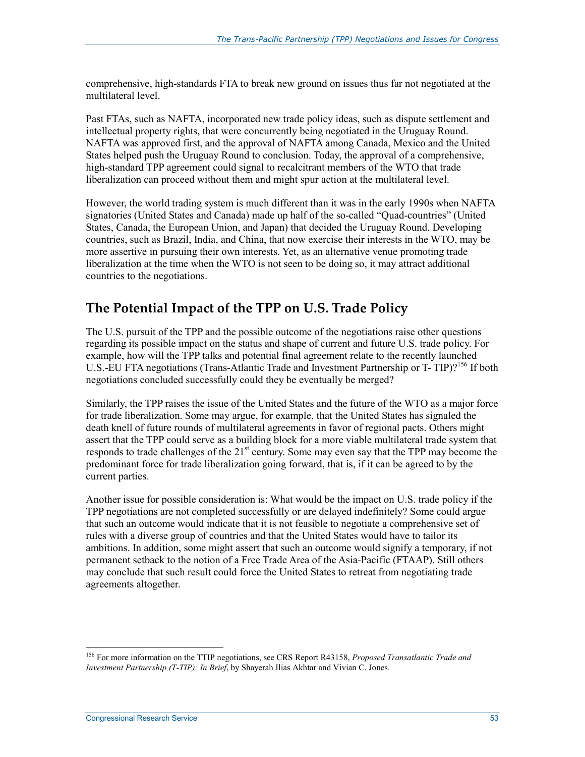comprehensive, high-standards FTA to break new ground on issues thus far not negotiated at the multilateral level.

Past FTAs, such as NAFTA, incorporated new trade policy ideas, such as dispute settlement and intellectual property rights, that were concurrently being negotiated in the Uruguay Round. NAFTA was approved first, and the approval of NAFTA among Canada, Mexico and the United States helped push the Uruguay Round to conclusion. Today, the approval of a comprehensive, high-standard TPP agreement could signal to recalcitrant members of the WTO that trade liberalization can proceed without them and might spur action at the multilateral level.

However, the world trading system is much different than it was in the early 1990s when NAFTA signatories (United States and Canada) made up half of the so-called "Quad-countries" (United States, Canada, the European Union, and Japan) that decided the Uruguay Round. Developing countries, such as Brazil, India, and China, that now exercise their interests in the WTO, may be more assertive in pursuing their own interests. Yet, as an alternative venue promoting trade liberalization at the time when the WTO is not seen to be doing so, it may attract additional countries to the negotiations.

## The Potential Impact of the TPP on U.S. Trade Policy

The U.S. pursuit of the TPP and the possible outcome of the negotiations raise other questions regarding its possible impact on the status and shape of current and future U.S. trade policy. For example, how will the TPP talks and potential final agreement relate to the recently launched U.S.-EU FTA negotiations (Trans-Atlantic Trade and Investment Partnership or T- TIP)?[156] If both negotiations concluded successfully could they be eventually be merged?

Similarly, the TPP raises the issue of the United States and the future of the WTO as a major force for trade liberalization. Some may argue, for example, that the United States has signaled the death knell of future rounds of multilateral agreements in favor of regional pacts. Others might assert that the TPP could serve as a building block for a more viable multilateral trade system that responds to trade challenges of the 21st century. Some may even say that the TPP may become the predominant force for trade liberalization going forward, that is, if it can be agreed to by the current parties.

Another issue for possible consideration is: What would be the impact on U.S. trade policy if the TPP negotiations are not completed successfully or are delayed indefinitely? Some could argue that such an outcome would indicate that it is not feasible to negotiate a comprehensive set of rules with a diverse group of countries and that the United States would have to tailor its ambitions. In addition, some might assert that such an outcome would signify a temporary, if not permanent setback to the notion of a Free Trade Area of the Asia-Pacific (FTAAP). Still others may conclude that such result could force the United States to retreat from negotiating trade agreements altogether.

---

[156] For more information on the TTIP negotiations, see CRS Report R43158, *Proposed Transatlantic Trade and Investment Partnership (T-TIP): In Brief*, by Shayerah Ilias Akhtar and Vivian C. Jones.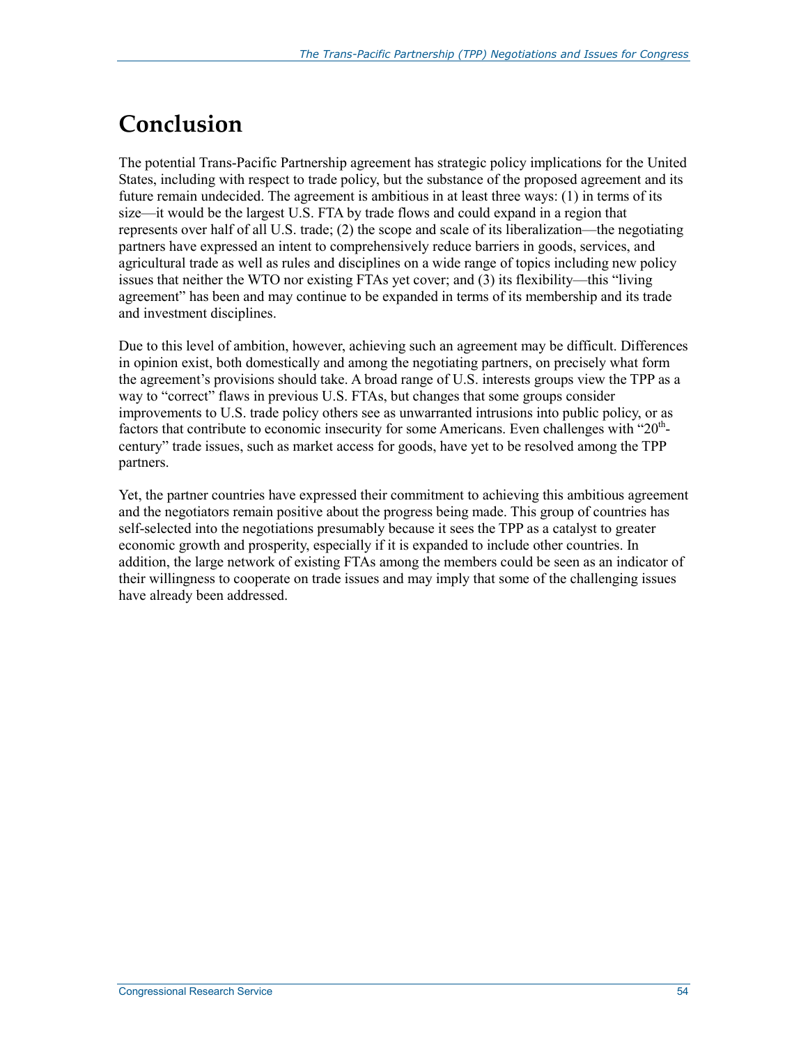# Conclusion

The potential Trans-Pacific Partnership agreement has strategic policy implications for the United States, including with respect to trade policy, but the substance of the proposed agreement and its future remain undecided. The agreement is ambitious in at least three ways: (1) in terms of its size—it would be the largest U.S. FTA by trade flows and could expand in a region that represents over half of all U.S. trade; (2) the scope and scale of its liberalization—the negotiating partners have expressed an intent to comprehensively reduce barriers in goods, services, and agricultural trade as well as rules and disciplines on a wide range of topics including new policy issues that neither the WTO nor existing FTAs yet cover; and (3) its flexibility—this "living agreement" has been and may continue to be expanded in terms of its membership and its trade and investment disciplines.

Due to this level of ambition, however, achieving such an agreement may be difficult. Differences in opinion exist, both domestically and among the negotiating partners, on precisely what form the agreement's provisions should take. A broad range of U.S. interests groups view the TPP as a way to "correct" flaws in previous U.S. FTAs, but changes that some groups consider improvements to U.S. trade policy others see as unwarranted intrusions into public policy, or as factors that contribute to economic insecurity for some Americans. Even challenges with "20th-century" trade issues, such as market access for goods, have yet to be resolved among the TPP partners.

Yet, the partner countries have expressed their commitment to achieving this ambitious agreement and the negotiators remain positive about the progress being made. This group of countries has self-selected into the negotiations presumably because it sees the TPP as a catalyst to greater economic growth and prosperity, especially if it is expanded to include other countries. In addition, the large network of existing FTAs among the members could be seen as an indicator of their willingness to cooperate on trade issues and may imply that some of the challenging issues have already been addressed.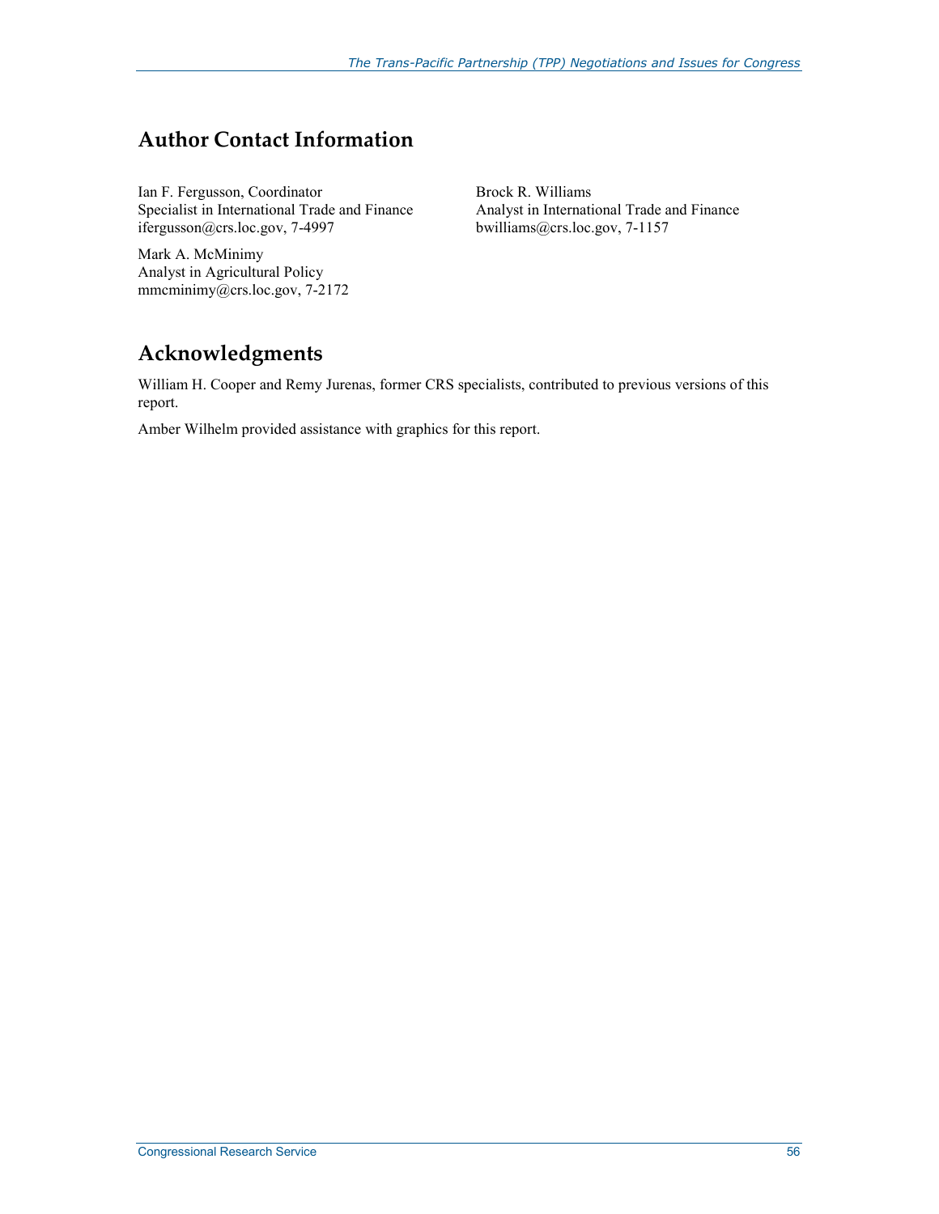## Author Contact Information

Ian F. Fergusson, Coordinator
Specialist in International Trade and Finance
ifergusson@crs.loc.gov, 7-4997

Mark A. McMinimy
Analyst in Agricultural Policy
mmcminimy@crs.loc.gov, 7-2172

Brock R. Williams
Analyst in International Trade and Finance
bwilliams@crs.loc.gov, 7-1157

## Acknowledgments

William H. Cooper and Remy Jurenas, former CRS specialists, contributed to previous versions of this report.

Amber Wilhelm provided assistance with graphics for this report.